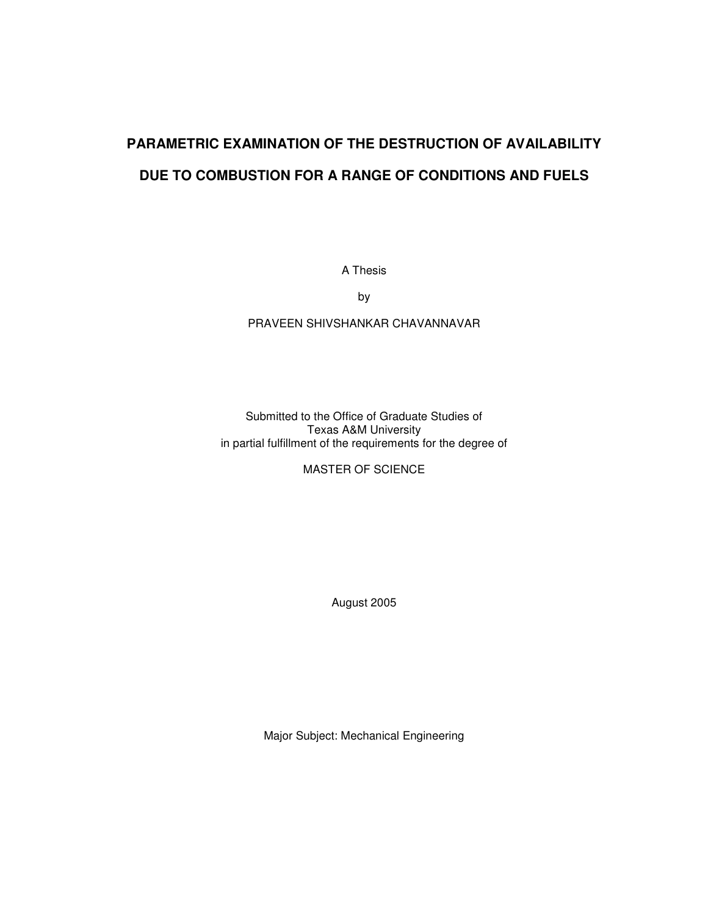# PARAMETRIC EXAMINATION OF THE DESTRUCTION OF AVAILABILITY DUE TO COMBUSTION FOR A RANGE OF CONDITIONS AND FUELS

A Thesis

by

PRAVEEN SHIVSHANKAR CHAVANNAVAR

Submitted to the Office of Graduate Studies of
Texas A&M University
in partial fulfillment of the requirements for the degree of

MASTER OF SCIENCE

August 2005

Major Subject: Mechanical Engineering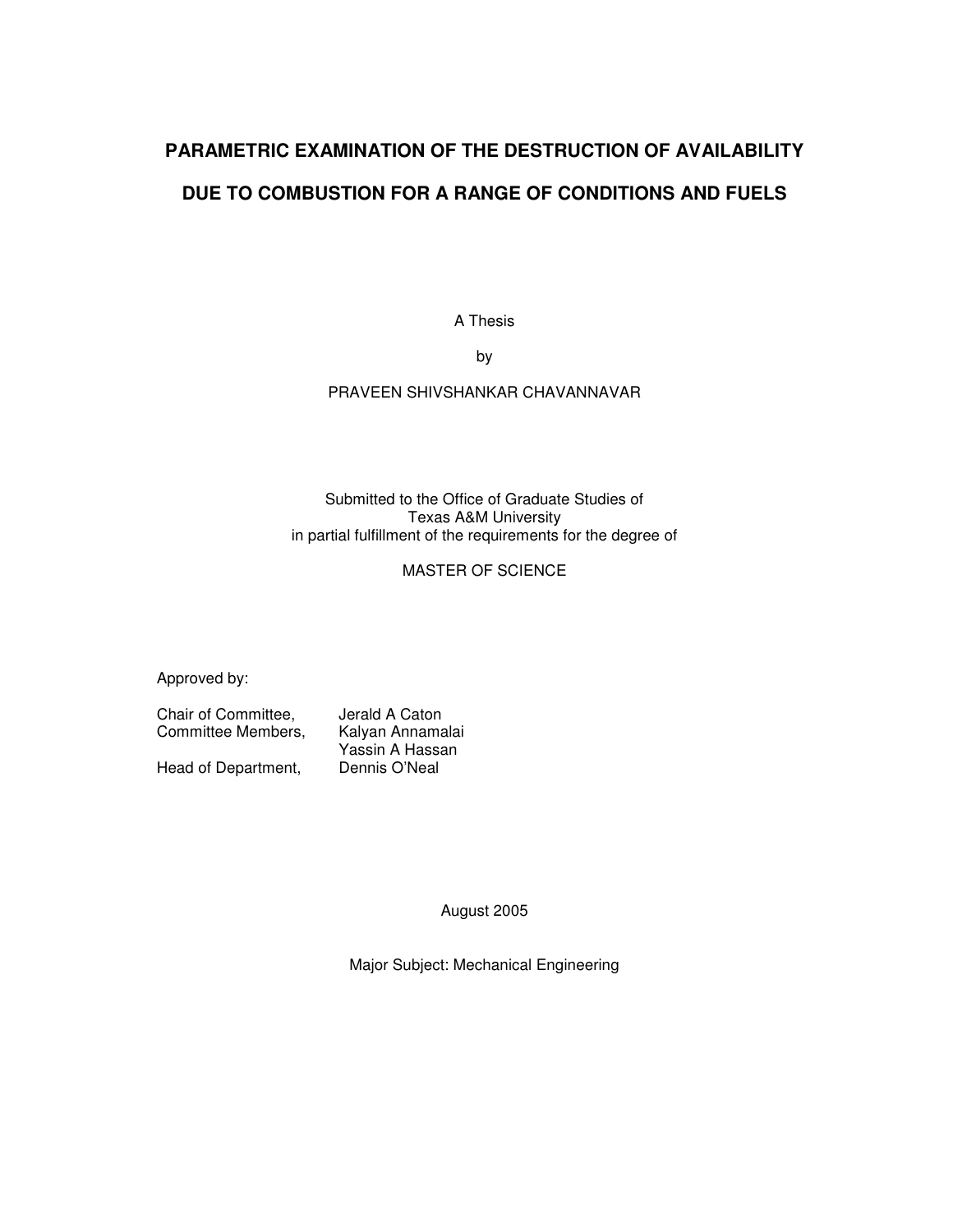# PARAMETRIC EXAMINATION OF THE DESTRUCTION OF AVAILABILITY DUE TO COMBUSTION FOR A RANGE OF CONDITIONS AND FUELS

A Thesis

by

PRAVEEN SHIVSHANKAR CHAVANNAVAR

Submitted to the Office of Graduate Studies of
Texas A&M University
in partial fulfillment of the requirements for the degree of

MASTER OF SCIENCE

Approved by:

| | |
|---|---|
| Chair of Committee, | Jerald A Caton |
| Committee Members, | Kalyan Annamalai |
| | Yassin A Hassan |
| Head of Department, | Dennis O'Neal |

August 2005

Major Subject: Mechanical Engineering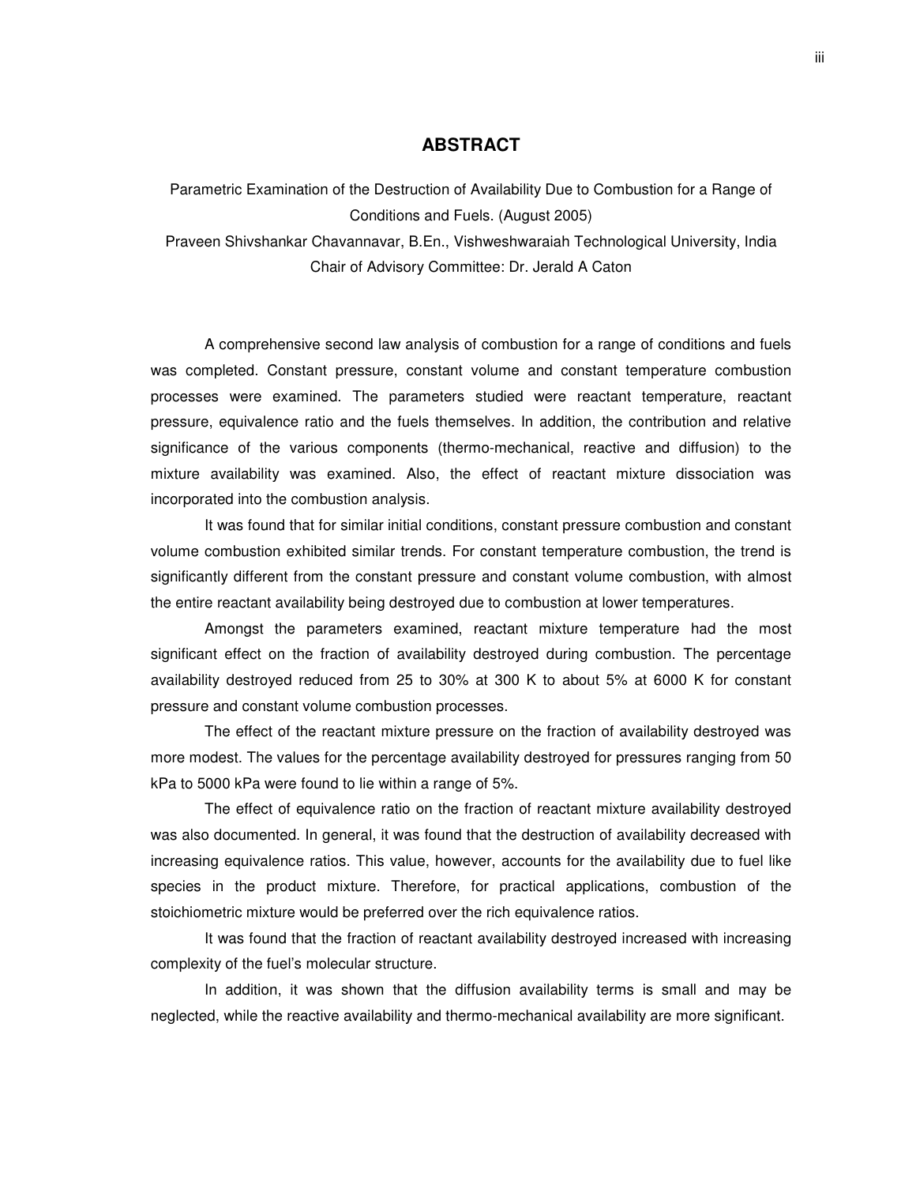# ABSTRACT

Parametric Examination of the Destruction of Availability Due to Combustion for a Range of Conditions and Fuels. (August 2005)

Praveen Shivshankar Chavannavar, B.En., Vishweshwaraiah Technological University, India

Chair of Advisory Committee: Dr. Jerald A Caton

A comprehensive second law analysis of combustion for a range of conditions and fuels was completed. Constant pressure, constant volume and constant temperature combustion processes were examined. The parameters studied were reactant temperature, reactant pressure, equivalence ratio and the fuels themselves. In addition, the contribution and relative significance of the various components (thermo-mechanical, reactive and diffusion) to the mixture availability was examined. Also, the effect of reactant mixture dissociation was incorporated into the combustion analysis.

It was found that for similar initial conditions, constant pressure combustion and constant volume combustion exhibited similar trends. For constant temperature combustion, the trend is significantly different from the constant pressure and constant volume combustion, with almost the entire reactant availability being destroyed due to combustion at lower temperatures.

Amongst the parameters examined, reactant mixture temperature had the most significant effect on the fraction of availability destroyed during combustion. The percentage availability destroyed reduced from 25 to 30% at 300 K to about 5% at 6000 K for constant pressure and constant volume combustion processes.

The effect of the reactant mixture pressure on the fraction of availability destroyed was more modest. The values for the percentage availability destroyed for pressures ranging from 50 kPa to 5000 kPa were found to lie within a range of 5%.

The effect of equivalence ratio on the fraction of reactant mixture availability destroyed was also documented. In general, it was found that the destruction of availability decreased with increasing equivalence ratios. This value, however, accounts for the availability due to fuel like species in the product mixture. Therefore, for practical applications, combustion of the stoichiometric mixture would be preferred over the rich equivalence ratios.

It was found that the fraction of reactant availability destroyed increased with increasing complexity of the fuel's molecular structure.

In addition, it was shown that the diffusion availability terms is small and may be neglected, while the reactive availability and thermo-mechanical availability are more significant.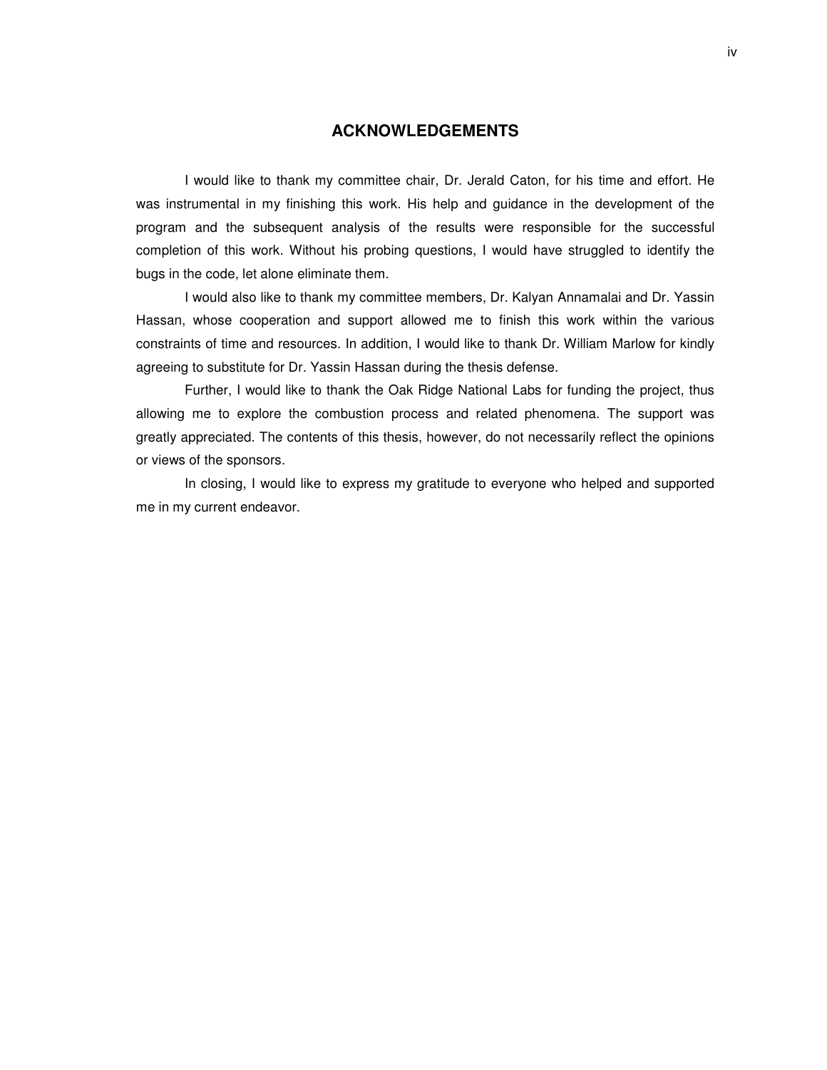## ACKNOWLEDGEMENTS

I would like to thank my committee chair, Dr. Jerald Caton, for his time and effort. He was instrumental in my finishing this work. His help and guidance in the development of the program and the subsequent analysis of the results were responsible for the successful completion of this work. Without his probing questions, I would have struggled to identify the bugs in the code, let alone eliminate them.

I would also like to thank my committee members, Dr. Kalyan Annamalai and Dr. Yassin Hassan, whose cooperation and support allowed me to finish this work within the various constraints of time and resources. In addition, I would like to thank Dr. William Marlow for kindly agreeing to substitute for Dr. Yassin Hassan during the thesis defense.

Further, I would like to thank the Oak Ridge National Labs for funding the project, thus allowing me to explore the combustion process and related phenomena. The support was greatly appreciated. The contents of this thesis, however, do not necessarily reflect the opinions or views of the sponsors.

In closing, I would like to express my gratitude to everyone who helped and supported me in my current endeavor.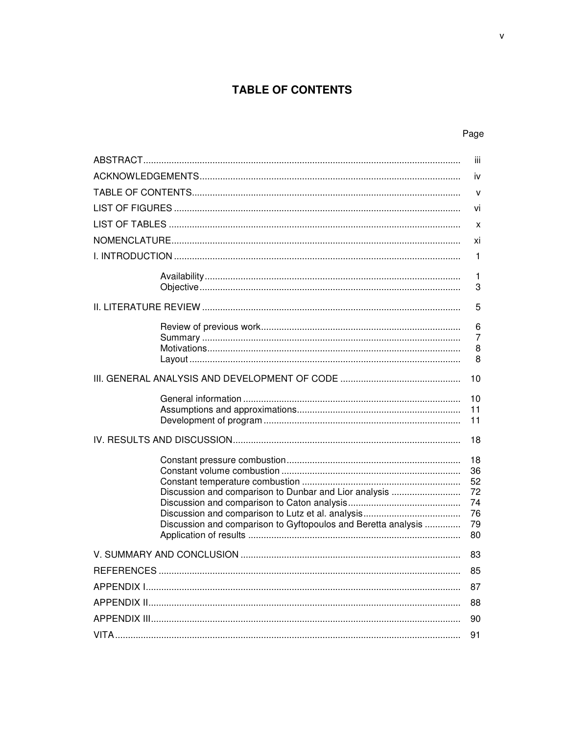# TABLE OF CONTENTS

| | Page |
|---|---|
| ABSTRACT | iii |
| ACKNOWLEDGEMENTS | iv |
| TABLE OF CONTENTS | v |
| LIST OF FIGURES | vi |
| LIST OF TABLES | x |
| NOMENCLATURE | xi |
| I. INTRODUCTION | 1 |
| Availability | 1 |
| Objective | 3 |
| II. LITERATURE REVIEW | 5 |
| Review of previous work | 6 |
| Summary | 7 |
| Motivations | 8 |
| Layout | 8 |
| III. GENERAL ANALYSIS AND DEVELOPMENT OF CODE | 10 |
| General information | 10 |
| Assumptions and approximations | 11 |
| Development of program | 11 |
| IV. RESULTS AND DISCUSSION | 18 |
| Constant pressure combustion | 18 |
| Constant volume combustion | 36 |
| Constant temperature combustion | 52 |
| Discussion and comparison to Dunbar and Lior analysis | 72 |
| Discussion and comparison to Caton analysis | 74 |
| Discussion and comparison to Lutz et al. analysis | 76 |
| Discussion and comparison to Gyftopoulos and Beretta analysis | 79 |
| Application of results | 80 |
| V. SUMMARY AND CONCLUSION | 83 |
| REFERENCES | 85 |
| APPENDIX I | 87 |
| APPENDIX II | 88 |
| APPENDIX III | 90 |
| VITA | 91 |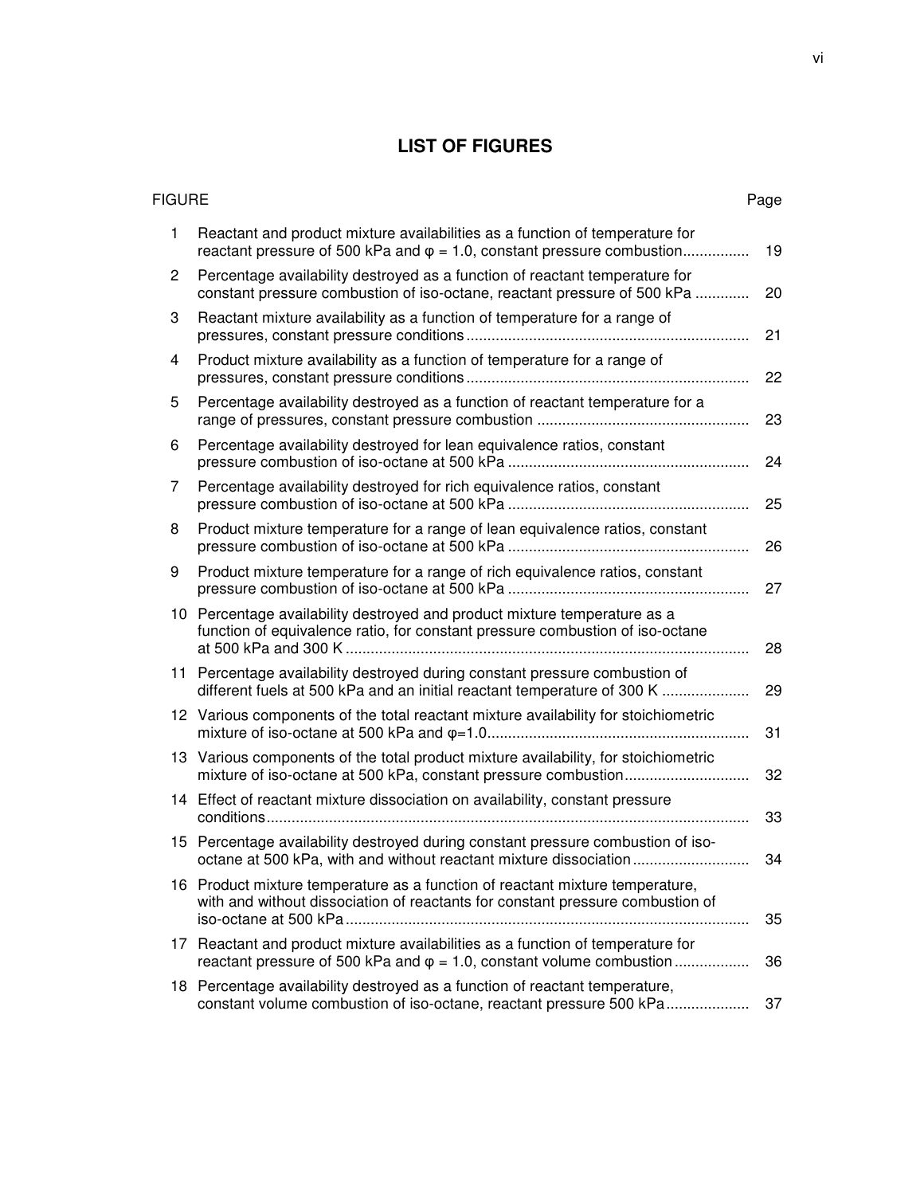# LIST OF FIGURES

| FIGURE | | Page |
|---|---|---|
| 1 | Reactant and product mixture availabilities as a function of temperature for reactant pressure of 500 kPa and $\varphi = 1.0$, constant pressure combustion | 19 |
| 2 | Percentage availability destroyed as a function of reactant temperature for constant pressure combustion of iso-octane, reactant pressure of 500 kPa | 20 |
| 3 | Reactant mixture availability as a function of temperature for a range of pressures, constant pressure conditions | 21 |
| 4 | Product mixture availability as a function of temperature for a range of pressures, constant pressure conditions | 22 |
| 5 | Percentage availability destroyed as a function of reactant temperature for a range of pressures, constant pressure combustion | 23 |
| 6 | Percentage availability destroyed for lean equivalence ratios, constant pressure combustion of iso-octane at 500 kPa | 24 |
| 7 | Percentage availability destroyed for rich equivalence ratios, constant pressure combustion of iso-octane at 500 kPa | 25 |
| 8 | Product mixture temperature for a range of lean equivalence ratios, constant pressure combustion of iso-octane at 500 kPa | 26 |
| 9 | Product mixture temperature for a range of rich equivalence ratios, constant pressure combustion of iso-octane at 500 kPa | 27 |
| 10 | Percentage availability destroyed and product mixture temperature as a function of equivalence ratio, for constant pressure combustion of iso-octane at 500 kPa and 300 K | 28 |
| 11 | Percentage availability destroyed during constant pressure combustion of different fuels at 500 kPa and an initial reactant temperature of 300 K | 29 |
| 12 | Various components of the total reactant mixture availability for stoichiometric mixture of iso-octane at 500 kPa and $\varphi$=1.0 | 31 |
| 13 | Various components of the total product mixture availability, for stoichiometric mixture of iso-octane at 500 kPa, constant pressure combustion | 32 |
| 14 | Effect of reactant mixture dissociation on availability, constant pressure conditions | 33 |
| 15 | Percentage availability destroyed during constant pressure combustion of iso-octane at 500 kPa, with and without reactant mixture dissociation | 34 |
| 16 | Product mixture temperature as a function of reactant mixture temperature, with and without dissociation of reactants for constant pressure combustion of iso-octane at 500 kPa | 35 |
| 17 | Reactant and product mixture availabilities as a function of temperature for reactant pressure of 500 kPa and $\varphi = 1.0$, constant volume combustion | 36 |
| 18 | Percentage availability destroyed as a function of reactant temperature, constant volume combustion of iso-octane, reactant pressure 500 kPa | 37 |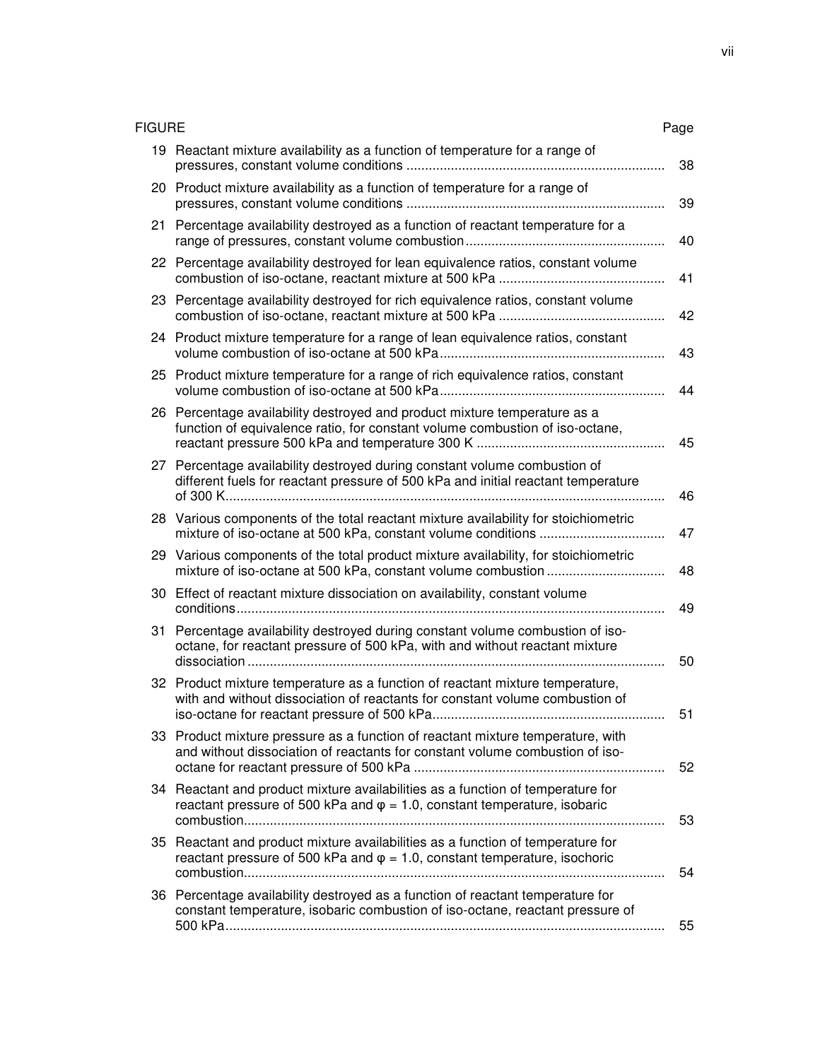| FIGURE | | Page |
|---|---|---|
| 19 | Reactant mixture availability as a function of temperature for a range of pressures, constant volume conditions | 38 |
| 20 | Product mixture availability as a function of temperature for a range of pressures, constant volume conditions | 39 |
| 21 | Percentage availability destroyed as a function of reactant temperature for a range of pressures, constant volume combustion | 40 |
| 22 | Percentage availability destroyed for lean equivalence ratios, constant volume combustion of iso-octane, reactant mixture at 500 kPa | 41 |
| 23 | Percentage availability destroyed for rich equivalence ratios, constant volume combustion of iso-octane, reactant mixture at 500 kPa | 42 |
| 24 | Product mixture temperature for a range of lean equivalence ratios, constant volume combustion of iso-octane at 500 kPa | 43 |
| 25 | Product mixture temperature for a range of rich equivalence ratios, constant volume combustion of iso-octane at 500 kPa | 44 |
| 26 | Percentage availability destroyed and product mixture temperature as a function of equivalence ratio, for constant volume combustion of iso-octane, reactant pressure 500 kPa and temperature 300 K | 45 |
| 27 | Percentage availability destroyed during constant volume combustion of different fuels for reactant pressure of 500 kPa and initial reactant temperature of 300 K | 46 |
| 28 | Various components of the total reactant mixture availability for stoichiometric mixture of iso-octane at 500 kPa, constant volume conditions | 47 |
| 29 | Various components of the total product mixture availability, for stoichiometric mixture of iso-octane at 500 kPa, constant volume combustion | 48 |
| 30 | Effect of reactant mixture dissociation on availability, constant volume conditions | 49 |
| 31 | Percentage availability destroyed during constant volume combustion of iso-octane, for reactant pressure of 500 kPa, with and without reactant mixture dissociation | 50 |
| 32 | Product mixture temperature as a function of reactant mixture temperature, with and without dissociation of reactants for constant volume combustion of iso-octane for reactant pressure of 500 kPa | 51 |
| 33 | Product mixture pressure as a function of reactant mixture temperature, with and without dissociation of reactants for constant volume combustion of iso-octane for reactant pressure of 500 kPa | 52 |
| 34 | Reactant and product mixture availabilities as a function of temperature for reactant pressure of 500 kPa and $\varphi = 1.0$, constant temperature, isobaric combustion | 53 |
| 35 | Reactant and product mixture availabilities as a function of temperature for reactant pressure of 500 kPa and $\varphi = 1.0$, constant temperature, isochoric combustion | 54 |
| 36 | Percentage availability destroyed as a function of reactant temperature for constant temperature, isobaric combustion of iso-octane, reactant pressure of 500 kPa | 55 |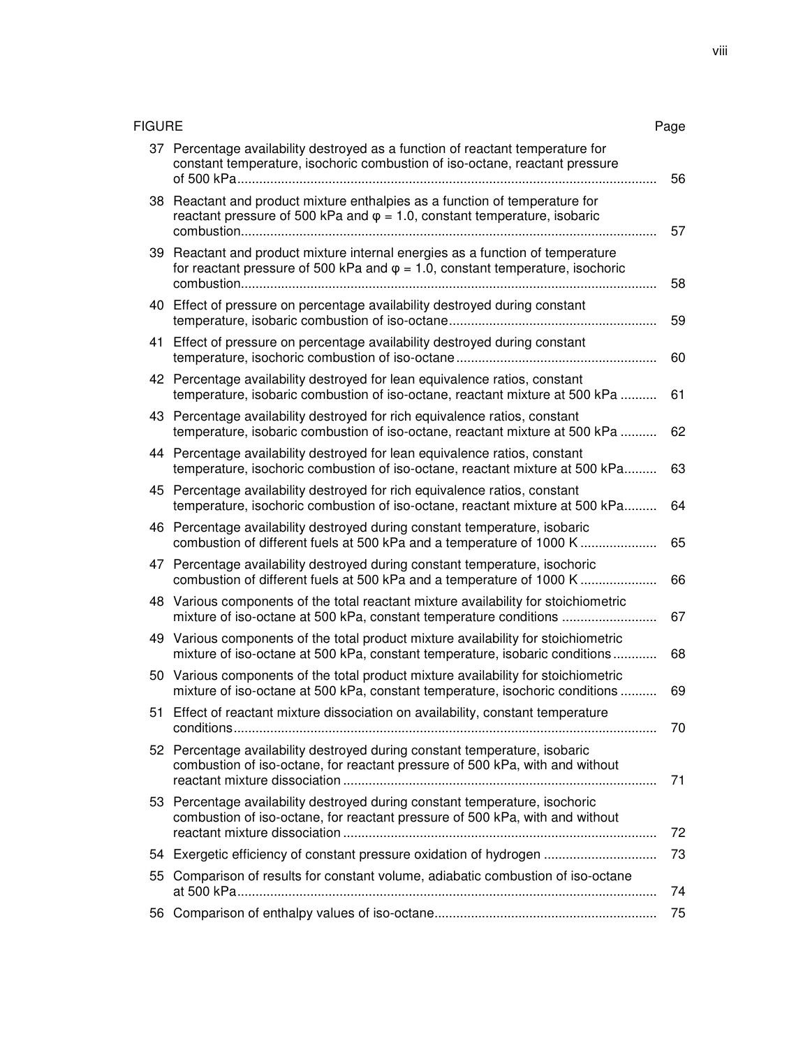| FIGURE | | Page |
|---|---|---|
| 37 | Percentage availability destroyed as a function of reactant temperature for constant temperature, isochoric combustion of iso-octane, reactant pressure of 500 kPa | 56 |
| 38 | Reactant and product mixture enthalpies as a function of temperature for reactant pressure of 500 kPa and $\varphi$ = 1.0, constant temperature, isobaric combustion | 57 |
| 39 | Reactant and product mixture internal energies as a function of temperature for reactant pressure of 500 kPa and $\varphi$ = 1.0, constant temperature, isochoric combustion | 58 |
| 40 | Effect of pressure on percentage availability destroyed during constant temperature, isobaric combustion of iso-octane | 59 |
| 41 | Effect of pressure on percentage availability destroyed during constant temperature, isochoric combustion of iso-octane | 60 |
| 42 | Percentage availability destroyed for lean equivalence ratios, constant temperature, isobaric combustion of iso-octane, reactant mixture at 500 kPa | 61 |
| 43 | Percentage availability destroyed for rich equivalence ratios, constant temperature, isobaric combustion of iso-octane, reactant mixture at 500 kPa | 62 |
| 44 | Percentage availability destroyed for lean equivalence ratios, constant temperature, isochoric combustion of iso-octane, reactant mixture at 500 kPa | 63 |
| 45 | Percentage availability destroyed for rich equivalence ratios, constant temperature, isochoric combustion of iso-octane, reactant mixture at 500 kPa | 64 |
| 46 | Percentage availability destroyed during constant temperature, isobaric combustion of different fuels at 500 kPa and a temperature of 1000 K | 65 |
| 47 | Percentage availability destroyed during constant temperature, isochoric combustion of different fuels at 500 kPa and a temperature of 1000 K | 66 |
| 48 | Various components of the total reactant mixture availability for stoichiometric mixture of iso-octane at 500 kPa, constant temperature conditions | 67 |
| 49 | Various components of the total product mixture availability for stoichiometric mixture of iso-octane at 500 kPa, constant temperature, isobaric conditions | 68 |
| 50 | Various components of the total product mixture availability for stoichiometric mixture of iso-octane at 500 kPa, constant temperature, isochoric conditions | 69 |
| 51 | Effect of reactant mixture dissociation on availability, constant temperature conditions | 70 |
| 52 | Percentage availability destroyed during constant temperature, isobaric combustion of iso-octane, for reactant pressure of 500 kPa, with and without reactant mixture dissociation | 71 |
| 53 | Percentage availability destroyed during constant temperature, isochoric combustion of iso-octane, for reactant pressure of 500 kPa, with and without reactant mixture dissociation | 72 |
| 54 | Exergetic efficiency of constant pressure oxidation of hydrogen | 73 |
| 55 | Comparison of results for constant volume, adiabatic combustion of iso-octane at 500 kPa | 74 |
| 56 | Comparison of enthalpy values of iso-octane | 75 |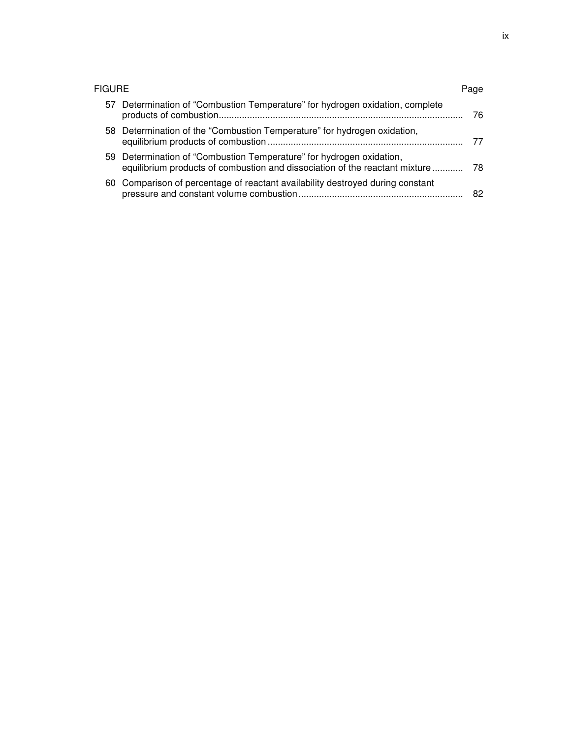| FIGURE | | Page |
|---|---|---|
| 57 | Determination of "Combustion Temperature" for hydrogen oxidation, complete products of combustion | 76 |
| 58 | Determination of the "Combustion Temperature" for hydrogen oxidation, equilibrium products of combustion | 77 |
| 59 | Determination of "Combustion Temperature" for hydrogen oxidation, equilibrium products of combustion and dissociation of the reactant mixture | 78 |
| 60 | Comparison of percentage of reactant availability destroyed during constant pressure and constant volume combustion | 82 |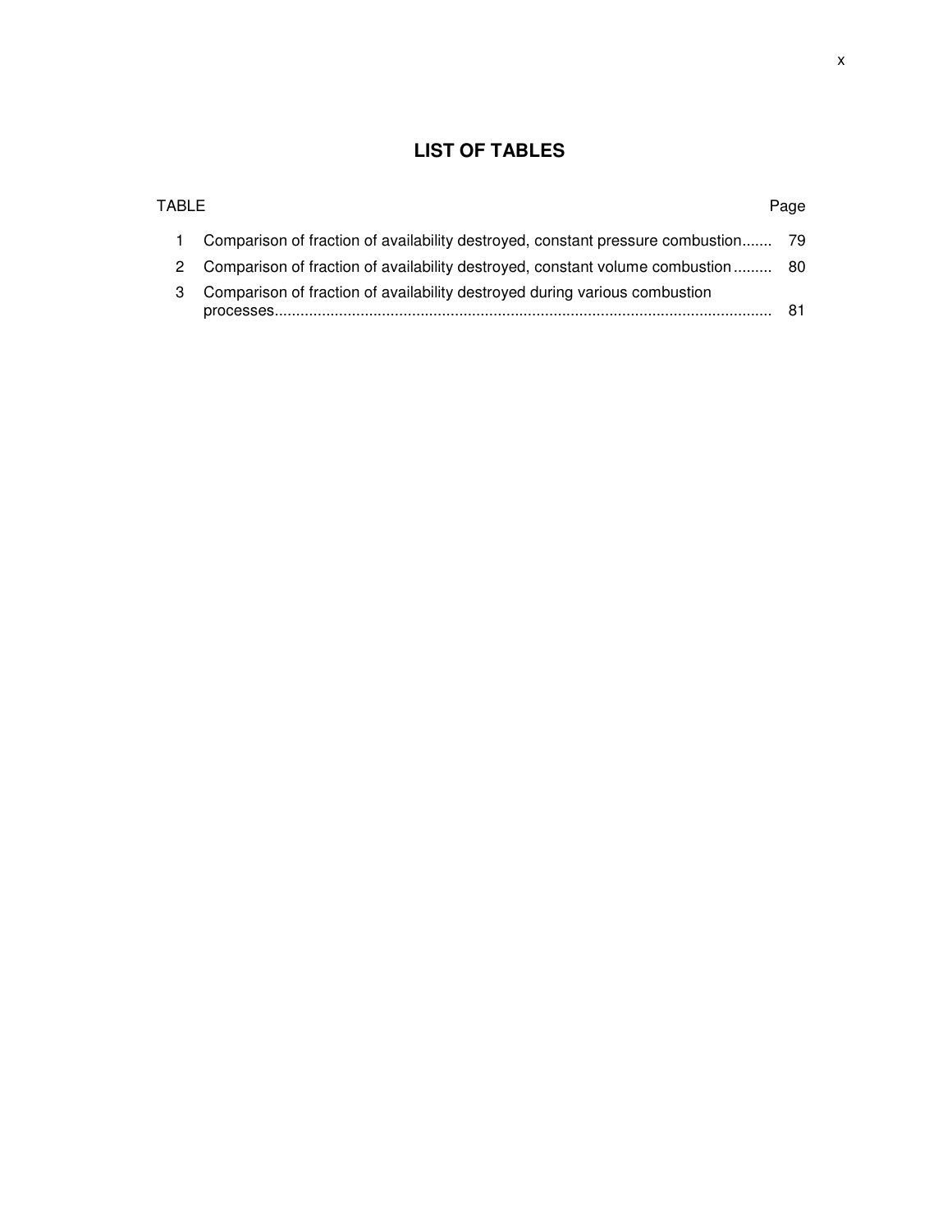# LIST OF TABLES

| TABLE | | Page |
|---|---|---|
| 1 | Comparison of fraction of availability destroyed, constant pressure combustion | 79 |
| 2 | Comparison of fraction of availability destroyed, constant volume combustion | 80 |
| 3 | Comparison of fraction of availability destroyed during various combustion processes | 81 |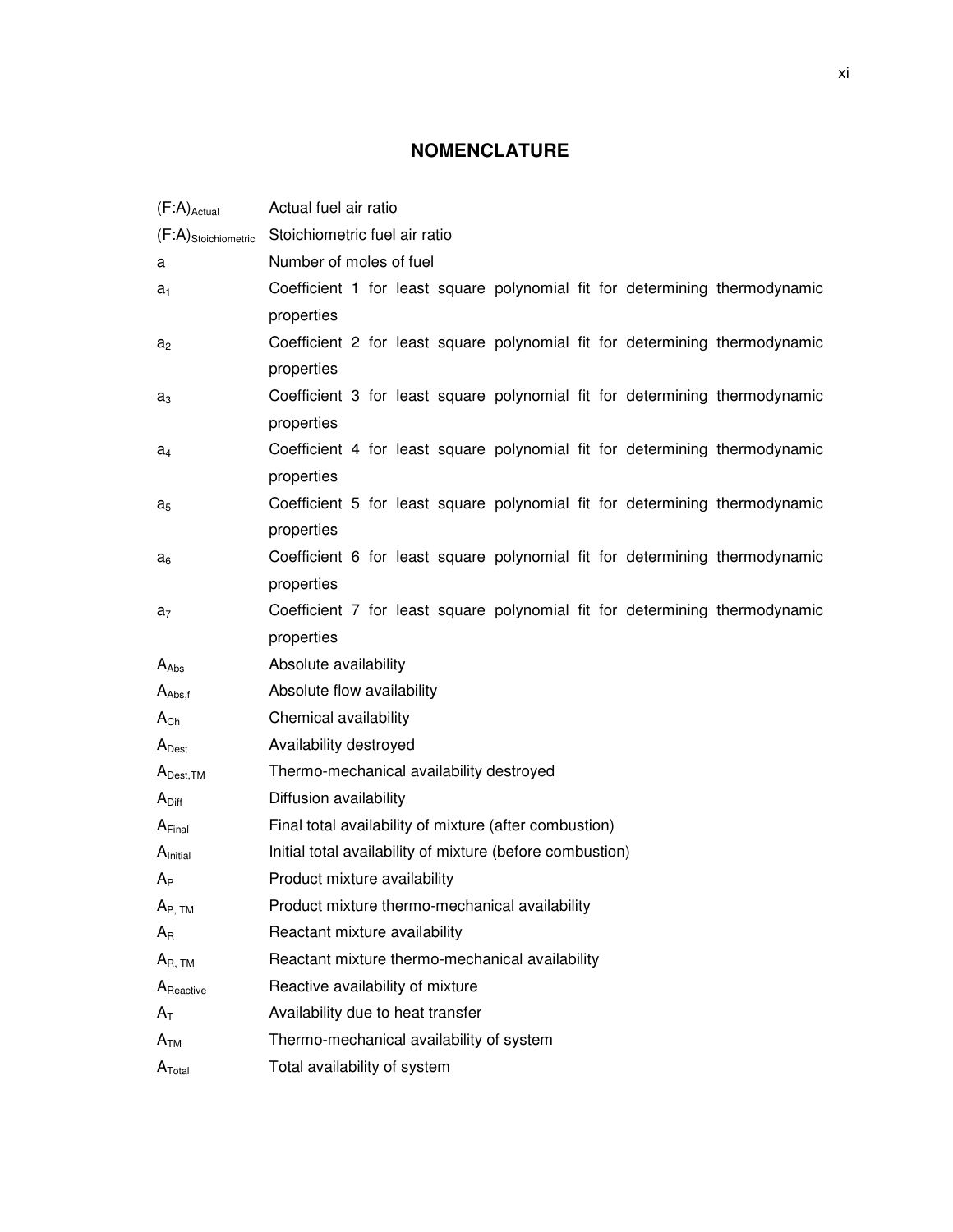# NOMENCLATURE

| | |
|---|---|
| $(F:A)_{Actual}$ | Actual fuel air ratio |
| $(F:A)_{Stoichiometric}$ | Stoichiometric fuel air ratio |
| $a$ | Number of moles of fuel |
| $a_1$ | Coefficient 1 for least square polynomial fit for determining thermodynamic properties |
| $a_2$ | Coefficient 2 for least square polynomial fit for determining thermodynamic properties |
| $a_3$ | Coefficient 3 for least square polynomial fit for determining thermodynamic properties |
| $a_4$ | Coefficient 4 for least square polynomial fit for determining thermodynamic properties |
| $a_5$ | Coefficient 5 for least square polynomial fit for determining thermodynamic properties |
| $a_6$ | Coefficient 6 for least square polynomial fit for determining thermodynamic properties |
| $a_7$ | Coefficient 7 for least square polynomial fit for determining thermodynamic properties |
| $A_{Abs}$ | Absolute availability |
| $A_{Abs,f}$ | Absolute flow availability |
| $A_{Ch}$ | Chemical availability |
| $A_{Dest}$ | Availability destroyed |
| $A_{Dest,TM}$ | Thermo-mechanical availability destroyed |
| $A_{Diff}$ | Diffusion availability |
| $A_{Final}$ | Final total availability of mixture (after combustion) |
| $A_{Initial}$ | Initial total availability of mixture (before combustion) |
| $A_P$ | Product mixture availability |
| $A_{P, TM}$ | Product mixture thermo-mechanical availability |
| $A_R$ | Reactant mixture availability |
| $A_{R, TM}$ | Reactant mixture thermo-mechanical availability |
| $A_{Reactive}$ | Reactive availability of mixture |
| $A_T$ | Availability due to heat transfer |
| $A_{TM}$ | Thermo-mechanical availability of system |
| $A_{Total}$ | Total availability of system |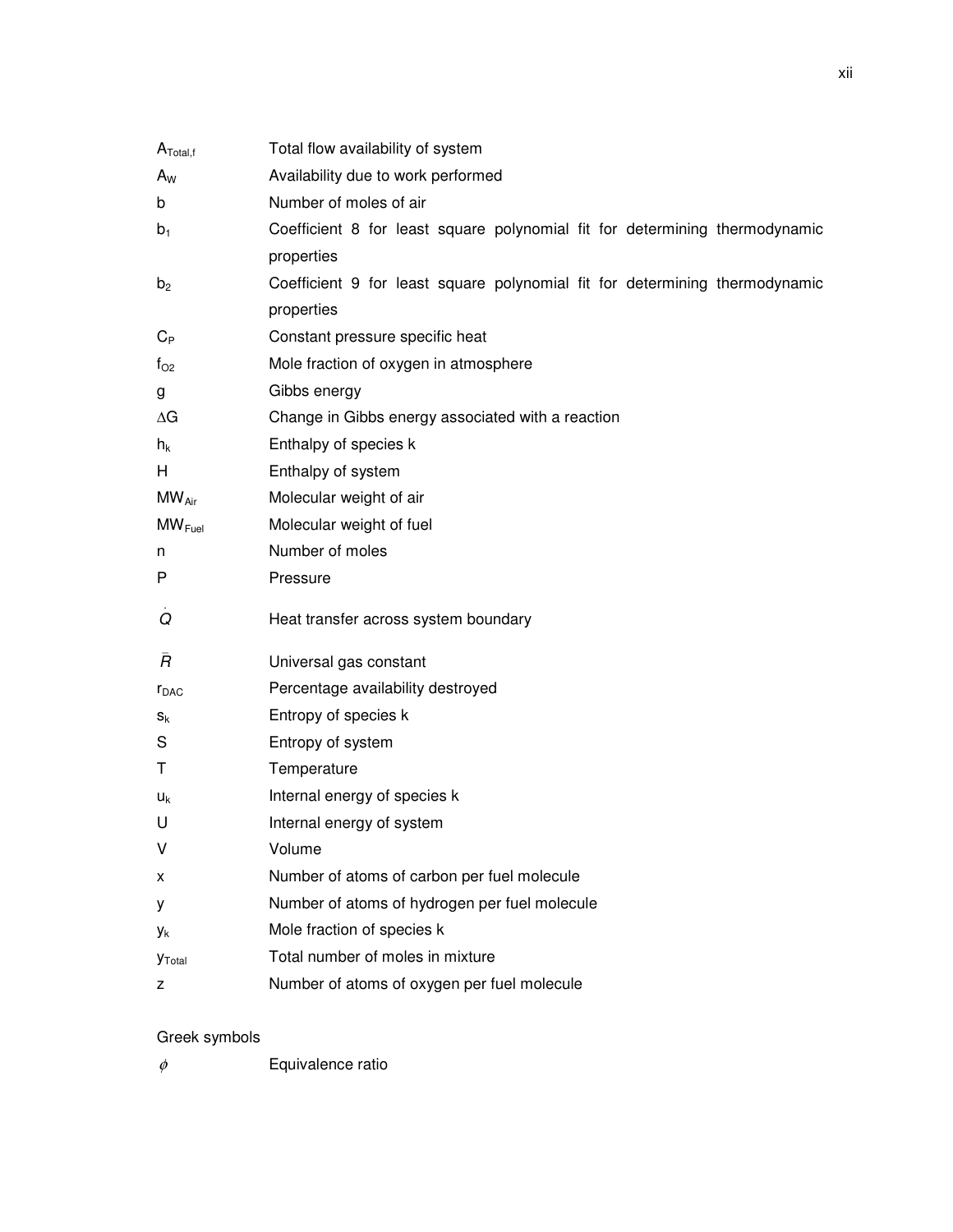| | |
|---|---|
| $A_{Total,f}$ | Total flow availability of system |
| $A_W$ | Availability due to work performed |
| $b$ | Number of moles of air |
| $b_1$ | Coefficient 8 for least square polynomial fit for determining thermodynamic properties |
| $b_2$ | Coefficient 9 for least square polynomial fit for determining thermodynamic properties |
| $C_P$ | Constant pressure specific heat |
| $f_{O2}$ | Mole fraction of oxygen in atmosphere |
| $g$ | Gibbs energy |
| $\Delta G$ | Change in Gibbs energy associated with a reaction |
| $h_k$ | Enthalpy of species k |
| $H$ | Enthalpy of system |
| $MW_{Air}$ | Molecular weight of air |
| $MW_{Fuel}$ | Molecular weight of fuel |
| $n$ | Number of moles |
| $P$ | Pressure |
| $\dot{Q}$ | Heat transfer across system boundary |
| $\bar{R}$ | Universal gas constant |
| $r_{DAC}$ | Percentage availability destroyed |
| $s_k$ | Entropy of species k |
| $S$ | Entropy of system |
| $T$ | Temperature |
| $u_k$ | Internal energy of species k |
| $U$ | Internal energy of system |
| $V$ | Volume |
| $x$ | Number of atoms of carbon per fuel molecule |
| $y$ | Number of atoms of hydrogen per fuel molecule |
| $y_k$ | Mole fraction of species k |
| $y_{Total}$ | Total number of moles in mixture |
| $z$ | Number of atoms of oxygen per fuel molecule |

Greek symbols

| | |
|---|---|
| $\phi$ | Equivalence ratio |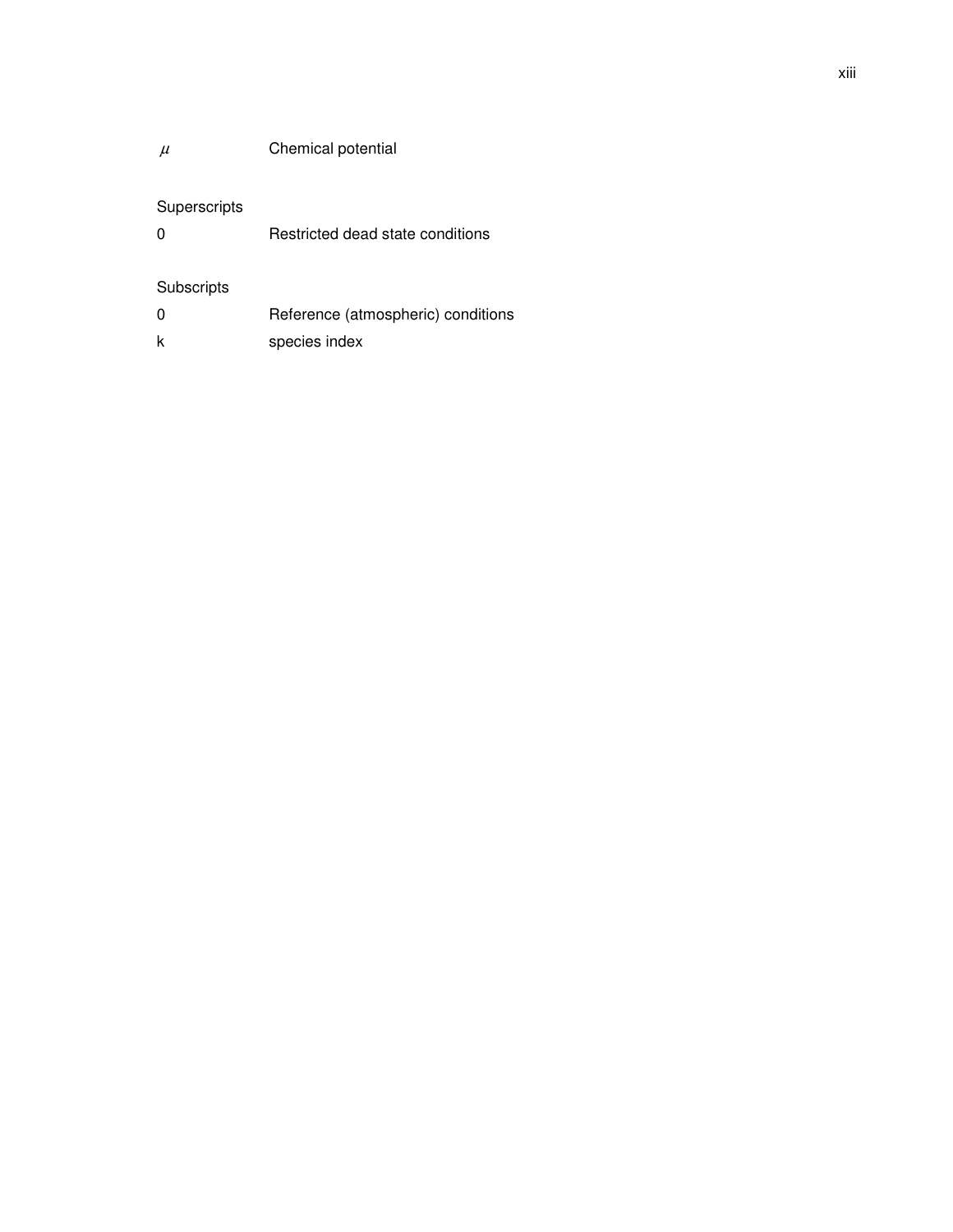| | |
|---|---|
| $\mu$ | Chemical potential |

Superscripts

| | |
|---|---|
| 0 | Restricted dead state conditions |

Subscripts

| | |
|---|---|
| 0 | Reference (atmospheric) conditions |
| k | species index |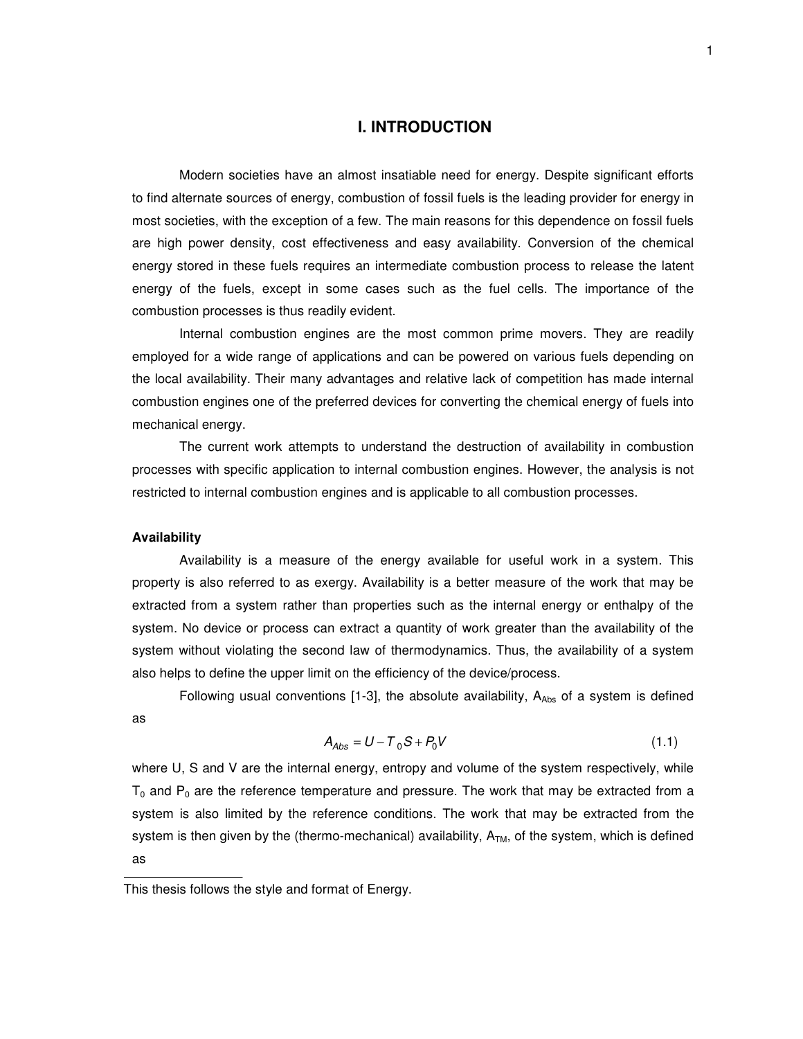# I. INTRODUCTION

Modern societies have an almost insatiable need for energy. Despite significant efforts to find alternate sources of energy, combustion of fossil fuels is the leading provider for energy in most societies, with the exception of a few. The main reasons for this dependence on fossil fuels are high power density, cost effectiveness and easy availability. Conversion of the chemical energy stored in these fuels requires an intermediate combustion process to release the latent energy of the fuels, except in some cases such as the fuel cells. The importance of the combustion processes is thus readily evident.

Internal combustion engines are the most common prime movers. They are readily employed for a wide range of applications and can be powered on various fuels depending on the local availability. Their many advantages and relative lack of competition has made internal combustion engines one of the preferred devices for converting the chemical energy of fuels into mechanical energy.

The current work attempts to understand the destruction of availability in combustion processes with specific application to internal combustion engines. However, the analysis is not restricted to internal combustion engines and is applicable to all combustion processes.

**Availability**

Availability is a measure of the energy available for useful work in a system. This property is also referred to as exergy. Availability is a better measure of the work that may be extracted from a system rather than properties such as the internal energy or enthalpy of the system. No device or process can extract a quantity of work greater than the availability of the system without violating the second law of thermodynamics. Thus, the availability of a system also helps to define the upper limit on the efficiency of the device/process.

Following usual conventions [1-3], the absolute availability, $A_{Abs}$ of a system is defined as

$$A_{Abs} = U - T_0 S + P_0 V \tag{1.1}$$

where U, S and V are the internal energy, entropy and volume of the system respectively, while $T_0$ and $P_0$ are the reference temperature and pressure. The work that may be extracted from a system is also limited by the reference conditions. The work that may be extracted from the system is then given by the (thermo-mechanical) availability, $A_{TM}$, of the system, which is defined as

This thesis follows the style and format of Energy.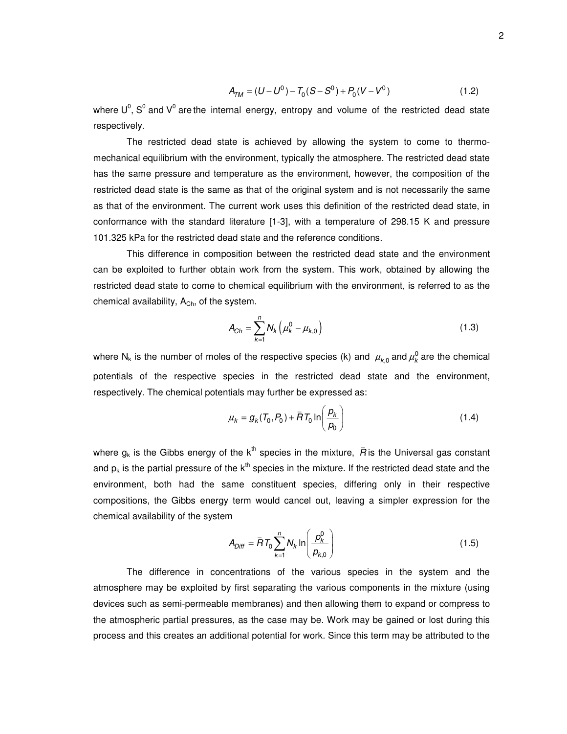$$A_{TM} = (U - U^0) - T_0(S - S^0) + P_0(V - V^0) \tag{1.2}$$

where $U^0$, $S^0$ and $V^0$ are the internal energy, entropy and volume of the restricted dead state respectively.

The restricted dead state is achieved by allowing the system to come to thermo-mechanical equilibrium with the environment, typically the atmosphere. The restricted dead state has the same pressure and temperature as the environment, however, the composition of the restricted dead state is the same as that of the original system and is not necessarily the same as that of the environment. The current work uses this definition of the restricted dead state, in conformance with the standard literature [1-3], with a temperature of 298.15 K and pressure 101.325 kPa for the restricted dead state and the reference conditions.

This difference in composition between the restricted dead state and the environment can be exploited to further obtain work from the system. This work, obtained by allowing the restricted dead state to come to chemical equilibrium with the environment, is referred to as the chemical availability, $A_{Ch}$, of the system.

$$A_{Ch} = \sum_{k=1}^{n} N_k \left( \mu_k^0 - \mu_{k,0} \right) \tag{1.3}$$

where $N_k$ is the number of moles of the respective species (k) and $\mu_{k,0}$ and $\mu_k^0$ are the chemical potentials of the respective species in the restricted dead state and the environment, respectively. The chemical potentials may further be expressed as:

$$\mu_k = g_k(T_0, P_0) + \bar{R} T_0 \ln\left( \frac{p_k}{p_0} \right) \tag{1.4}$$

where $g_k$ is the Gibbs energy of the $k^{th}$ species in the mixture, $\bar{R}$ is the Universal gas constant and $p_k$ is the partial pressure of the $k^{th}$ species in the mixture. If the restricted dead state and the environment, both had the same constituent species, differing only in their respective compositions, the Gibbs energy term would cancel out, leaving a simpler expression for the chemical availability of the system

$$A_{Diff} = \bar{R} T_0 \sum_{k=1}^{n} N_k \ln\left( \frac{p_k^0}{p_{k,0}} \right) \tag{1.5}$$

The difference in concentrations of the various species in the system and the atmosphere may be exploited by first separating the various components in the mixture (using devices such as semi-permeable membranes) and then allowing them to expand or compress to the atmospheric partial pressures, as the case may be. Work may be gained or lost during this process and this creates an additional potential for work. Since this term may be attributed to the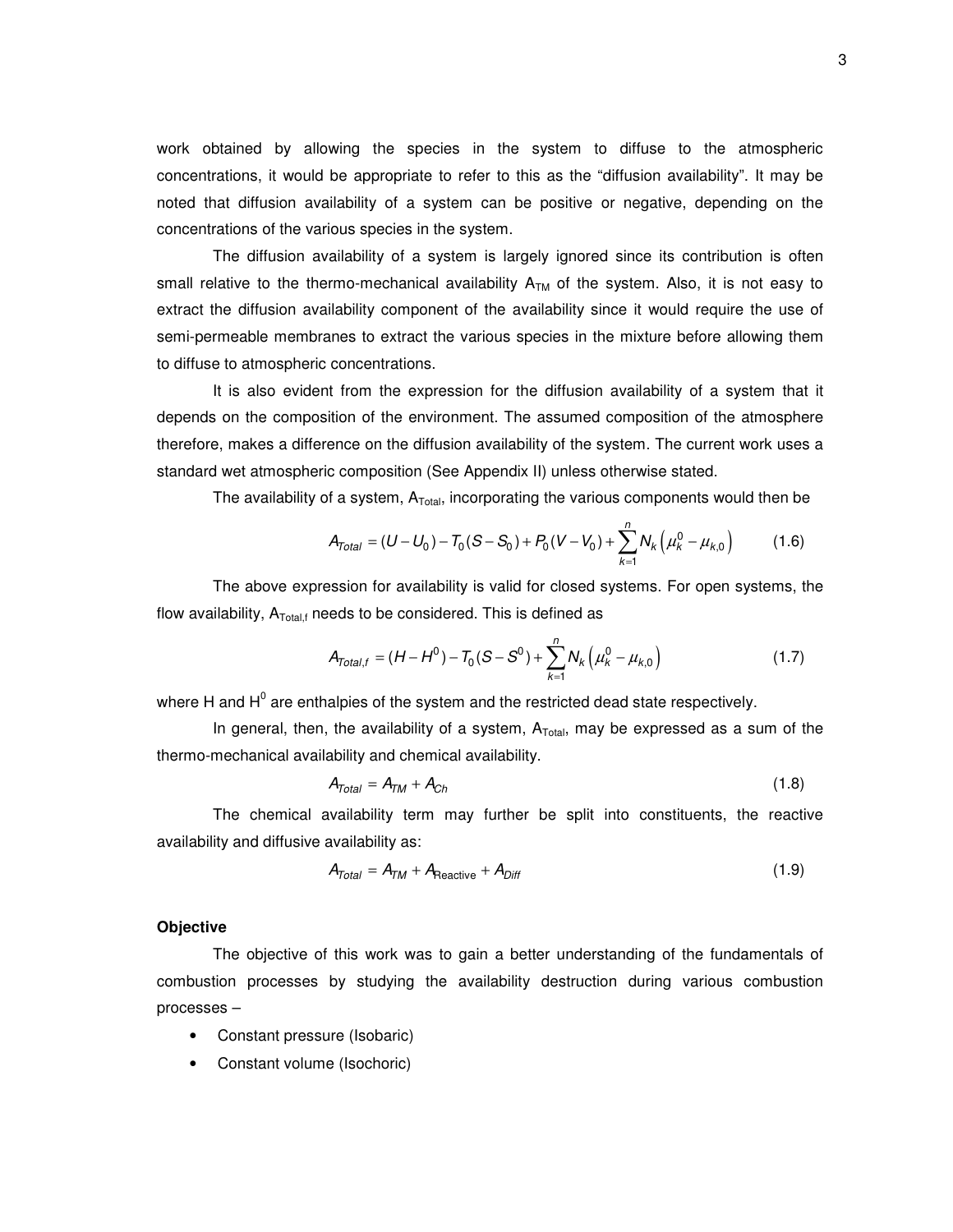work obtained by allowing the species in the system to diffuse to the atmospheric concentrations, it would be appropriate to refer to this as the "diffusion availability". It may be noted that diffusion availability of a system can be positive or negative, depending on the concentrations of the various species in the system.

The diffusion availability of a system is largely ignored since its contribution is often small relative to the thermo-mechanical availability $A_{TM}$ of the system. Also, it is not easy to extract the diffusion availability component of the availability since it would require the use of semi-permeable membranes to extract the various species in the mixture before allowing them to diffuse to atmospheric concentrations.

It is also evident from the expression for the diffusion availability of a system that it depends on the composition of the environment. The assumed composition of the atmosphere therefore, makes a difference on the diffusion availability of the system. The current work uses a standard wet atmospheric composition (See Appendix II) unless otherwise stated.

The availability of a system, $A_{Total}$, incorporating the various components would then be

$$A_{Total} = (U - U_0) - T_0(S - S_0) + P_0(V - V_0) + \sum_{k=1}^{n} N_k \left(\mu_k^0 - \mu_{k,0}\right) \tag{1.6}$$

The above expression for availability is valid for closed systems. For open systems, the flow availability, $A_{Total,f}$ needs to be considered. This is defined as

$$A_{Total,f} = (H - H^0) - T_0(S - S^0) + \sum_{k=1}^{n} N_k \left(\mu_k^0 - \mu_{k,0}\right) \tag{1.7}$$

where H and $H^0$ are enthalpies of the system and the restricted dead state respectively.

In general, then, the availability of a system, $A_{Total}$, may be expressed as a sum of the thermo-mechanical availability and chemical availability.

$$A_{Total} = A_{TM} + A_{Ch} \tag{1.8}$$

The chemical availability term may further be split into constituents, the reactive availability and diffusive availability as:

$$A_{Total} = A_{TM} + A_{\text{Reactive}} + A_{Diff} \tag{1.9}$$

**Objective**

The objective of this work was to gain a better understanding of the fundamentals of combustion processes by studying the availability destruction during various combustion processes –

- Constant pressure (Isobaric)
- Constant volume (Isochoric)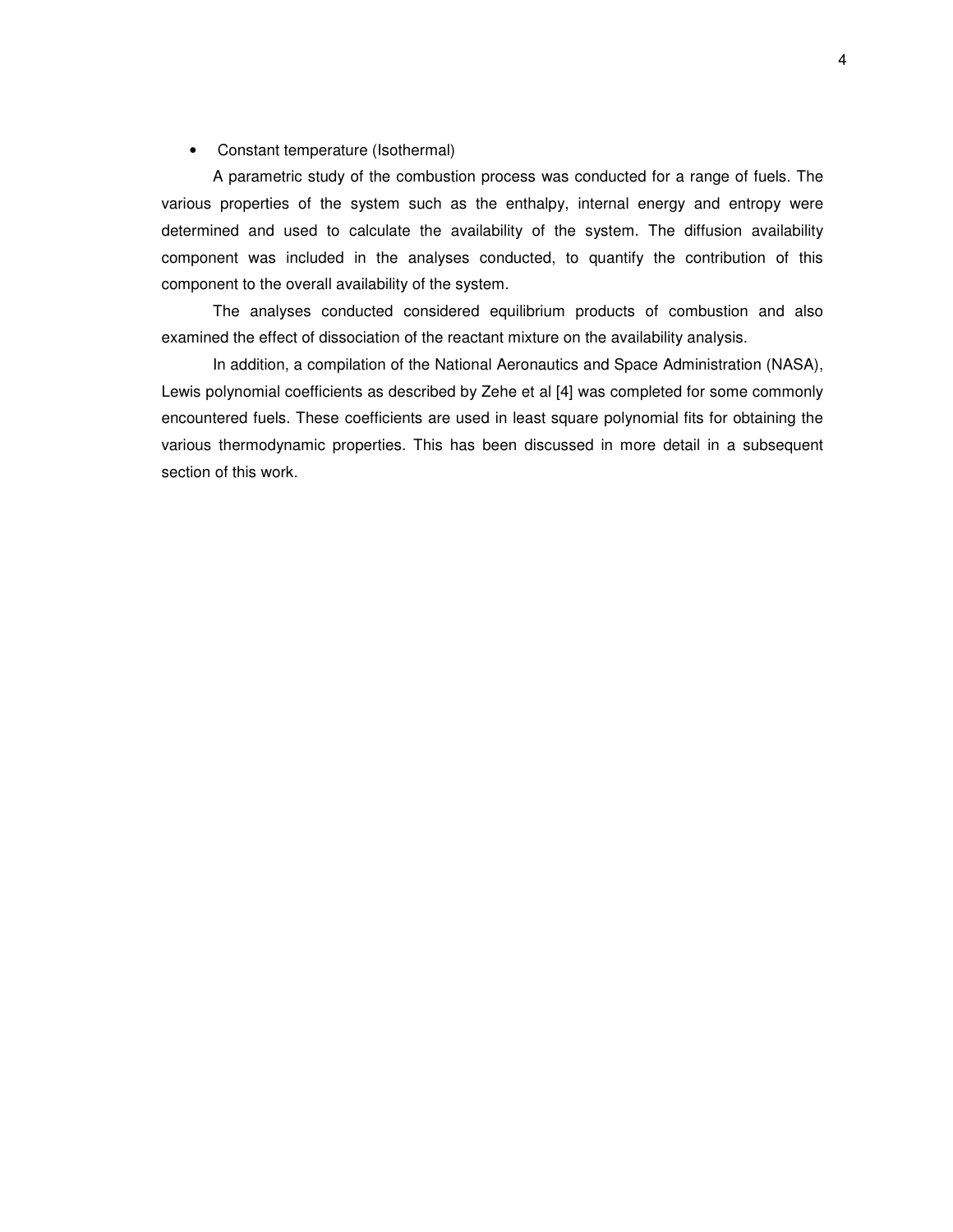- Constant temperature (Isothermal)

A parametric study of the combustion process was conducted for a range of fuels. The various properties of the system such as the enthalpy, internal energy and entropy were determined and used to calculate the availability of the system. The diffusion availability component was included in the analyses conducted, to quantify the contribution of this component to the overall availability of the system.

The analyses conducted considered equilibrium products of combustion and also examined the effect of dissociation of the reactant mixture on the availability analysis.

In addition, a compilation of the National Aeronautics and Space Administration (NASA), Lewis polynomial coefficients as described by Zehe et al [4] was completed for some commonly encountered fuels. These coefficients are used in least square polynomial fits for obtaining the various thermodynamic properties. This has been discussed in more detail in a subsequent section of this work.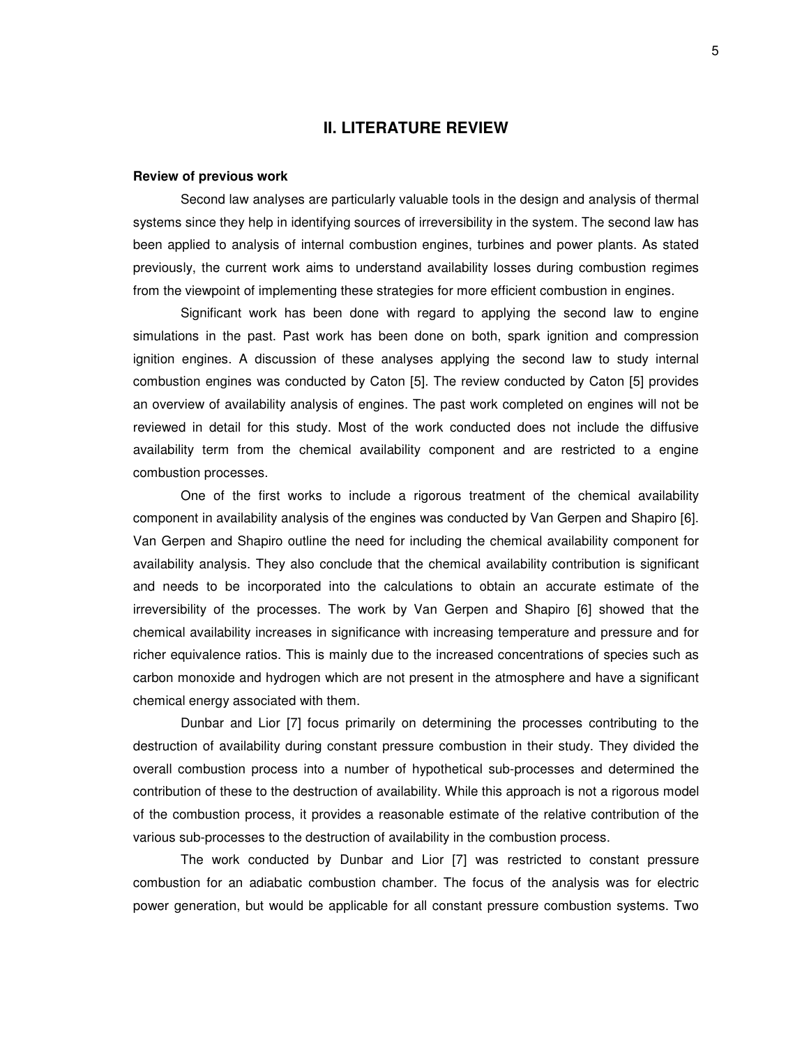## II. LITERATURE REVIEW

### Review of previous work

Second law analyses are particularly valuable tools in the design and analysis of thermal systems since they help in identifying sources of irreversibility in the system. The second law has been applied to analysis of internal combustion engines, turbines and power plants. As stated previously, the current work aims to understand availability losses during combustion regimes from the viewpoint of implementing these strategies for more efficient combustion in engines.

Significant work has been done with regard to applying the second law to engine simulations in the past. Past work has been done on both, spark ignition and compression ignition engines. A discussion of these analyses applying the second law to study internal combustion engines was conducted by Caton [5]. The review conducted by Caton [5] provides an overview of availability analysis of engines. The past work completed on engines will not be reviewed in detail for this study. Most of the work conducted does not include the diffusive availability term from the chemical availability component and are restricted to a engine combustion processes.

One of the first works to include a rigorous treatment of the chemical availability component in availability analysis of the engines was conducted by Van Gerpen and Shapiro [6]. Van Gerpen and Shapiro outline the need for including the chemical availability component for availability analysis. They also conclude that the chemical availability contribution is significant and needs to be incorporated into the calculations to obtain an accurate estimate of the irreversibility of the processes. The work by Van Gerpen and Shapiro [6] showed that the chemical availability increases in significance with increasing temperature and pressure and for richer equivalence ratios. This is mainly due to the increased concentrations of species such as carbon monoxide and hydrogen which are not present in the atmosphere and have a significant chemical energy associated with them.

Dunbar and Lior [7] focus primarily on determining the processes contributing to the destruction of availability during constant pressure combustion in their study. They divided the overall combustion process into a number of hypothetical sub-processes and determined the contribution of these to the destruction of availability. While this approach is not a rigorous model of the combustion process, it provides a reasonable estimate of the relative contribution of the various sub-processes to the destruction of availability in the combustion process.

The work conducted by Dunbar and Lior [7] was restricted to constant pressure combustion for an adiabatic combustion chamber. The focus of the analysis was for electric power generation, but would be applicable for all constant pressure combustion systems. Two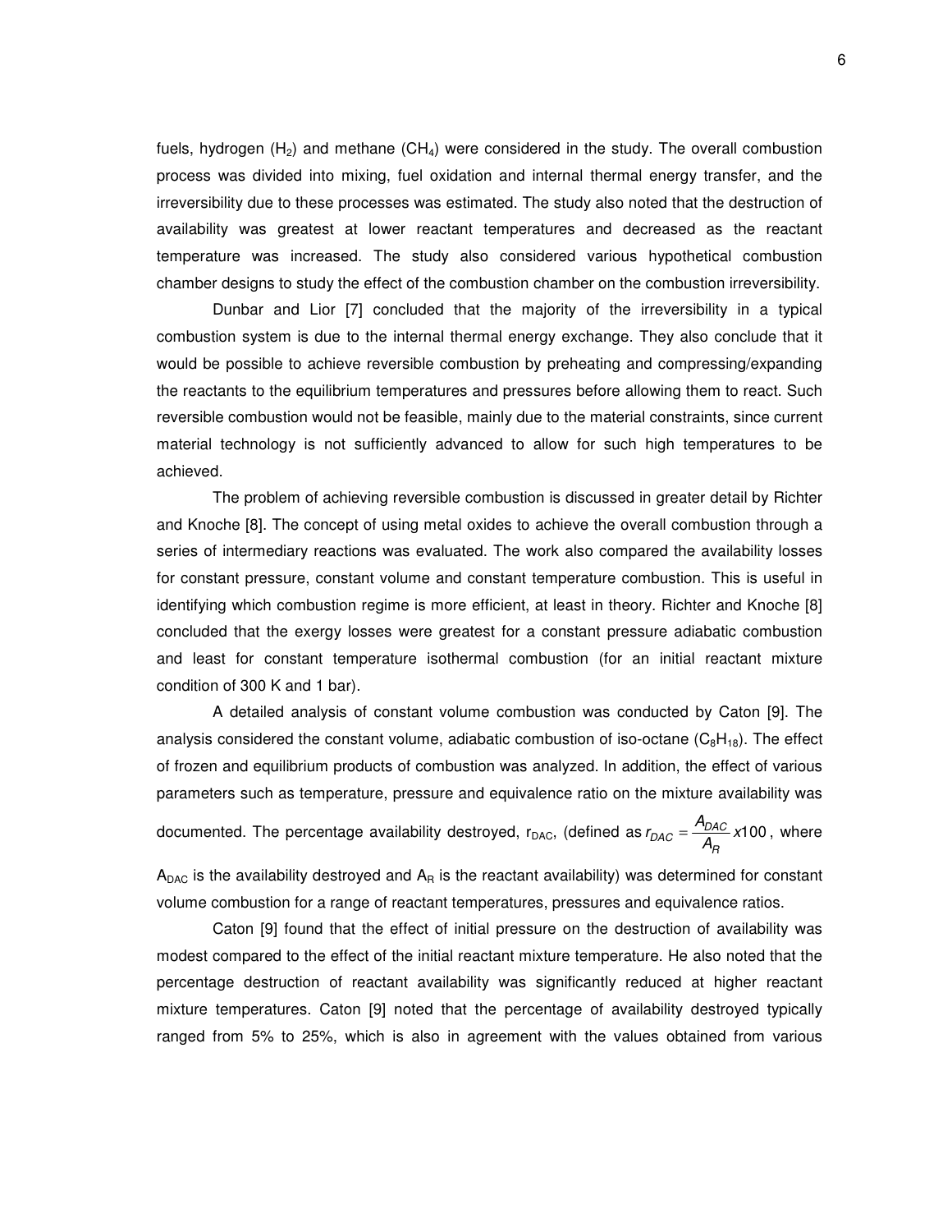fuels, hydrogen ($H_2$) and methane ($CH_4$) were considered in the study. The overall combustion process was divided into mixing, fuel oxidation and internal thermal energy transfer, and the irreversibility due to these processes was estimated. The study also noted that the destruction of availability was greatest at lower reactant temperatures and decreased as the reactant temperature was increased. The study also considered various hypothetical combustion chamber designs to study the effect of the combustion chamber on the combustion irreversibility.

Dunbar and Lior [7] concluded that the majority of the irreversibility in a typical combustion system is due to the internal thermal energy exchange. They also conclude that it would be possible to achieve reversible combustion by preheating and compressing/expanding the reactants to the equilibrium temperatures and pressures before allowing them to react. Such reversible combustion would not be feasible, mainly due to the material constraints, since current material technology is not sufficiently advanced to allow for such high temperatures to be achieved.

The problem of achieving reversible combustion is discussed in greater detail by Richter and Knoche [8]. The concept of using metal oxides to achieve the overall combustion through a series of intermediary reactions was evaluated. The work also compared the availability losses for constant pressure, constant volume and constant temperature combustion. This is useful in identifying which combustion regime is more efficient, at least in theory. Richter and Knoche [8] concluded that the exergy losses were greatest for a constant pressure adiabatic combustion and least for constant temperature isothermal combustion (for an initial reactant mixture condition of 300 K and 1 bar).

A detailed analysis of constant volume combustion was conducted by Caton [9]. The analysis considered the constant volume, adiabatic combustion of iso-octane ($C_8H_{18}$). The effect of frozen and equilibrium products of combustion was analyzed. In addition, the effect of various parameters such as temperature, pressure and equivalence ratio on the mixture availability was documented. The percentage availability destroyed, $r_{DAC}$, (defined as $r_{DAC} = \frac{A_{DAC}}{A_R} x100$, where $A_{DAC}$ is the availability destroyed and $A_R$ is the reactant availability) was determined for constant volume combustion for a range of reactant temperatures, pressures and equivalence ratios.

Caton [9] found that the effect of initial pressure on the destruction of availability was modest compared to the effect of the initial reactant mixture temperature. He also noted that the percentage destruction of reactant availability was significantly reduced at higher reactant mixture temperatures. Caton [9] noted that the percentage of availability destroyed typically ranged from 5% to 25%, which is also in agreement with the values obtained from various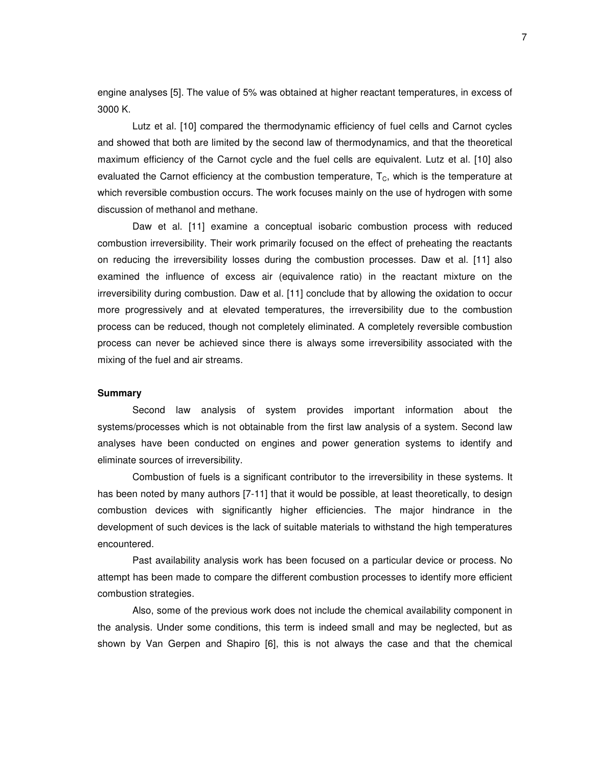engine analyses [5]. The value of 5% was obtained at higher reactant temperatures, in excess of 3000 K.

Lutz et al. [10] compared the thermodynamic efficiency of fuel cells and Carnot cycles and showed that both are limited by the second law of thermodynamics, and that the theoretical maximum efficiency of the Carnot cycle and the fuel cells are equivalent. Lutz et al. [10] also evaluated the Carnot efficiency at the combustion temperature, $T_C$, which is the temperature at which reversible combustion occurs. The work focuses mainly on the use of hydrogen with some discussion of methanol and methane.

Daw et al. [11] examine a conceptual isobaric combustion process with reduced combustion irreversibility. Their work primarily focused on the effect of preheating the reactants on reducing the irreversibility losses during the combustion processes. Daw et al. [11] also examined the influence of excess air (equivalence ratio) in the reactant mixture on the irreversibility during combustion. Daw et al. [11] conclude that by allowing the oxidation to occur more progressively and at elevated temperatures, the irreversibility due to the combustion process can be reduced, though not completely eliminated. A completely reversible combustion process can never be achieved since there is always some irreversibility associated with the mixing of the fuel and air streams.

**Summary**

Second law analysis of system provides important information about the systems/processes which is not obtainable from the first law analysis of a system. Second law analyses have been conducted on engines and power generation systems to identify and eliminate sources of irreversibility.

Combustion of fuels is a significant contributor to the irreversibility in these systems. It has been noted by many authors [7-11] that it would be possible, at least theoretically, to design combustion devices with significantly higher efficiencies. The major hindrance in the development of such devices is the lack of suitable materials to withstand the high temperatures encountered.

Past availability analysis work has been focused on a particular device or process. No attempt has been made to compare the different combustion processes to identify more efficient combustion strategies.

Also, some of the previous work does not include the chemical availability component in the analysis. Under some conditions, this term is indeed small and may be neglected, but as shown by Van Gerpen and Shapiro [6], this is not always the case and that the chemical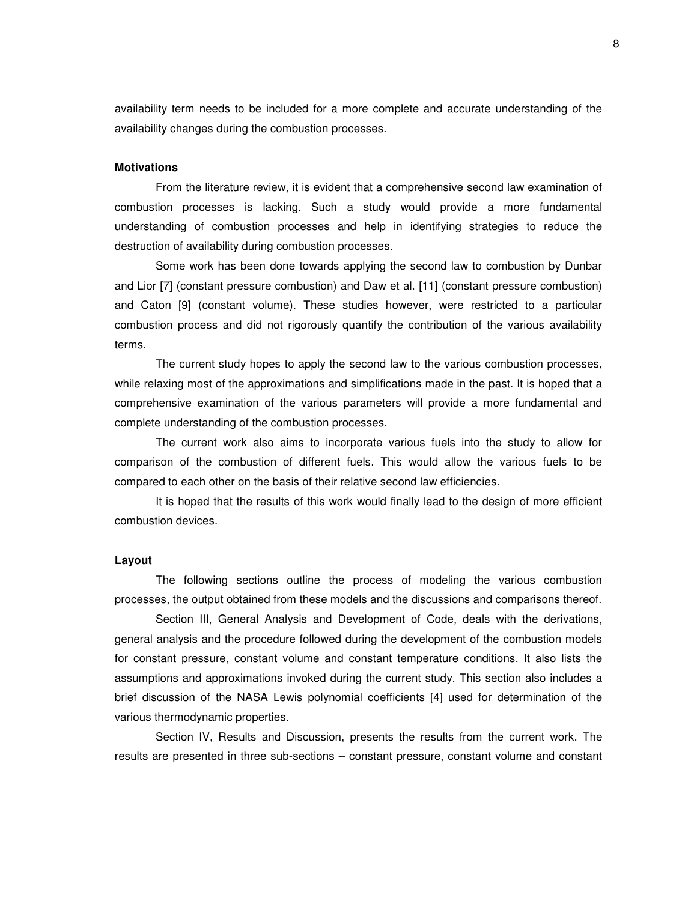availability term needs to be included for a more complete and accurate understanding of the availability changes during the combustion processes.

**Motivations**

From the literature review, it is evident that a comprehensive second law examination of combustion processes is lacking. Such a study would provide a more fundamental understanding of combustion processes and help in identifying strategies to reduce the destruction of availability during combustion processes.

Some work has been done towards applying the second law to combustion by Dunbar and Lior [7] (constant pressure combustion) and Daw et al. [11] (constant pressure combustion) and Caton [9] (constant volume). These studies however, were restricted to a particular combustion process and did not rigorously quantify the contribution of the various availability terms.

The current study hopes to apply the second law to the various combustion processes, while relaxing most of the approximations and simplifications made in the past. It is hoped that a comprehensive examination of the various parameters will provide a more fundamental and complete understanding of the combustion processes.

The current work also aims to incorporate various fuels into the study to allow for comparison of the combustion of different fuels. This would allow the various fuels to be compared to each other on the basis of their relative second law efficiencies.

It is hoped that the results of this work would finally lead to the design of more efficient combustion devices.

**Layout**

The following sections outline the process of modeling the various combustion processes, the output obtained from these models and the discussions and comparisons thereof.

Section III, General Analysis and Development of Code, deals with the derivations, general analysis and the procedure followed during the development of the combustion models for constant pressure, constant volume and constant temperature conditions. It also lists the assumptions and approximations invoked during the current study. This section also includes a brief discussion of the NASA Lewis polynomial coefficients [4] used for determination of the various thermodynamic properties.

Section IV, Results and Discussion, presents the results from the current work. The results are presented in three sub-sections – constant pressure, constant volume and constant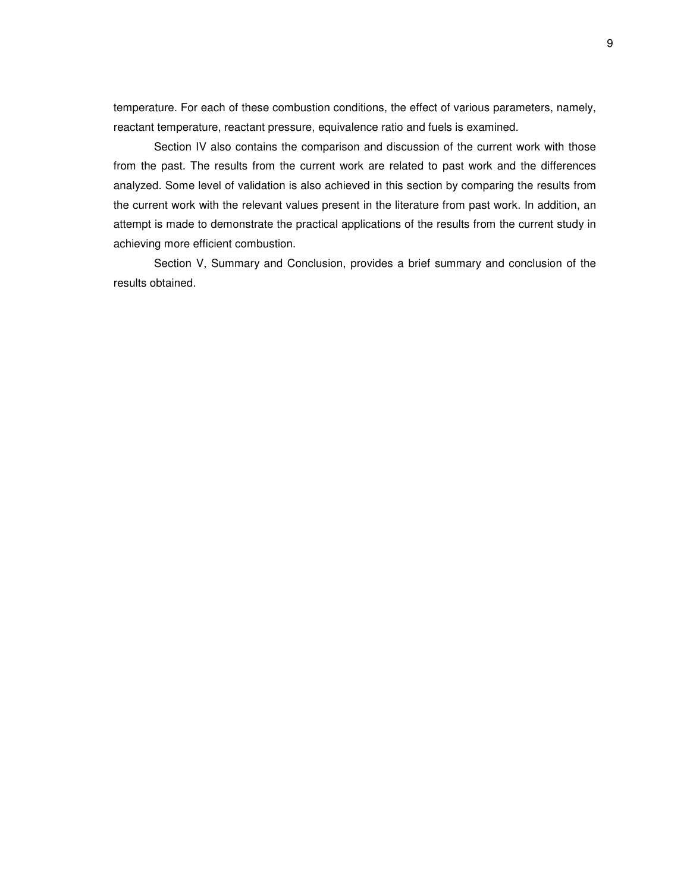temperature. For each of these combustion conditions, the effect of various parameters, namely, reactant temperature, reactant pressure, equivalence ratio and fuels is examined.

Section IV also contains the comparison and discussion of the current work with those from the past. The results from the current work are related to past work and the differences analyzed. Some level of validation is also achieved in this section by comparing the results from the current work with the relevant values present in the literature from past work. In addition, an attempt is made to demonstrate the practical applications of the results from the current study in achieving more efficient combustion.

Section V, Summary and Conclusion, provides a brief summary and conclusion of the results obtained.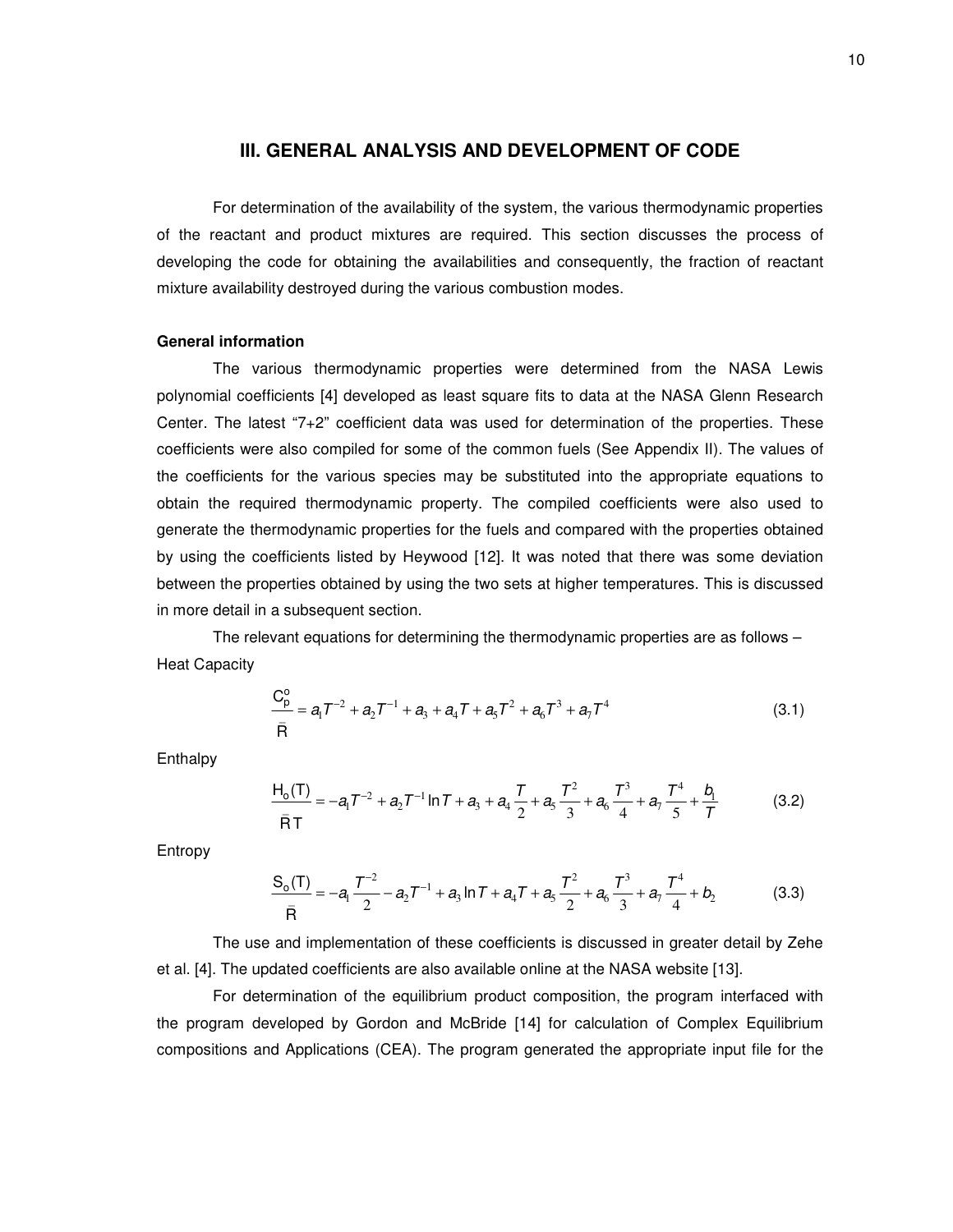# III. GENERAL ANALYSIS AND DEVELOPMENT OF CODE

For determination of the availability of the system, the various thermodynamic properties of the reactant and product mixtures are required. This section discusses the process of developing the code for obtaining the availabilities and consequently, the fraction of reactant mixture availability destroyed during the various combustion modes.

**General information**

The various thermodynamic properties were determined from the NASA Lewis polynomial coefficients [4] developed as least square fits to data at the NASA Glenn Research Center. The latest "7+2" coefficient data was used for determination of the properties. These coefficients were also compiled for some of the common fuels (See Appendix II). The values of the coefficients for the various species may be substituted into the appropriate equations to obtain the required thermodynamic property. The compiled coefficients were also used to generate the thermodynamic properties for the fuels and compared with the properties obtained by using the coefficients listed by Heywood [12]. It was noted that there was some deviation between the properties obtained by using the two sets at higher temperatures. This is discussed in more detail in a subsequent section.

The relevant equations for determining the thermodynamic properties are as follows –

Heat Capacity

$$\frac{C_p^o}{\bar{R}} = a_1 T^{-2} + a_2 T^{-1} + a_3 + a_4 T + a_5 T^2 + a_6 T^3 + a_7 T^4 \tag{3.1}$$

Enthalpy

$$\frac{H_o(T)}{\bar{R}T} = -a_1 T^{-2} + a_2 T^{-1} \ln T + a_3 + a_4 \frac{T}{2} + a_5 \frac{T^2}{3} + a_6 \frac{T^3}{4} + a_7 \frac{T^4}{5} + \frac{b_1}{T} \tag{3.2}$$

Entropy

$$\frac{S_o(T)}{\bar{R}} = -a_1 \frac{T^{-2}}{2} - a_2 T^{-1} + a_3 \ln T + a_4 T + a_5 \frac{T^2}{2} + a_6 \frac{T^3}{3} + a_7 \frac{T^4}{4} + b_2 \tag{3.3}$$

The use and implementation of these coefficients is discussed in greater detail by Zehe et al. [4]. The updated coefficients are also available online at the NASA website [13].

For determination of the equilibrium product composition, the program interfaced with the program developed by Gordon and McBride [14] for calculation of Complex Equilibrium compositions and Applications (CEA). The program generated the appropriate input file for the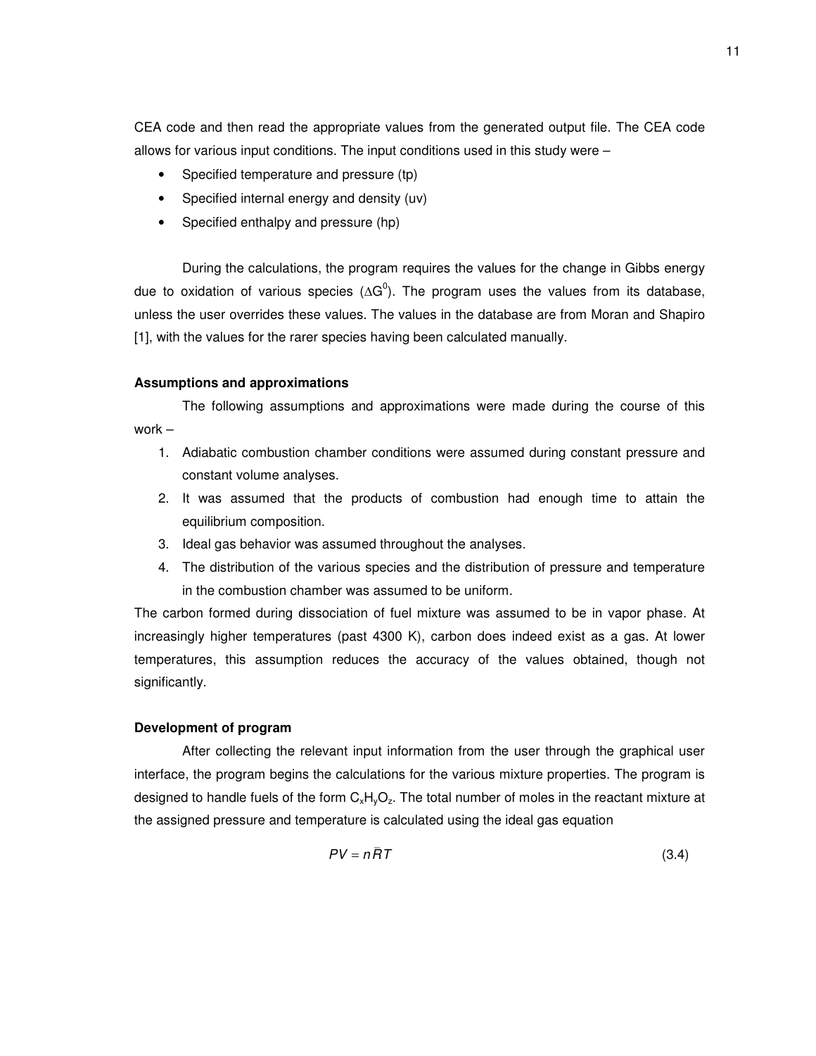CEA code and then read the appropriate values from the generated output file. The CEA code allows for various input conditions. The input conditions used in this study were –

- Specified temperature and pressure (tp)
- Specified internal energy and density (uv)
- Specified enthalpy and pressure (hp)

During the calculations, the program requires the values for the change in Gibbs energy due to oxidation of various species ($\Delta G^0$). The program uses the values from its database, unless the user overrides these values. The values in the database are from Moran and Shapiro [1], with the values for the rarer species having been calculated manually.

**Assumptions and approximations**

The following assumptions and approximations were made during the course of this work –

1. Adiabatic combustion chamber conditions were assumed during constant pressure and constant volume analyses.
2. It was assumed that the products of combustion had enough time to attain the equilibrium composition.
3. Ideal gas behavior was assumed throughout the analyses.
4. The distribution of the various species and the distribution of pressure and temperature in the combustion chamber was assumed to be uniform.

The carbon formed during dissociation of fuel mixture was assumed to be in vapor phase. At increasingly higher temperatures (past 4300 K), carbon does indeed exist as a gas. At lower temperatures, this assumption reduces the accuracy of the values obtained, though not significantly.

**Development of program**

After collecting the relevant input information from the user through the graphical user interface, the program begins the calculations for the various mixture properties. The program is designed to handle fuels of the form $C_xH_yO_z$. The total number of moles in the reactant mixture at the assigned pressure and temperature is calculated using the ideal gas equation

$$PV = n\bar{R}T \tag{3.4}$$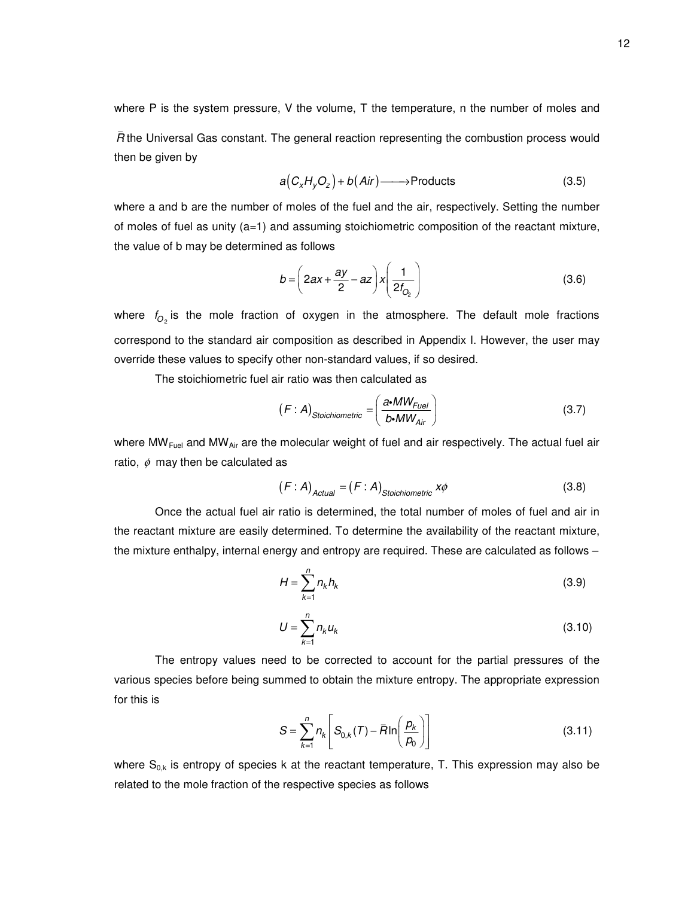where P is the system pressure, V the volume, T the temperature, n the number of moles and $\bar{R}$ the Universal Gas constant. The general reaction representing the combustion process would then be given by

$$a\left(C_xH_yO_z\right) + b\left(Air\right) \longrightarrow \text{Products} \tag{3.5}$$

where a and b are the number of moles of the fuel and the air, respectively. Setting the number of moles of fuel as unity (a=1) and assuming stoichiometric composition of the reactant mixture, the value of b may be determined as follows

$$b = \left(2ax + \frac{ay}{2} - az\right)x\left(\frac{1}{2f_{O_2}}\right) \tag{3.6}$$

where $f_{O_2}$ is the mole fraction of oxygen in the atmosphere. The default mole fractions correspond to the standard air composition as described in Appendix I. However, the user may override these values to specify other non-standard values, if so desired.

The stoichiometric fuel air ratio was then calculated as

$$\left(F:A\right)_{Stoichiometric} = \left(\frac{a{\bullet}MW_{Fuel}}{b{\bullet}MW_{Air}}\right) \tag{3.7}$$

where $MW_{Fuel}$ and $MW_{Air}$ are the molecular weight of fuel and air respectively. The actual fuel air ratio, $\phi$ may then be calculated as

$$\left(F:A\right)_{Actual} = \left(F:A\right)_{Stoichiometric}x\phi \tag{3.8}$$

Once the actual fuel air ratio is determined, the total number of moles of fuel and air in the reactant mixture are easily determined. To determine the availability of the reactant mixture, the mixture enthalpy, internal energy and entropy are required. These are calculated as follows –

$$H = \sum_{k=1}^{n} n_k h_k \tag{3.9}$$

$$U = \sum_{k=1}^{n} n_k u_k \tag{3.10}$$

The entropy values need to be corrected to account for the partial pressures of the various species before being summed to obtain the mixture entropy. The appropriate expression for this is

$$S = \sum_{k=1}^{n} n_k\left[S_{0,k}(T) - \bar{R}\ln\left(\frac{p_k}{p_0}\right)\right] \tag{3.11}$$

where $S_{0,k}$ is entropy of species k at the reactant temperature, T. This expression may also be related to the mole fraction of the respective species as follows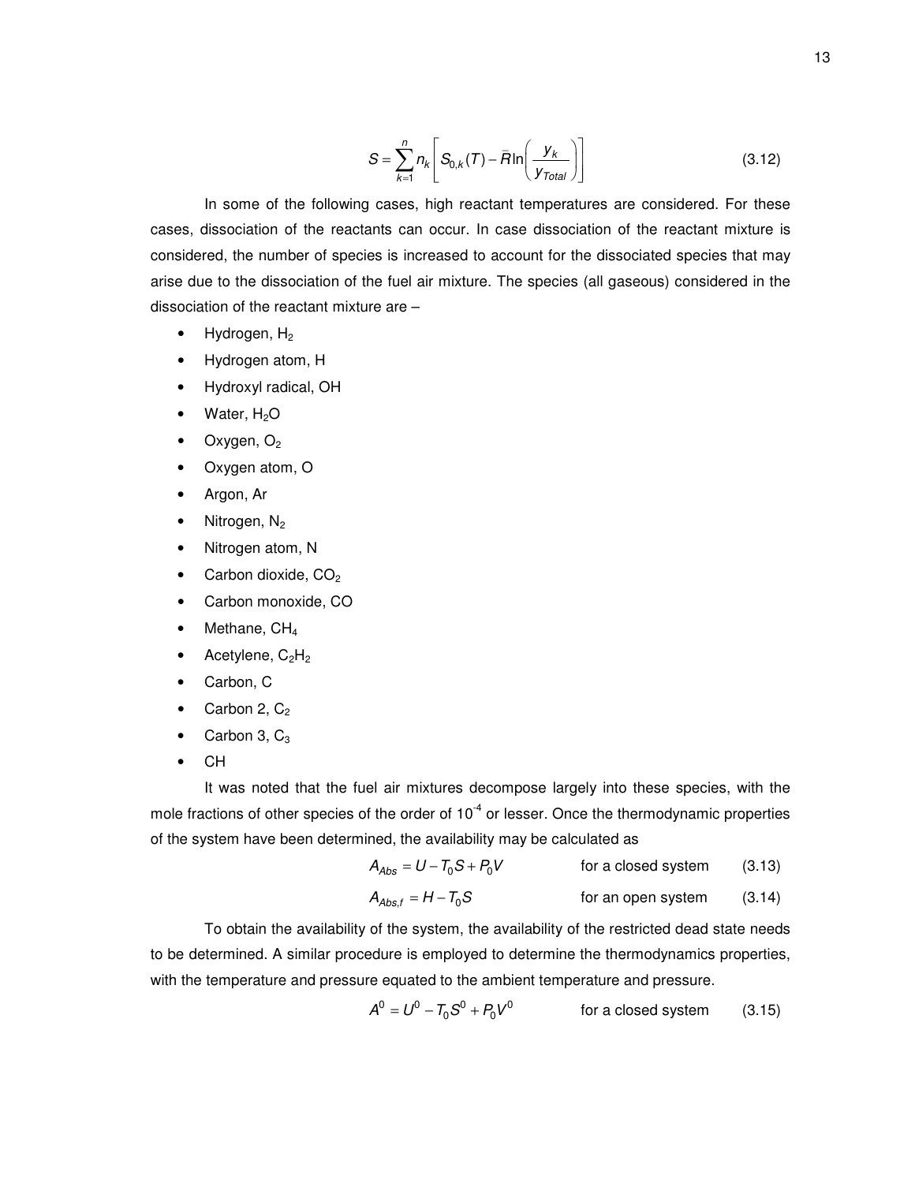$$S = \sum_{k=1}^{n} n_k \left[ S_{0,k}(T) - \bar{R} \ln \left( \frac{y_k}{y_{Total}} \right) \right] \tag{3.12}$$

In some of the following cases, high reactant temperatures are considered. For these cases, dissociation of the reactants can occur. In case dissociation of the reactant mixture is considered, the number of species is increased to account for the dissociated species that may arise due to the dissociation of the fuel air mixture. The species (all gaseous) considered in the dissociation of the reactant mixture are –

- Hydrogen, $H_2$
- Hydrogen atom, H
- Hydroxyl radical, OH
- Water, $H_2O$
- Oxygen, $O_2$
- Oxygen atom, O
- Argon, Ar
- Nitrogen, $N_2$
- Nitrogen atom, N
- Carbon dioxide, $CO_2$
- Carbon monoxide, CO
- Methane, $CH_4$
- Acetylene, $C_2H_2$
- Carbon, C
- Carbon 2, $C_2$
- Carbon 3, $C_3$
- CH

It was noted that the fuel air mixtures decompose largely into these species, with the mole fractions of other species of the order of $10^{-4}$ or lesser. Once the thermodynamic properties of the system have been determined, the availability may be calculated as

$$A_{Abs} = U - T_0 S + P_0 V \qquad \text{for a closed system} \tag{3.13}$$

$$A_{Abs,f} = H - T_0 S \qquad \text{for an open system} \tag{3.14}$$

To obtain the availability of the system, the availability of the restricted dead state needs to be determined. A similar procedure is employed to determine the thermodynamics properties, with the temperature and pressure equated to the ambient temperature and pressure.

$$A^0 = U^0 - T_0 S^0 + P_0 V^0 \qquad \text{for a closed system} \tag{3.15}$$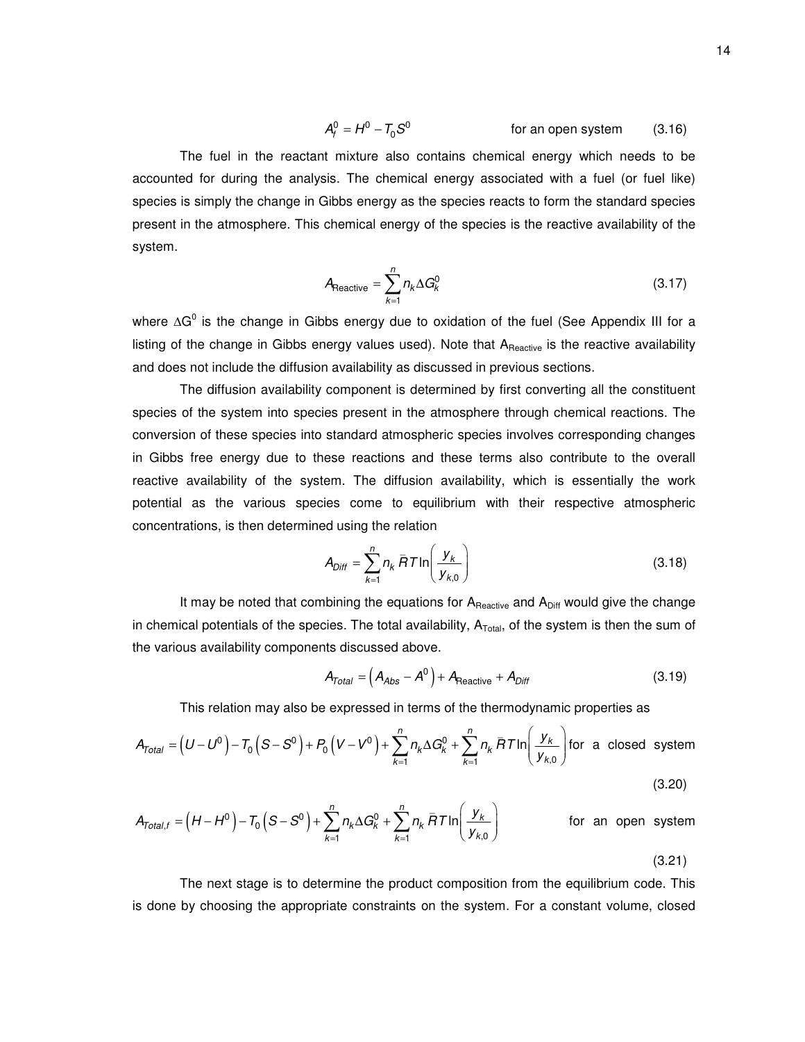$$A_f^0 = H^0 - T_0 S^0 \qquad \text{for an open system} \tag{3.16}$$

The fuel in the reactant mixture also contains chemical energy which needs to be accounted for during the analysis. The chemical energy associated with a fuel (or fuel like) species is simply the change in Gibbs energy as the species reacts to form the standard species present in the atmosphere. This chemical energy of the species is the reactive availability of the system.

$$A_{\text{Reactive}} = \sum_{k=1}^{n} n_k \Delta G_k^0 \tag{3.17}$$

where $\Delta G^0$ is the change in Gibbs energy due to oxidation of the fuel (See Appendix III for a listing of the change in Gibbs energy values used). Note that $A_{\text{Reactive}}$ is the reactive availability and does not include the diffusion availability as discussed in previous sections.

The diffusion availability component is determined by first converting all the constituent species of the system into species present in the atmosphere through chemical reactions. The conversion of these species into standard atmospheric species involves corresponding changes in Gibbs free energy due to these reactions and these terms also contribute to the overall reactive availability of the system. The diffusion availability, which is essentially the work potential as the various species come to equilibrium with their respective atmospheric concentrations, is then determined using the relation

$$A_{Diff} = \sum_{k=1}^{n} n_k \bar{R} T \ln\left(\frac{y_k}{y_{k,0}}\right) \tag{3.18}$$

It may be noted that combining the equations for $A_{\text{Reactive}}$ and $A_{\text{Diff}}$ would give the change in chemical potentials of the species. The total availability, $A_{\text{Total}}$, of the system is then the sum of the various availability components discussed above.

$$A_{Total} = \left(A_{Abs} - A^0\right) + A_{\text{Reactive}} + A_{Diff} \tag{3.19}$$

This relation may also be expressed in terms of the thermodynamic properties as

$$A_{Total} = \left(U - U^0\right) - T_0\left(S - S^0\right) + P_0\left(V - V^0\right) + \sum_{k=1}^{n} n_k \Delta G_k^0 + \sum_{k=1}^{n} n_k \bar{R} T \ln\left(\frac{y_k}{y_{k,0}}\right) \text{ for a closed system} \tag{3.20}$$

$$A_{Total,f} = \left(H - H^0\right) - T_0\left(S - S^0\right) + \sum_{k=1}^{n} n_k \Delta G_k^0 + \sum_{k=1}^{n} n_k \bar{R} T \ln\left(\frac{y_k}{y_{k,0}}\right) \qquad \text{for an open system} \tag{3.21}$$

The next stage is to determine the product composition from the equilibrium code. This is done by choosing the appropriate constraints on the system. For a constant volume, closed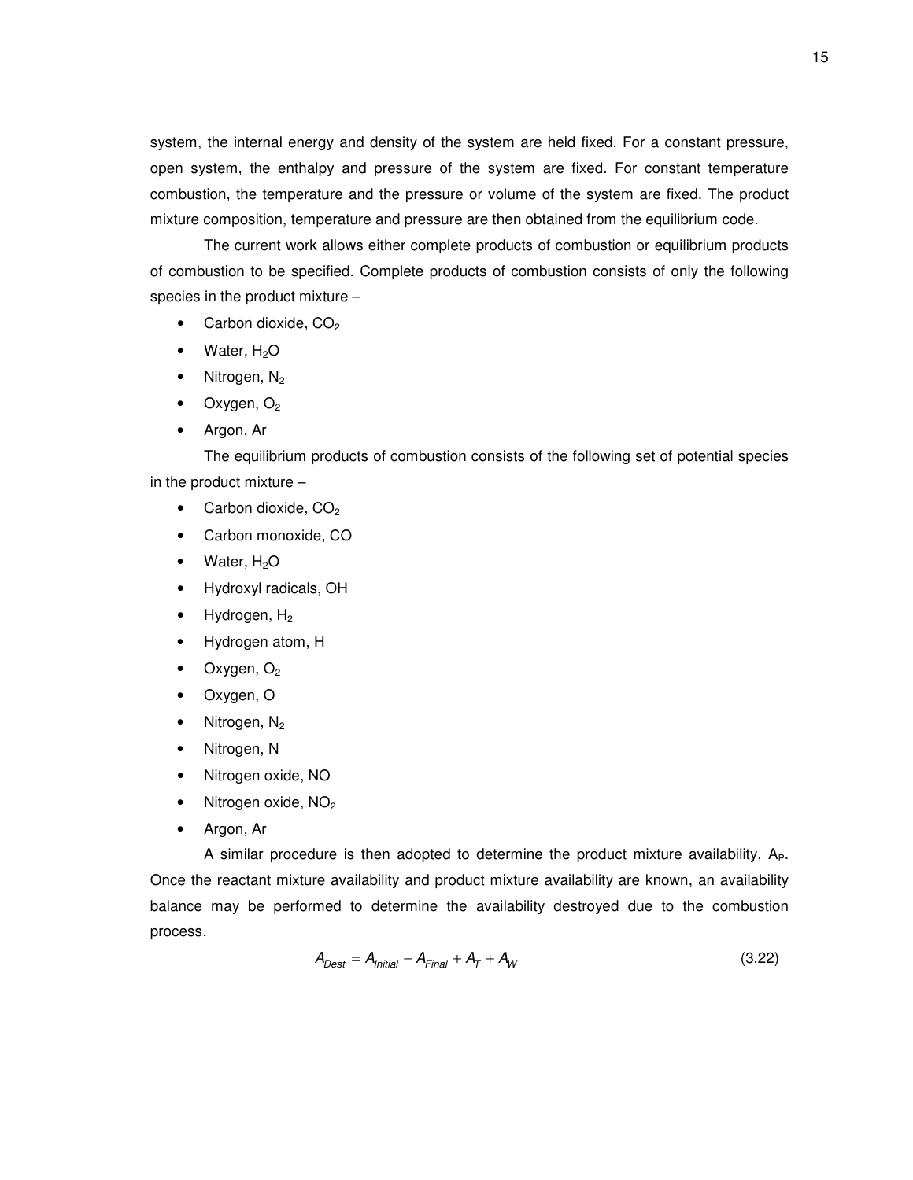system, the internal energy and density of the system are held fixed. For a constant pressure, open system, the enthalpy and pressure of the system are fixed. For constant temperature combustion, the temperature and the pressure or volume of the system are fixed. The product mixture composition, temperature and pressure are then obtained from the equilibrium code.

The current work allows either complete products of combustion or equilibrium products of combustion to be specified. Complete products of combustion consists of only the following species in the product mixture –

- Carbon dioxide, $CO_2$
- Water, $H_2O$
- Nitrogen, $N_2$
- Oxygen, $O_2$
- Argon, Ar

The equilibrium products of combustion consists of the following set of potential species in the product mixture –

- Carbon dioxide, $CO_2$
- Carbon monoxide, CO
- Water, $H_2O$
- Hydroxyl radicals, OH
- Hydrogen, $H_2$
- Hydrogen atom, H
- Oxygen, $O_2$
- Oxygen, O
- Nitrogen, $N_2$
- Nitrogen, N
- Nitrogen oxide, NO
- Nitrogen oxide, $NO_2$
- Argon, Ar

A similar procedure is then adopted to determine the product mixture availability, $A_P$. Once the reactant mixture availability and product mixture availability are known, an availability balance may be performed to determine the availability destroyed due to the combustion process.

$$A_{Dest} = A_{Initial} - A_{Final} + A_T + A_W \tag{3.22}$$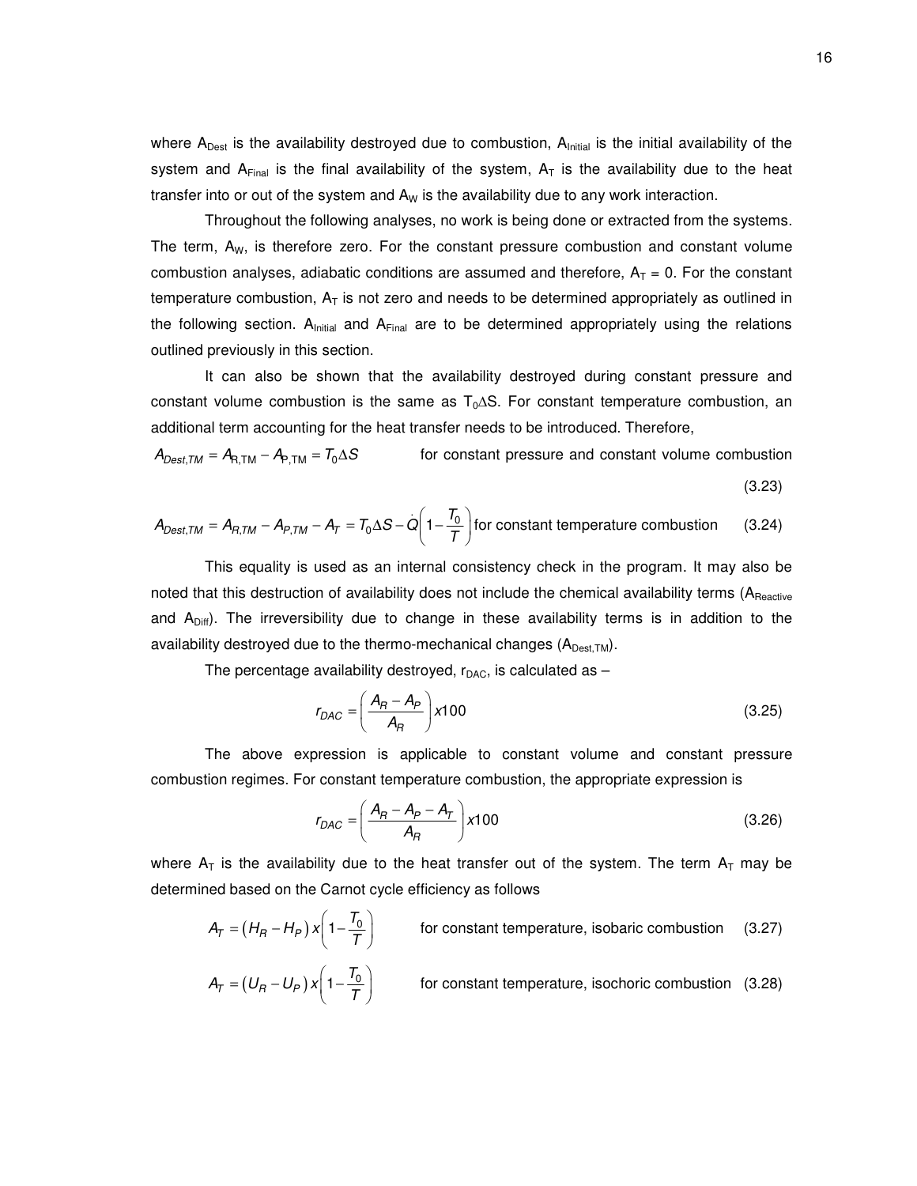where $A_{Dest}$ is the availability destroyed due to combustion, $A_{Initial}$ is the initial availability of the system and $A_{Final}$ is the final availability of the system, $A_T$ is the availability due to the heat transfer into or out of the system and $A_W$ is the availability due to any work interaction.

Throughout the following analyses, no work is being done or extracted from the systems. The term, $A_W$, is therefore zero. For the constant pressure combustion and constant volume combustion analyses, adiabatic conditions are assumed and therefore, $A_T = 0$. For the constant temperature combustion, $A_T$ is not zero and needs to be determined appropriately as outlined in the following section. $A_{Initial}$ and $A_{Final}$ are to be determined appropriately using the relations outlined previously in this section.

It can also be shown that the availability destroyed during constant pressure and constant volume combustion is the same as $T_0\Delta S$. For constant temperature combustion, an additional term accounting for the heat transfer needs to be introduced. Therefore,

$$A_{Dest,TM} = A_{R,TM} - A_{P,TM} = T_0 \Delta S \qquad \text{for constant pressure and constant volume combustion} \tag{3.23}$$

$$A_{Dest,TM} = A_{R,TM} - A_{P,TM} - A_T = T_0 \Delta S - \dot{Q}\left(1 - \frac{T_0}{T}\right) \text{for constant temperature combustion} \tag{3.24}$$

This equality is used as an internal consistency check in the program. It may also be noted that this destruction of availability does not include the chemical availability terms ($A_{Reactive}$ and $A_{Diff}$). The irreversibility due to change in these availability terms is in addition to the availability destroyed due to the thermo-mechanical changes ($A_{Dest,TM}$).

The percentage availability destroyed, $r_{DAC}$, is calculated as –

$$r_{DAC} = \left(\frac{A_R - A_P}{A_R}\right) x100 \tag{3.25}$$

The above expression is applicable to constant volume and constant pressure combustion regimes. For constant temperature combustion, the appropriate expression is

$$r_{DAC} = \left(\frac{A_R - A_P - A_T}{A_R}\right) x100 \tag{3.26}$$

where $A_T$ is the availability due to the heat transfer out of the system. The term $A_T$ may be determined based on the Carnot cycle efficiency as follows

$$A_T = (H_R - H_P)\, x \left(1 - \frac{T_0}{T}\right) \qquad \text{for constant temperature, isobaric combustion} \tag{3.27}$$

$$A_T = (U_R - U_P)\, x \left(1 - \frac{T_0}{T}\right) \qquad \text{for constant temperature, isochoric combustion} \tag{3.28}$$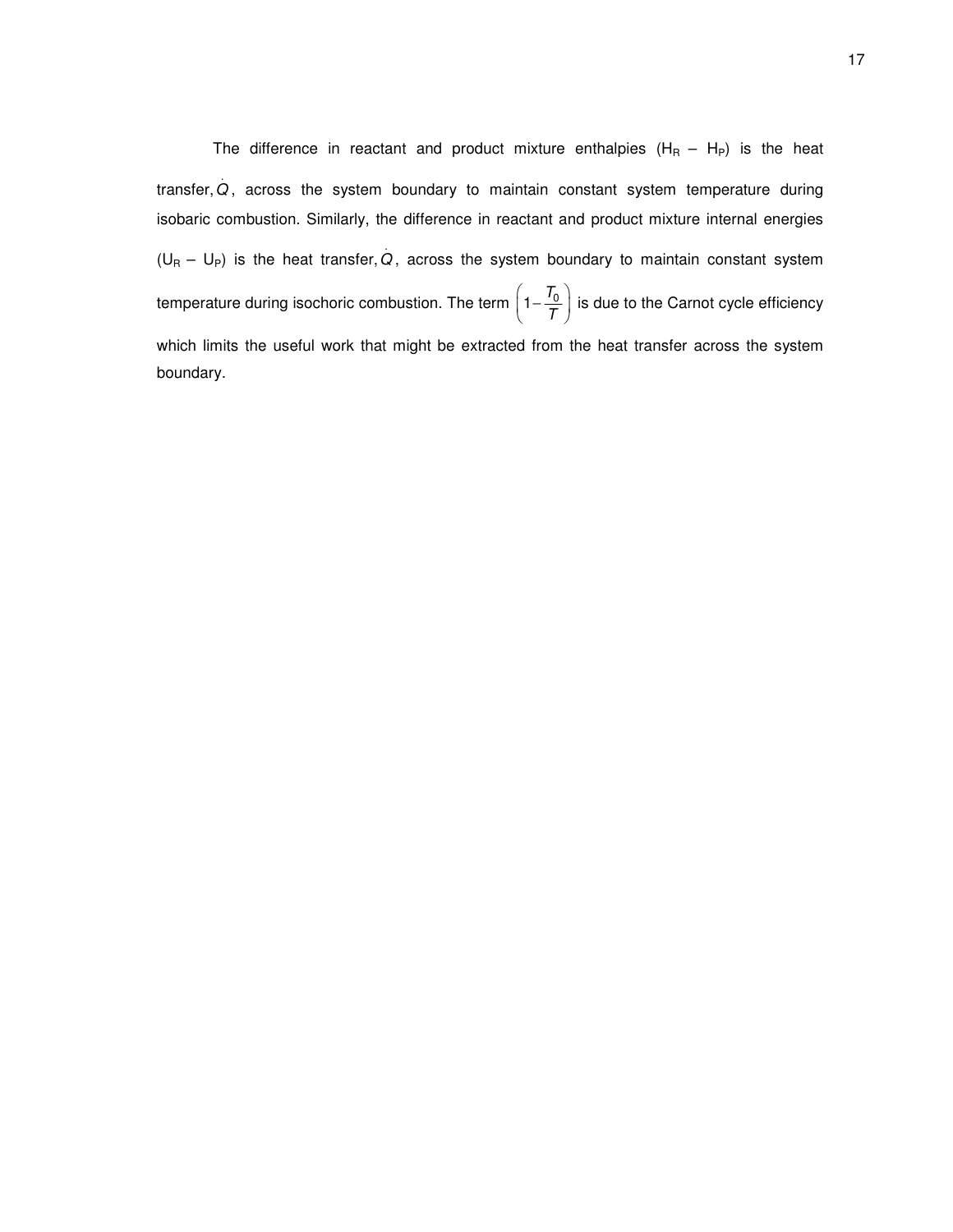The difference in reactant and product mixture enthalpies ($H_R - H_P$) is the heat transfer, $\dot{Q}$, across the system boundary to maintain constant system temperature during isobaric combustion. Similarly, the difference in reactant and product mixture internal energies ($U_R - U_P$) is the heat transfer, $\dot{Q}$, across the system boundary to maintain constant system temperature during isochoric combustion. The term $\left(1 - \frac{T_0}{T}\right)$ is due to the Carnot cycle efficiency which limits the useful work that might be extracted from the heat transfer across the system boundary.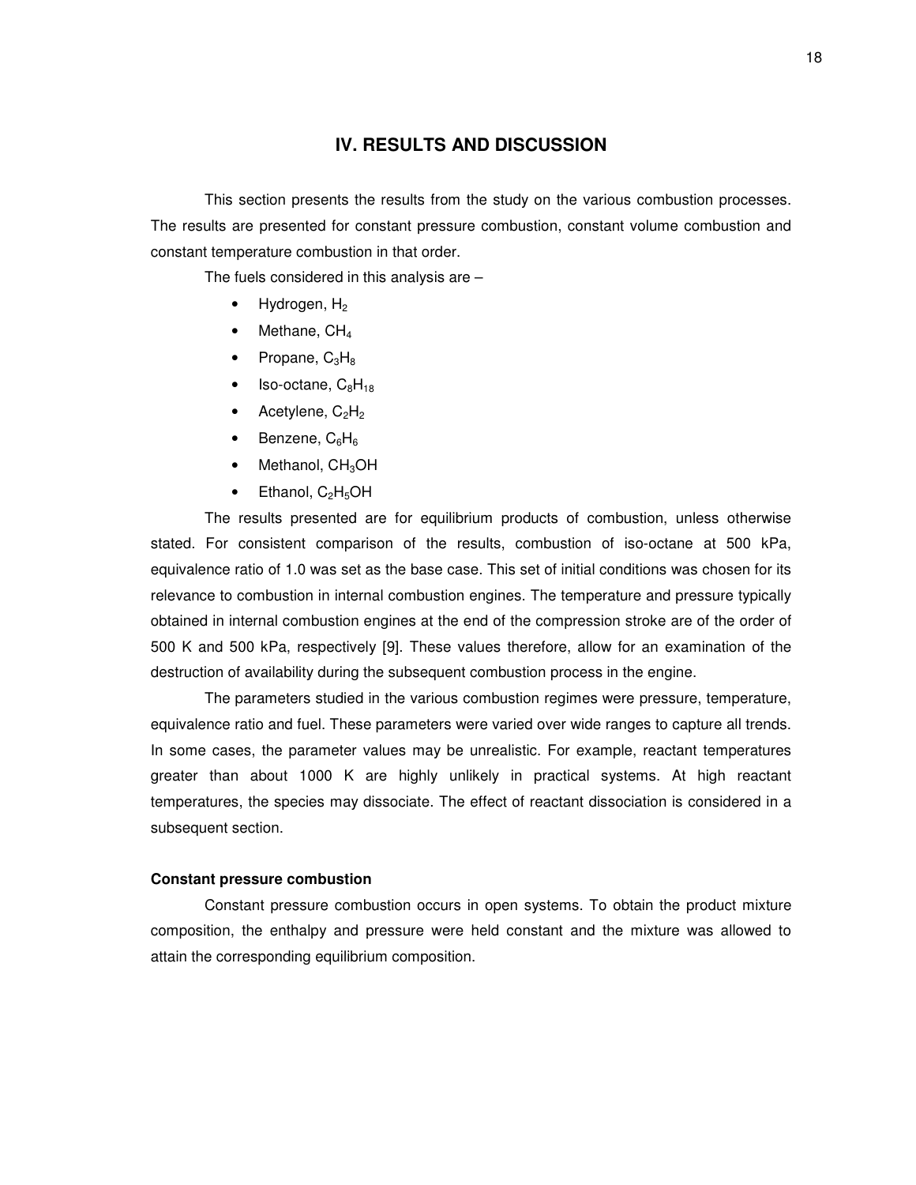## IV. RESULTS AND DISCUSSION

This section presents the results from the study on the various combustion processes. The results are presented for constant pressure combustion, constant volume combustion and constant temperature combustion in that order.

The fuels considered in this analysis are –

- Hydrogen, $H_2$
- Methane, $CH_4$
- Propane, $C_3H_8$
- Iso-octane, $C_8H_{18}$
- Acetylene, $C_2H_2$
- Benzene, $C_6H_6$
- Methanol, $CH_3OH$
- Ethanol, $C_2H_5OH$

The results presented are for equilibrium products of combustion, unless otherwise stated. For consistent comparison of the results, combustion of iso-octane at 500 kPa, equivalence ratio of 1.0 was set as the base case. This set of initial conditions was chosen for its relevance to combustion in internal combustion engines. The temperature and pressure typically obtained in internal combustion engines at the end of the compression stroke are of the order of 500 K and 500 kPa, respectively [9]. These values therefore, allow for an examination of the destruction of availability during the subsequent combustion process in the engine.

The parameters studied in the various combustion regimes were pressure, temperature, equivalence ratio and fuel. These parameters were varied over wide ranges to capture all trends. In some cases, the parameter values may be unrealistic. For example, reactant temperatures greater than about 1000 K are highly unlikely in practical systems. At high reactant temperatures, the species may dissociate. The effect of reactant dissociation is considered in a subsequent section.

**Constant pressure combustion**

Constant pressure combustion occurs in open systems. To obtain the product mixture composition, the enthalpy and pressure were held constant and the mixture was allowed to attain the corresponding equilibrium composition.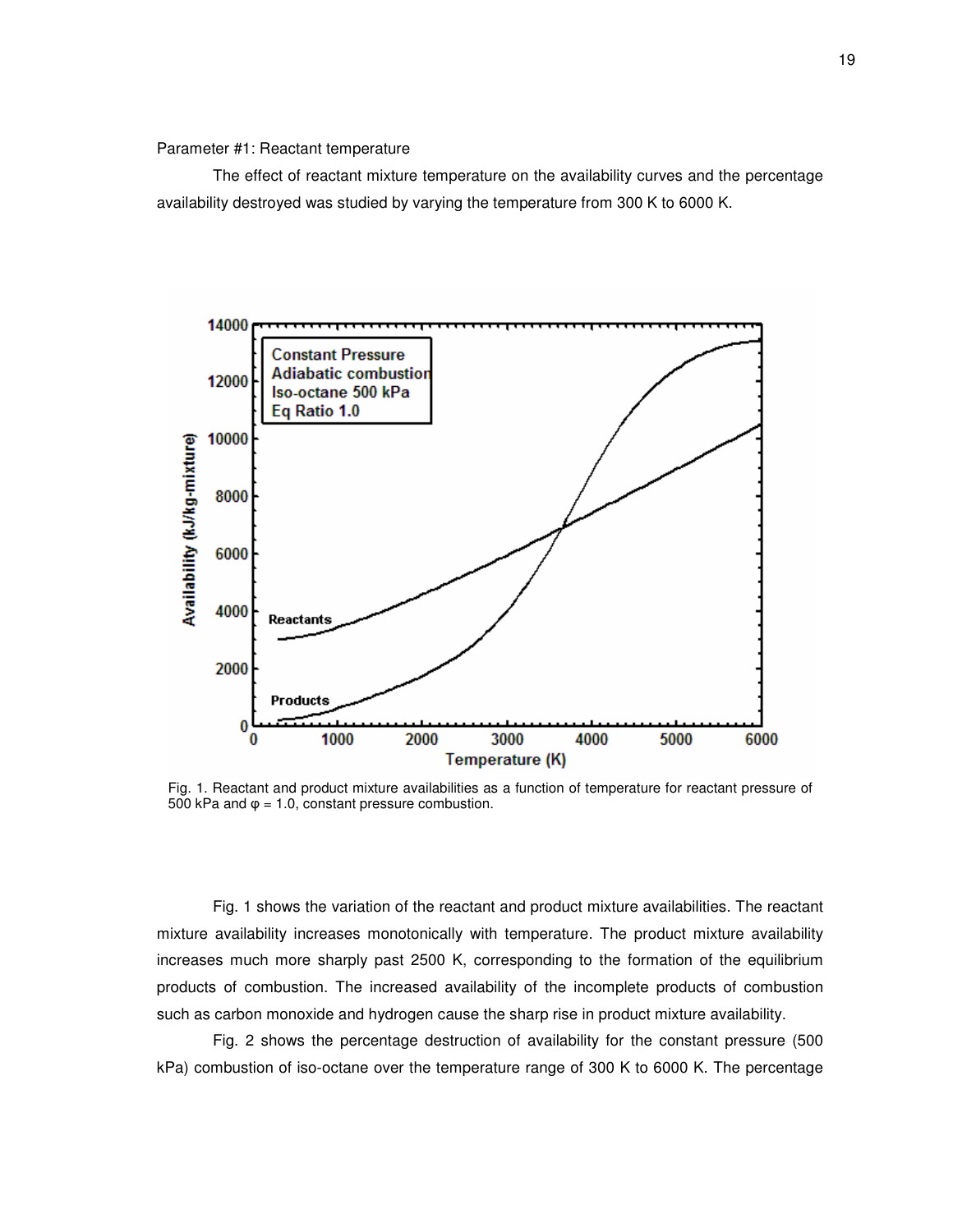Parameter #1: Reactant temperature

The effect of reactant mixture temperature on the availability curves and the percentage availability destroyed was studied by varying the temperature from 300 K to 6000 K.

Fig. 1. Reactant and product mixture availabilities as a function of temperature for reactant pressure of 500 kPa and φ = 1.0, constant pressure combustion.

Fig. 1 shows the variation of the reactant and product mixture availabilities. The reactant mixture availability increases monotonically with temperature. The product mixture availability increases much more sharply past 2500 K, corresponding to the formation of the equilibrium products of combustion. The increased availability of the incomplete products of combustion such as carbon monoxide and hydrogen cause the sharp rise in product mixture availability.

Fig. 2 shows the percentage destruction of availability for the constant pressure (500 kPa) combustion of iso-octane over the temperature range of 300 K to 6000 K. The percentage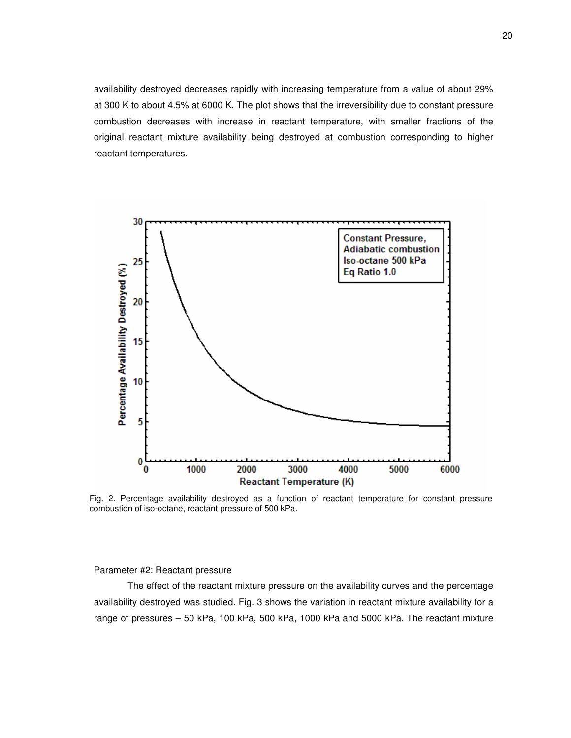availability destroyed decreases rapidly with increasing temperature from a value of about 29% at 300 K to about 4.5% at 6000 K. The plot shows that the irreversibility due to constant pressure combustion decreases with increase in reactant temperature, with smaller fractions of the original reactant mixture availability being destroyed at combustion corresponding to higher reactant temperatures.

Fig. 2. Percentage availability destroyed as a function of reactant temperature for constant pressure combustion of iso-octane, reactant pressure of 500 kPa.

Parameter #2: Reactant pressure

The effect of the reactant mixture pressure on the availability curves and the percentage availability destroyed was studied. Fig. 3 shows the variation in reactant mixture availability for a range of pressures – 50 kPa, 100 kPa, 500 kPa, 1000 kPa and 5000 kPa. The reactant mixture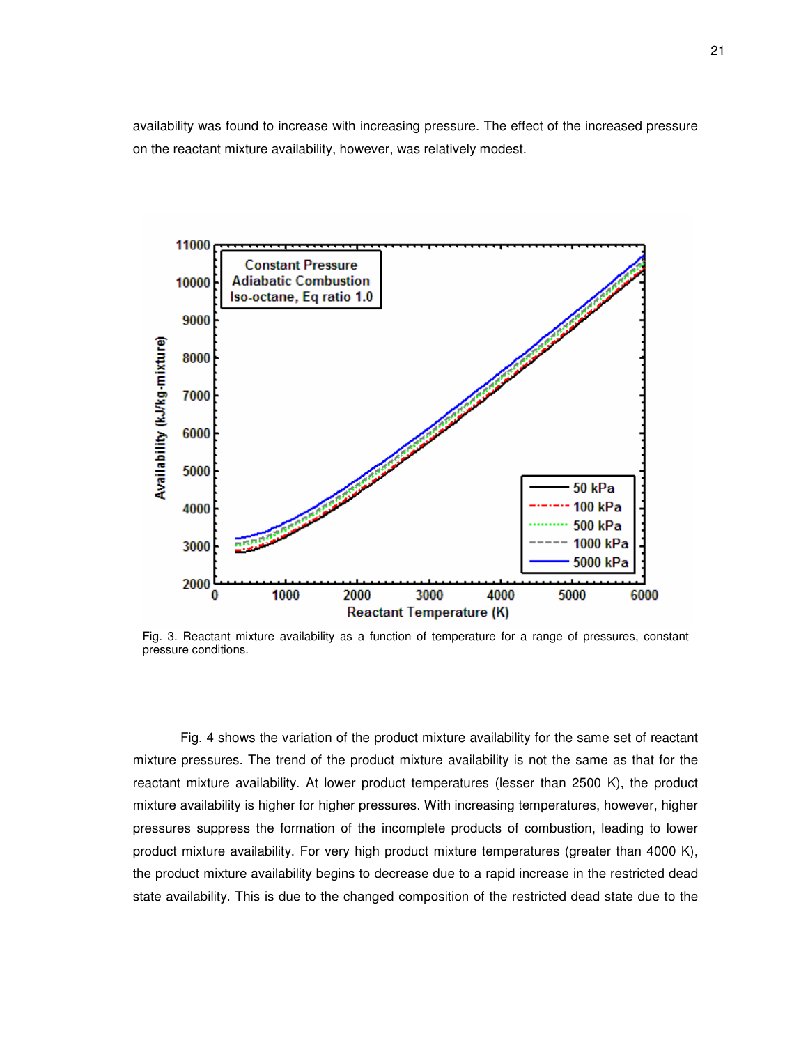availability was found to increase with increasing pressure. The effect of the increased pressure on the reactant mixture availability, however, was relatively modest.

Fig. 3. Reactant mixture availability as a function of temperature for a range of pressures, constant pressure conditions.

Fig. 4 shows the variation of the product mixture availability for the same set of reactant mixture pressures. The trend of the product mixture availability is not the same as that for the reactant mixture availability. At lower product temperatures (lesser than 2500 K), the product mixture availability is higher for higher pressures. With increasing temperatures, however, higher pressures suppress the formation of the incomplete products of combustion, leading to lower product mixture availability. For very high product mixture temperatures (greater than 4000 K), the product mixture availability begins to decrease due to a rapid increase in the restricted dead state availability. This is due to the changed composition of the restricted dead state due to the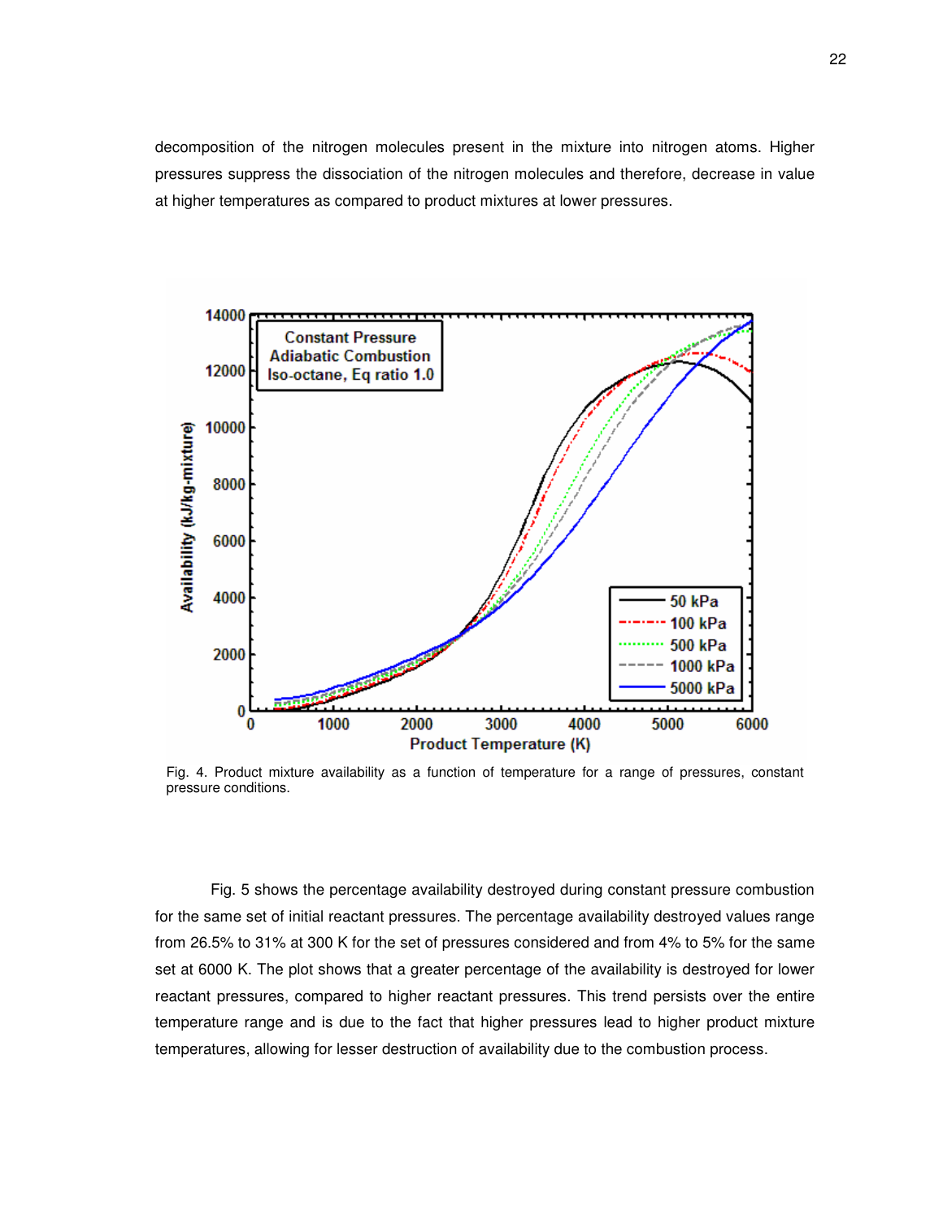decomposition of the nitrogen molecules present in the mixture into nitrogen atoms. Higher pressures suppress the dissociation of the nitrogen molecules and therefore, decrease in value at higher temperatures as compared to product mixtures at lower pressures.

Fig. 4. Product mixture availability as a function of temperature for a range of pressures, constant pressure conditions.

Fig. 5 shows the percentage availability destroyed during constant pressure combustion for the same set of initial reactant pressures. The percentage availability destroyed values range from 26.5% to 31% at 300 K for the set of pressures considered and from 4% to 5% for the same set at 6000 K. The plot shows that a greater percentage of the availability is destroyed for lower reactant pressures, compared to higher reactant pressures. This trend persists over the entire temperature range and is due to the fact that higher pressures lead to higher product mixture temperatures, allowing for lesser destruction of availability due to the combustion process.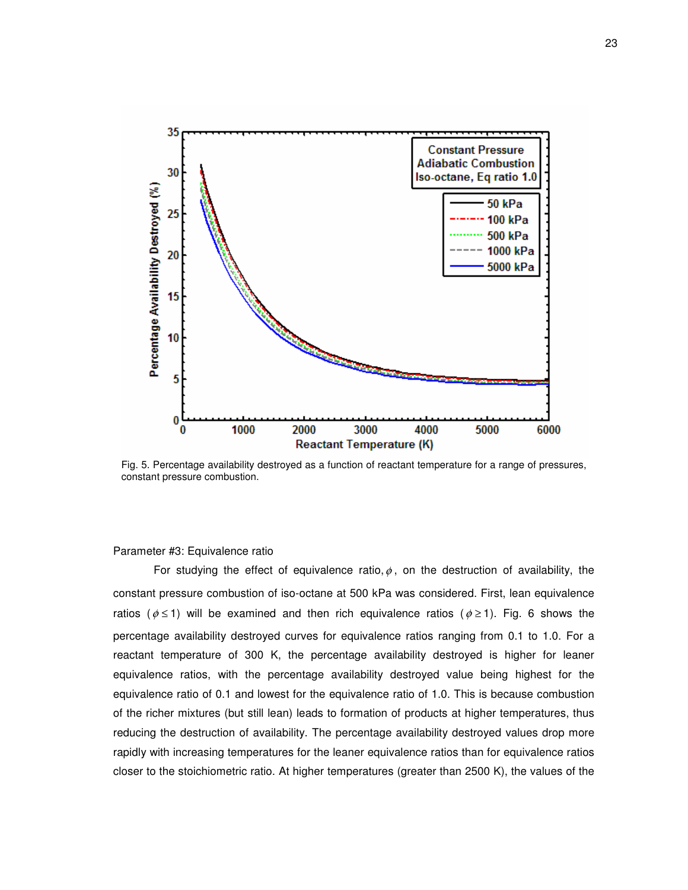Fig. 5. Percentage availability destroyed as a function of reactant temperature for a range of pressures, constant pressure combustion.

Parameter #3: Equivalence ratio

For studying the effect of equivalence ratio, $\phi$, on the destruction of availability, the constant pressure combustion of iso-octane at 500 kPa was considered. First, lean equivalence ratios ($\phi \leq 1$) will be examined and then rich equivalence ratios ($\phi \geq 1$). Fig. 6 shows the percentage availability destroyed curves for equivalence ratios ranging from 0.1 to 1.0. For a reactant temperature of 300 K, the percentage availability destroyed is higher for leaner equivalence ratios, with the percentage availability destroyed value being highest for the equivalence ratio of 0.1 and lowest for the equivalence ratio of 1.0. This is because combustion of the richer mixtures (but still lean) leads to formation of products at higher temperatures, thus reducing the destruction of availability. The percentage availability destroyed values drop more rapidly with increasing temperatures for the leaner equivalence ratios than for equivalence ratios closer to the stoichiometric ratio. At higher temperatures (greater than 2500 K), the values of the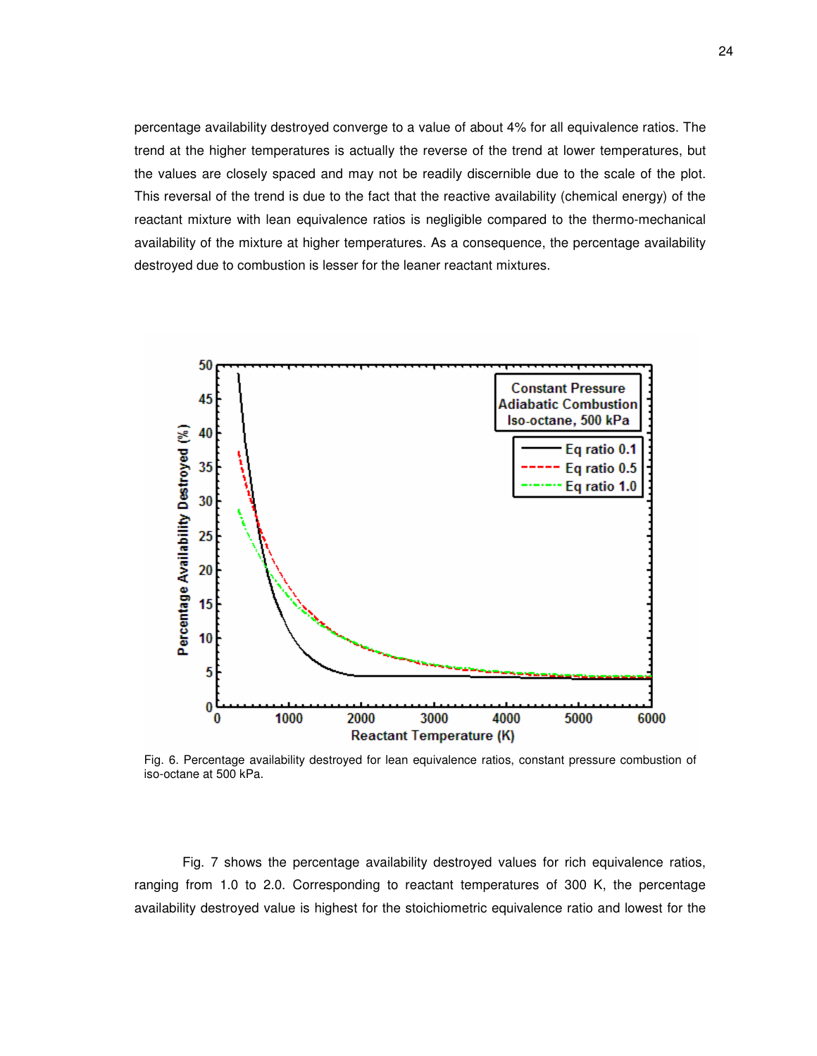percentage availability destroyed converge to a value of about 4% for all equivalence ratios. The trend at the higher temperatures is actually the reverse of the trend at lower temperatures, but the values are closely spaced and may not be readily discernible due to the scale of the plot. This reversal of the trend is due to the fact that the reactive availability (chemical energy) of the reactant mixture with lean equivalence ratios is negligible compared to the thermo-mechanical availability of the mixture at higher temperatures. As a consequence, the percentage availability destroyed due to combustion is lesser for the leaner reactant mixtures.

Fig. 6. Percentage availability destroyed for lean equivalence ratios, constant pressure combustion of iso-octane at 500 kPa.

Fig. 7 shows the percentage availability destroyed values for rich equivalence ratios, ranging from 1.0 to 2.0. Corresponding to reactant temperatures of 300 K, the percentage availability destroyed value is highest for the stoichiometric equivalence ratio and lowest for the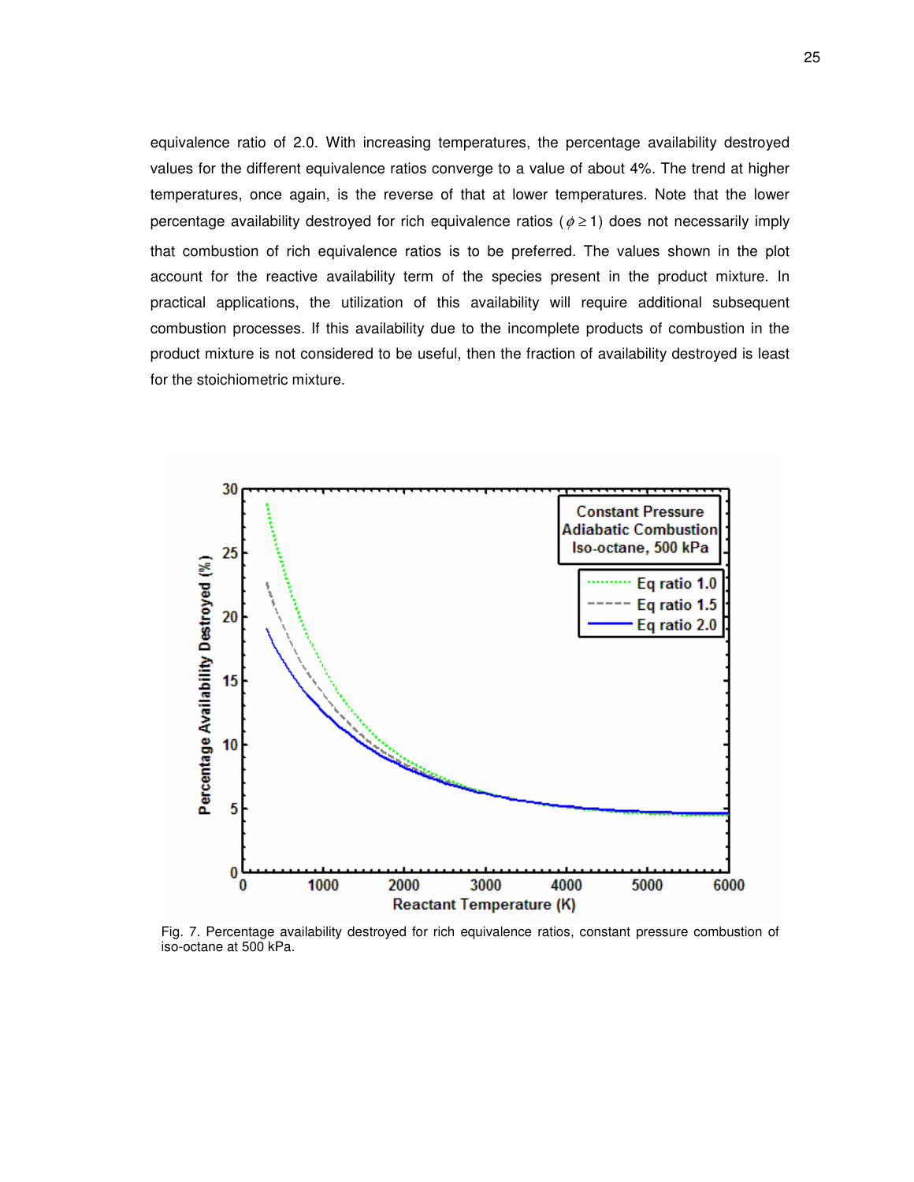equivalence ratio of 2.0. With increasing temperatures, the percentage availability destroyed values for the different equivalence ratios converge to a value of about 4%. The trend at higher temperatures, once again, is the reverse of that at lower temperatures. Note that the lower percentage availability destroyed for rich equivalence ratios ($\phi \geq 1$) does not necessarily imply that combustion of rich equivalence ratios is to be preferred. The values shown in the plot account for the reactive availability term of the species present in the product mixture. In practical applications, the utilization of this availability will require additional subsequent combustion processes. If this availability due to the incomplete products of combustion in the product mixture is not considered to be useful, then the fraction of availability destroyed is least for the stoichiometric mixture.

Fig. 7. Percentage availability destroyed for rich equivalence ratios, constant pressure combustion of iso-octane at 500 kPa.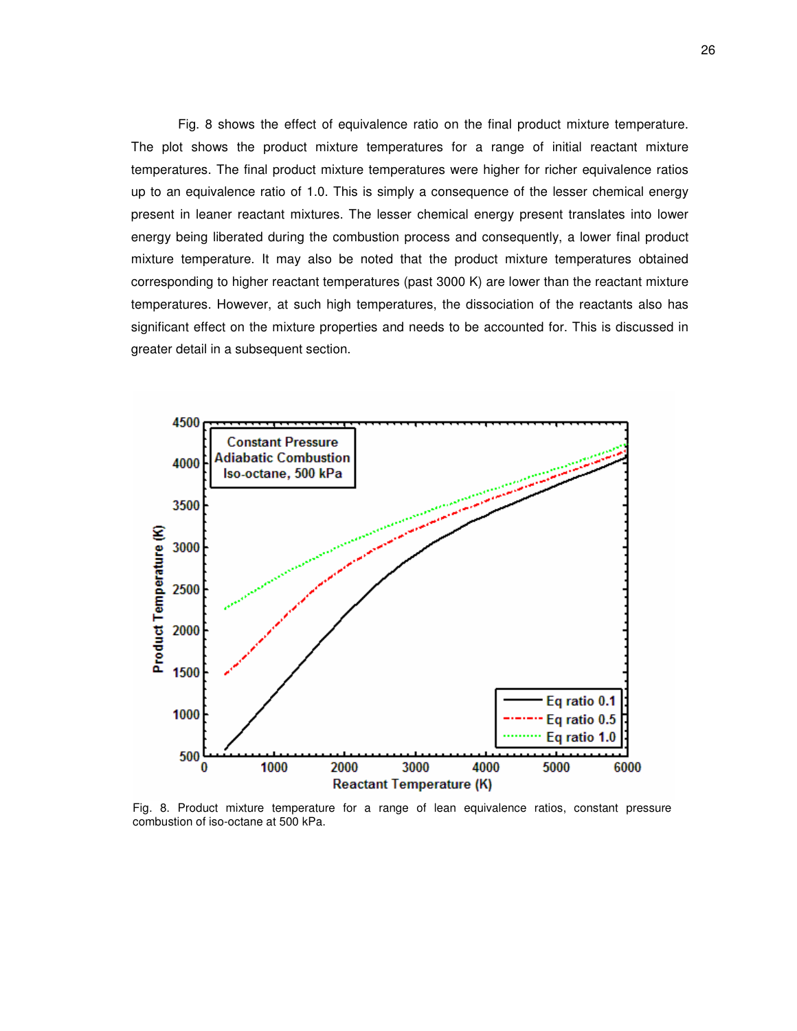Fig. 8 shows the effect of equivalence ratio on the final product mixture temperature. The plot shows the product mixture temperatures for a range of initial reactant mixture temperatures. The final product mixture temperatures were higher for richer equivalence ratios up to an equivalence ratio of 1.0. This is simply a consequence of the lesser chemical energy present in leaner reactant mixtures. The lesser chemical energy present translates into lower energy being liberated during the combustion process and consequently, a lower final product mixture temperature. It may also be noted that the product mixture temperatures obtained corresponding to higher reactant temperatures (past 3000 K) are lower than the reactant mixture temperatures. However, at such high temperatures, the dissociation of the reactants also has significant effect on the mixture properties and needs to be accounted for. This is discussed in greater detail in a subsequent section.

Fig. 8. Product mixture temperature for a range of lean equivalence ratios, constant pressure combustion of iso-octane at 500 kPa.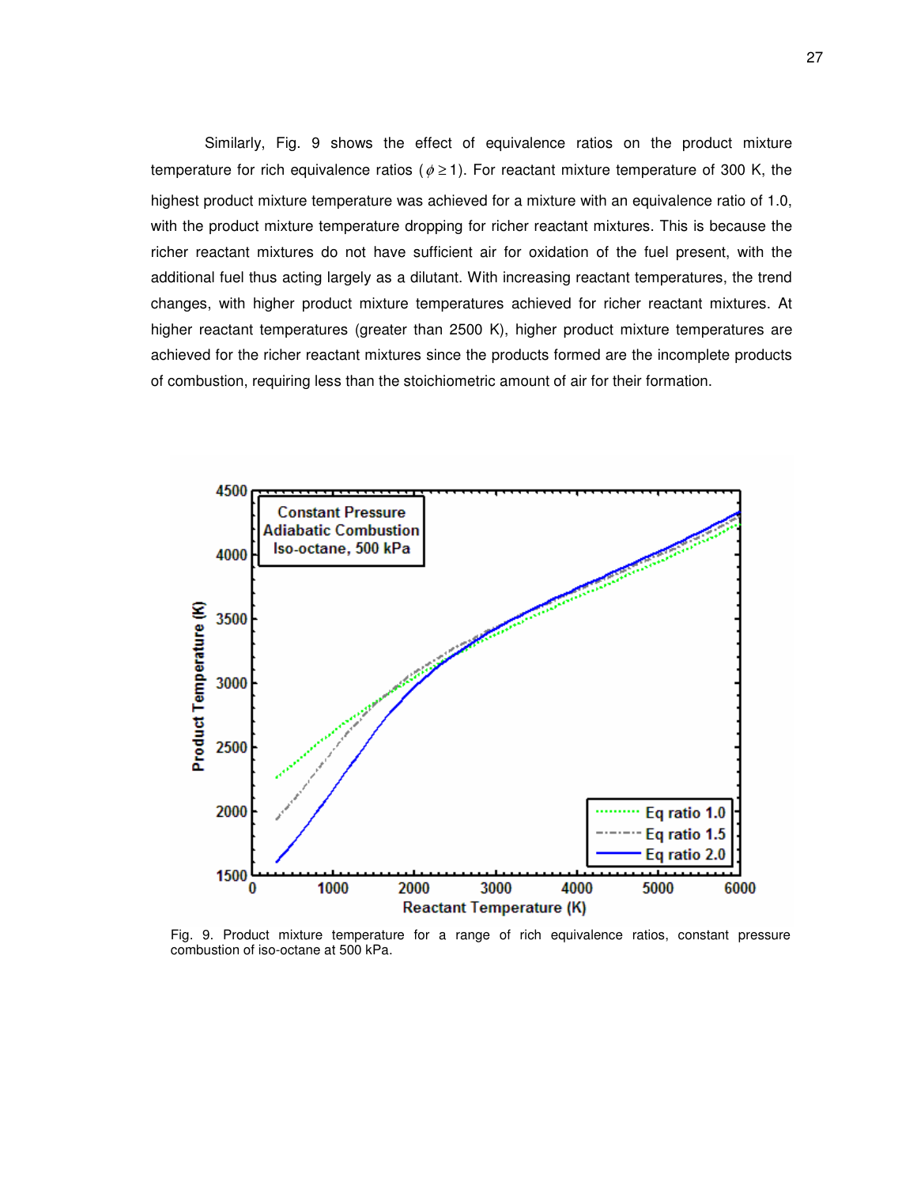Similarly, Fig. 9 shows the effect of equivalence ratios on the product mixture temperature for rich equivalence ratios ($\phi \geq 1$). For reactant mixture temperature of 300 K, the highest product mixture temperature was achieved for a mixture with an equivalence ratio of 1.0, with the product mixture temperature dropping for richer reactant mixtures. This is because the richer reactant mixtures do not have sufficient air for oxidation of the fuel present, with the additional fuel thus acting largely as a dilutant. With increasing reactant temperatures, the trend changes, with higher product mixture temperatures achieved for richer reactant mixtures. At higher reactant temperatures (greater than 2500 K), higher product mixture temperatures are achieved for the richer reactant mixtures since the products formed are the incomplete products of combustion, requiring less than the stoichiometric amount of air for their formation.

Fig. 9. Product mixture temperature for a range of rich equivalence ratios, constant pressure combustion of iso-octane at 500 kPa.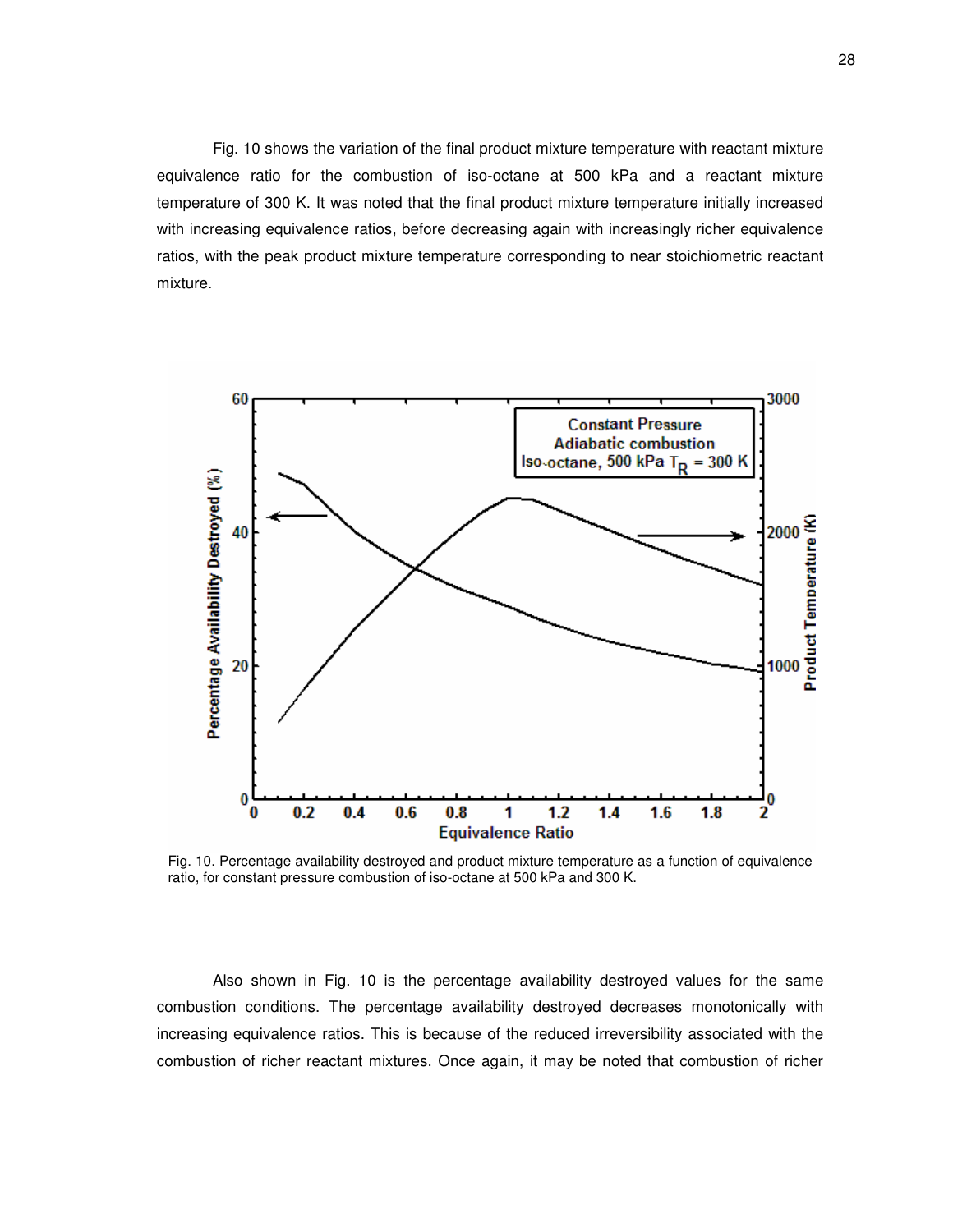Fig. 10 shows the variation of the final product mixture temperature with reactant mixture equivalence ratio for the combustion of iso-octane at 500 kPa and a reactant mixture temperature of 300 K. It was noted that the final product mixture temperature initially increased with increasing equivalence ratios, before decreasing again with increasingly richer equivalence ratios, with the peak product mixture temperature corresponding to near stoichiometric reactant mixture.

Fig. 10. Percentage availability destroyed and product mixture temperature as a function of equivalence ratio, for constant pressure combustion of iso-octane at 500 kPa and 300 K.

Also shown in Fig. 10 is the percentage availability destroyed values for the same combustion conditions. The percentage availability destroyed decreases monotonically with increasing equivalence ratios. This is because of the reduced irreversibility associated with the combustion of richer reactant mixtures. Once again, it may be noted that combustion of richer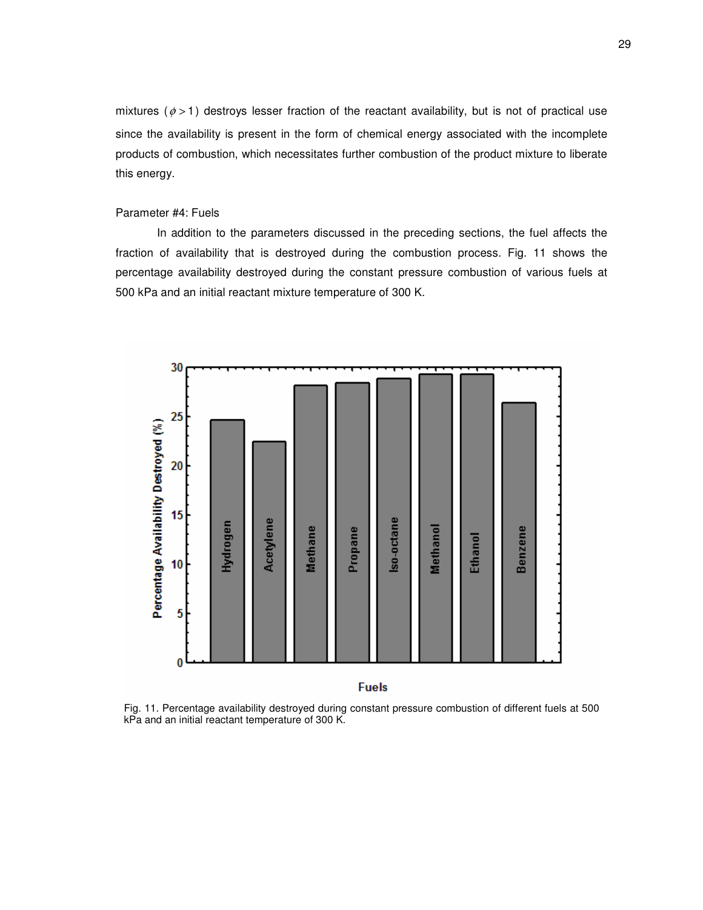mixtures ($\phi > 1$) destroys lesser fraction of the reactant availability, but is not of practical use since the availability is present in the form of chemical energy associated with the incomplete products of combustion, which necessitates further combustion of the product mixture to liberate this energy.

Parameter #4: Fuels

In addition to the parameters discussed in the preceding sections, the fuel affects the fraction of availability that is destroyed during the combustion process. Fig. 11 shows the percentage availability destroyed during the constant pressure combustion of various fuels at 500 kPa and an initial reactant mixture temperature of 300 K.

Fig. 11. Percentage availability destroyed during constant pressure combustion of different fuels at 500 kPa and an initial reactant temperature of 300 K.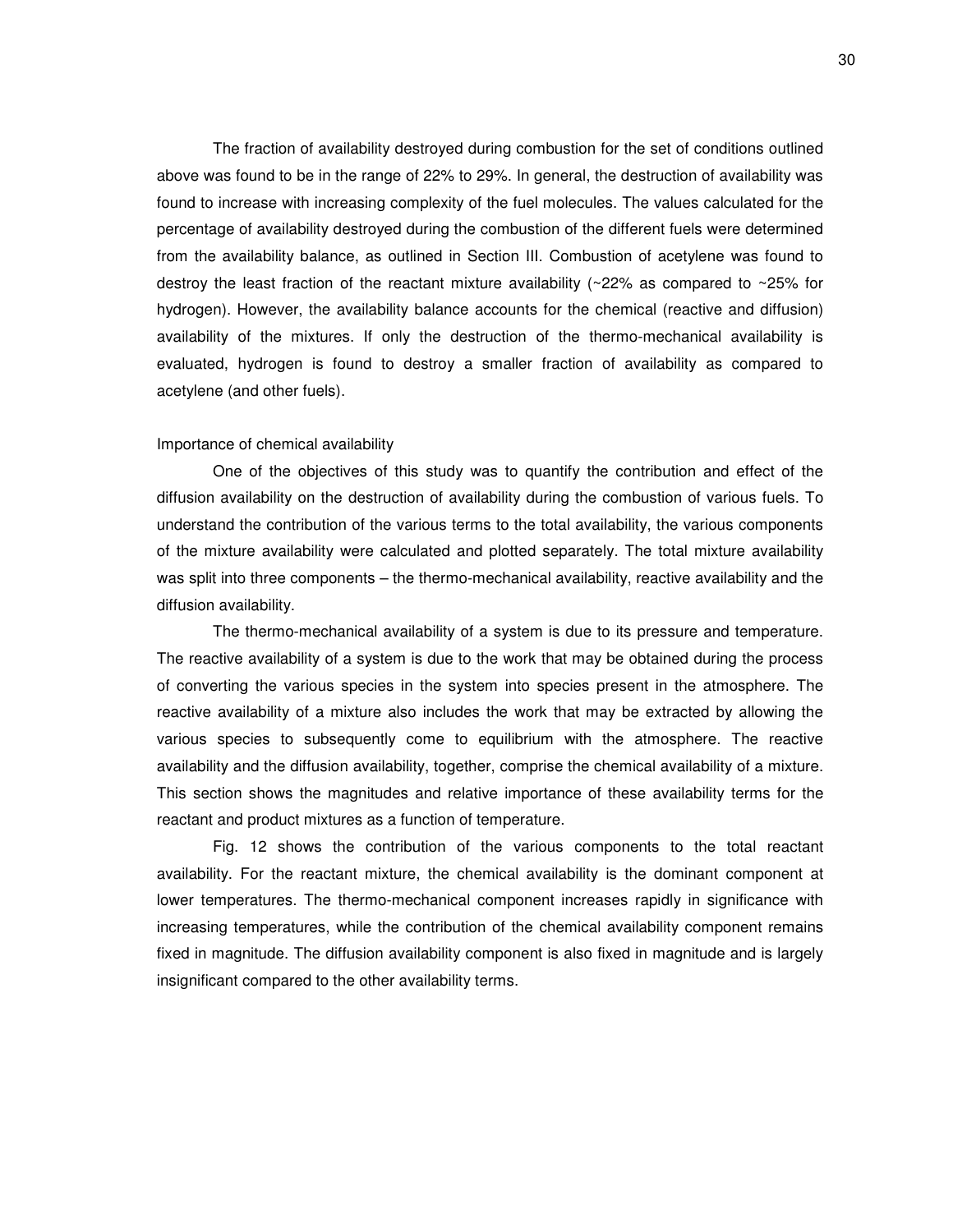The fraction of availability destroyed during combustion for the set of conditions outlined above was found to be in the range of 22% to 29%. In general, the destruction of availability was found to increase with increasing complexity of the fuel molecules. The values calculated for the percentage of availability destroyed during the combustion of the different fuels were determined from the availability balance, as outlined in Section III. Combustion of acetylene was found to destroy the least fraction of the reactant mixture availability (~22% as compared to ~25% for hydrogen). However, the availability balance accounts for the chemical (reactive and diffusion) availability of the mixtures. If only the destruction of the thermo-mechanical availability is evaluated, hydrogen is found to destroy a smaller fraction of availability as compared to acetylene (and other fuels).

### Importance of chemical availability

One of the objectives of this study was to quantify the contribution and effect of the diffusion availability on the destruction of availability during the combustion of various fuels. To understand the contribution of the various terms to the total availability, the various components of the mixture availability were calculated and plotted separately. The total mixture availability was split into three components – the thermo-mechanical availability, reactive availability and the diffusion availability.

The thermo-mechanical availability of a system is due to its pressure and temperature. The reactive availability of a system is due to the work that may be obtained during the process of converting the various species in the system into species present in the atmosphere. The reactive availability of a mixture also includes the work that may be extracted by allowing the various species to subsequently come to equilibrium with the atmosphere. The reactive availability and the diffusion availability, together, comprise the chemical availability of a mixture. This section shows the magnitudes and relative importance of these availability terms for the reactant and product mixtures as a function of temperature.

Fig. 12 shows the contribution of the various components to the total reactant availability. For the reactant mixture, the chemical availability is the dominant component at lower temperatures. The thermo-mechanical component increases rapidly in significance with increasing temperatures, while the contribution of the chemical availability component remains fixed in magnitude. The diffusion availability component is also fixed in magnitude and is largely insignificant compared to the other availability terms.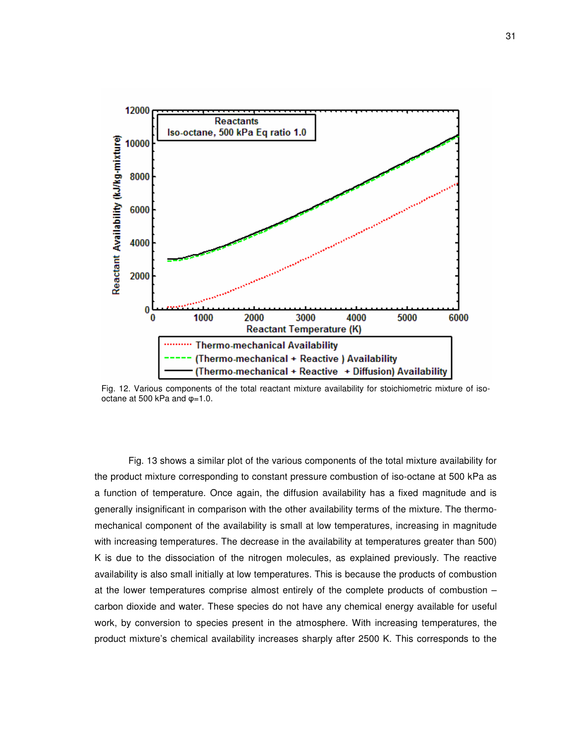Fig. 12. Various components of the total reactant mixture availability for stoichiometric mixture of iso-octane at 500 kPa and φ=1.0.

Fig. 13 shows a similar plot of the various components of the total mixture availability for the product mixture corresponding to constant pressure combustion of iso-octane at 500 kPa as a function of temperature. Once again, the diffusion availability has a fixed magnitude and is generally insignificant in comparison with the other availability terms of the mixture. The thermo-mechanical component of the availability is small at low temperatures, increasing in magnitude with increasing temperatures. The decrease in the availability at temperatures greater than 500) K is due to the dissociation of the nitrogen molecules, as explained previously. The reactive availability is also small initially at low temperatures. This is because the products of combustion at the lower temperatures comprise almost entirely of the complete products of combustion – carbon dioxide and water. These species do not have any chemical energy available for useful work, by conversion to species present in the atmosphere. With increasing temperatures, the product mixture's chemical availability increases sharply after 2500 K. This corresponds to the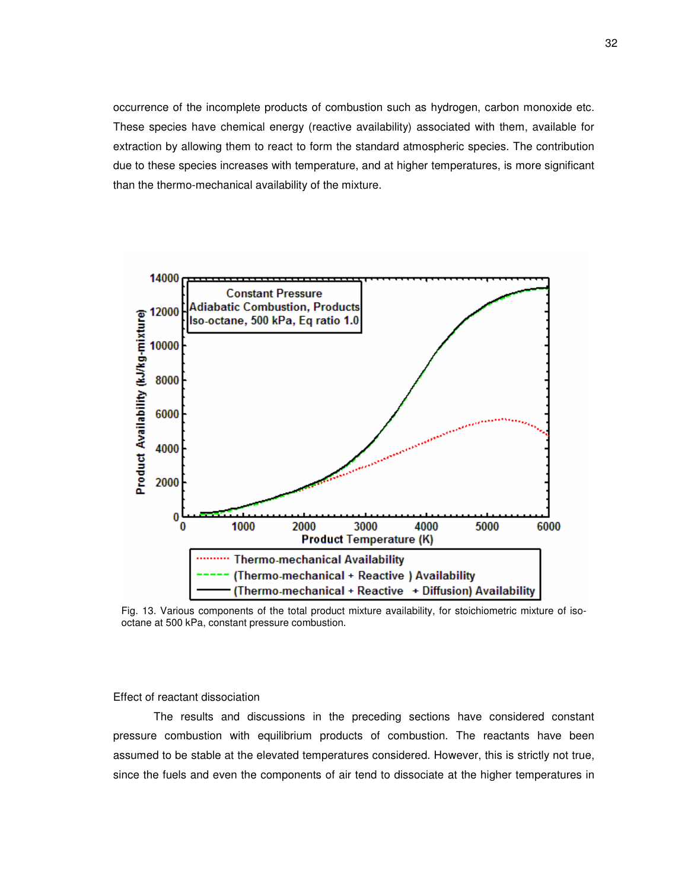occurrence of the incomplete products of combustion such as hydrogen, carbon monoxide etc. These species have chemical energy (reactive availability) associated with them, available for extraction by allowing them to react to form the standard atmospheric species. The contribution due to these species increases with temperature, and at higher temperatures, is more significant than the thermo-mechanical availability of the mixture.

Fig. 13. Various components of the total product mixture availability, for stoichiometric mixture of iso-octane at 500 kPa, constant pressure combustion.

Effect of reactant dissociation

The results and discussions in the preceding sections have considered constant pressure combustion with equilibrium products of combustion. The reactants have been assumed to be stable at the elevated temperatures considered. However, this is strictly not true, since the fuels and even the components of air tend to dissociate at the higher temperatures in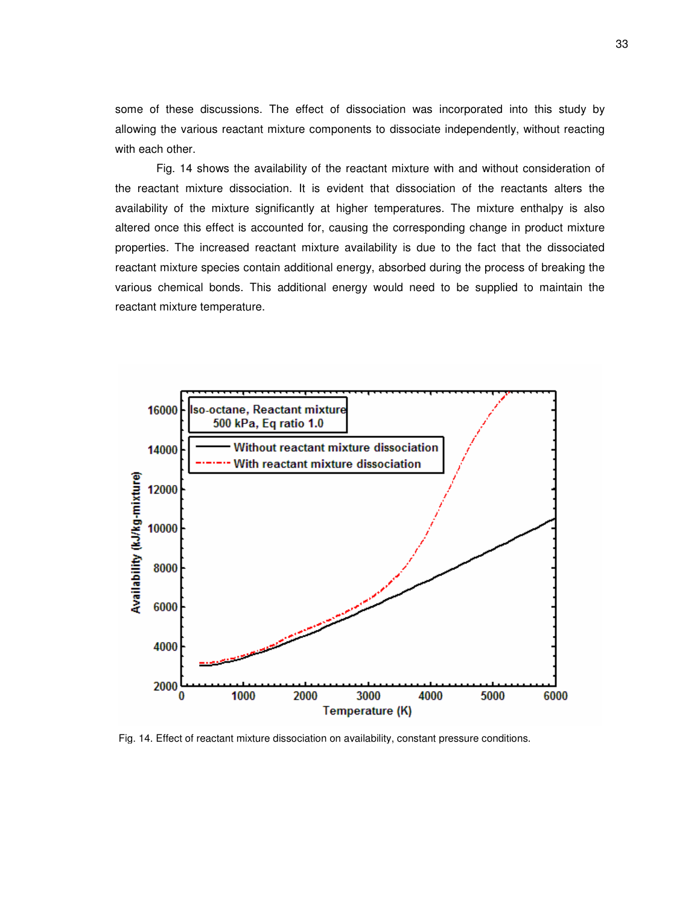some of these discussions. The effect of dissociation was incorporated into this study by allowing the various reactant mixture components to dissociate independently, without reacting with each other.

Fig. 14 shows the availability of the reactant mixture with and without consideration of the reactant mixture dissociation. It is evident that dissociation of the reactants alters the availability of the mixture significantly at higher temperatures. The mixture enthalpy is also altered once this effect is accounted for, causing the corresponding change in product mixture properties. The increased reactant mixture availability is due to the fact that the dissociated reactant mixture species contain additional energy, absorbed during the process of breaking the various chemical bonds. This additional energy would need to be supplied to maintain the reactant mixture temperature.

Fig. 14. Effect of reactant mixture dissociation on availability, constant pressure conditions.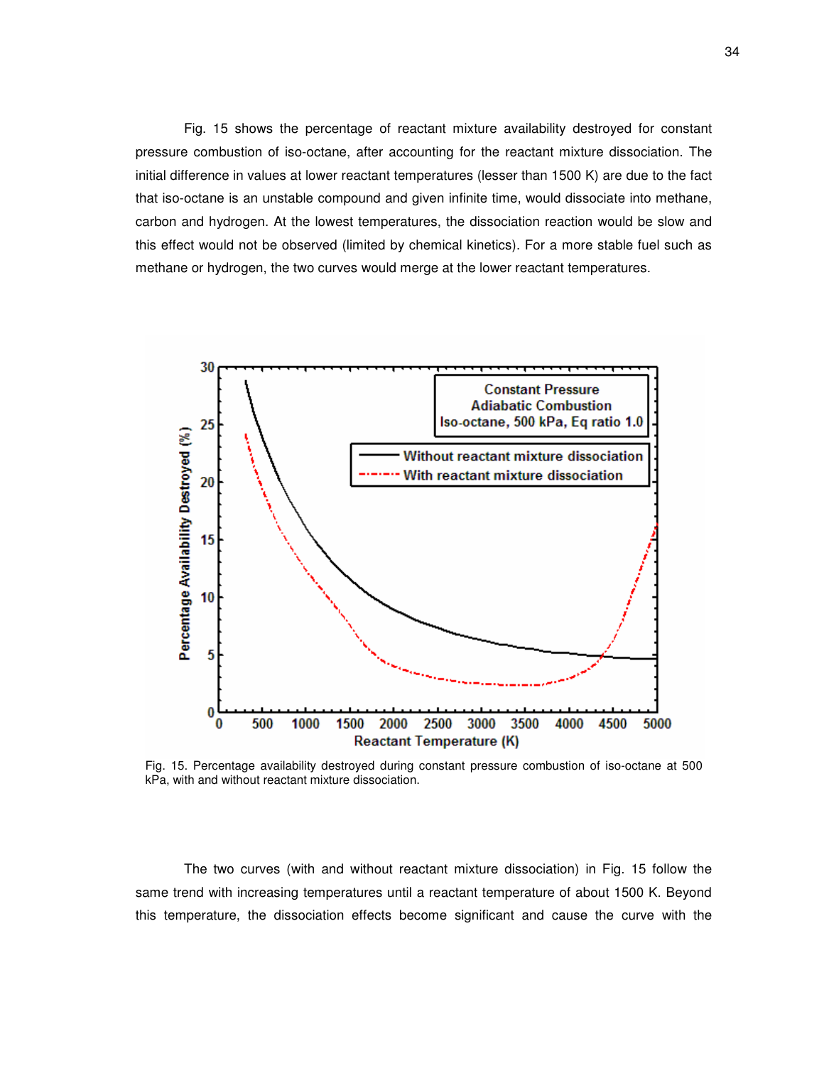Fig. 15 shows the percentage of reactant mixture availability destroyed for constant pressure combustion of iso-octane, after accounting for the reactant mixture dissociation. The initial difference in values at lower reactant temperatures (lesser than 1500 K) are due to the fact that iso-octane is an unstable compound and given infinite time, would dissociate into methane, carbon and hydrogen. At the lowest temperatures, the dissociation reaction would be slow and this effect would not be observed (limited by chemical kinetics). For a more stable fuel such as methane or hydrogen, the two curves would merge at the lower reactant temperatures.

Fig. 15. Percentage availability destroyed during constant pressure combustion of iso-octane at 500 kPa, with and without reactant mixture dissociation.

The two curves (with and without reactant mixture dissociation) in Fig. 15 follow the same trend with increasing temperatures until a reactant temperature of about 1500 K. Beyond this temperature, the dissociation effects become significant and cause the curve with the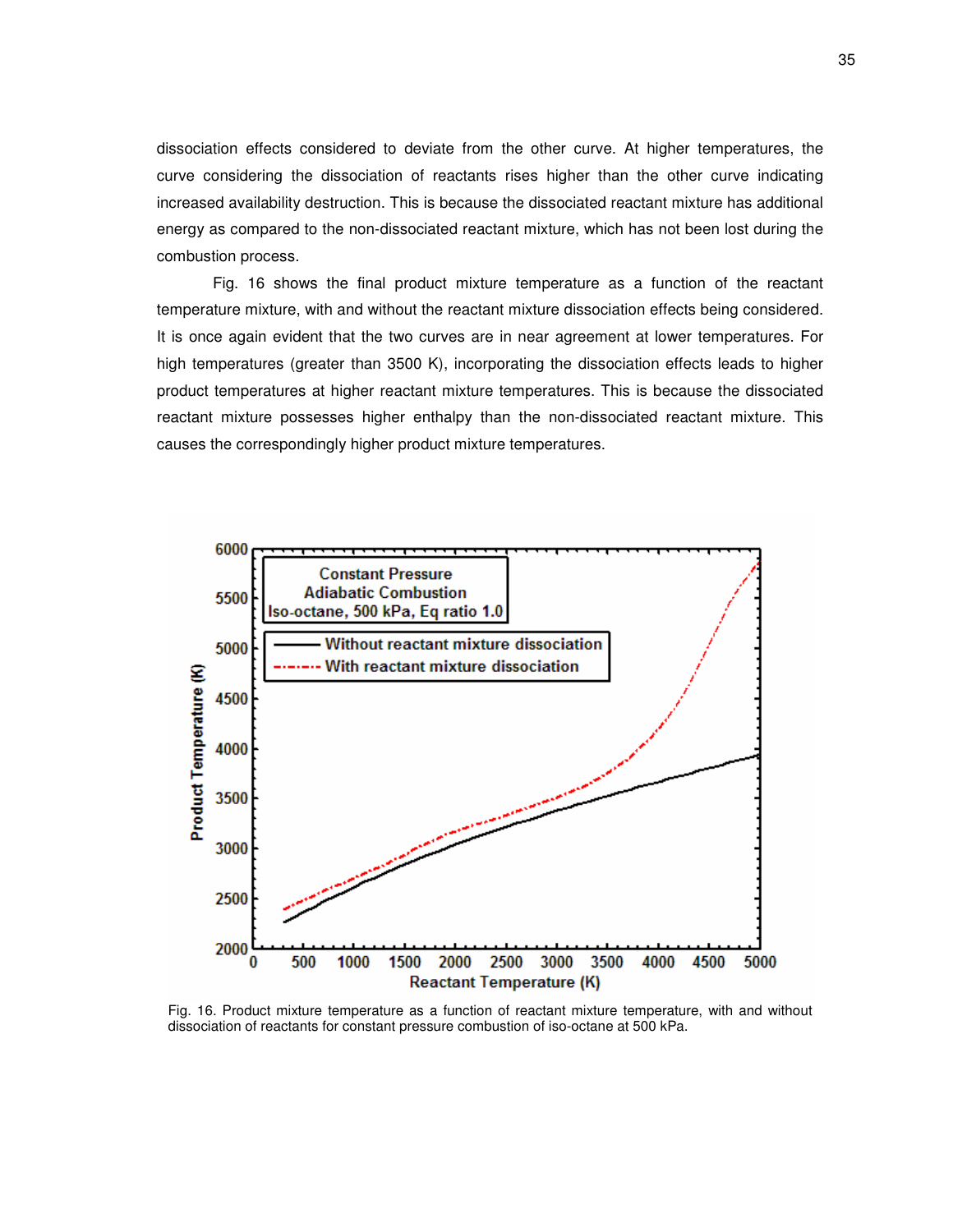dissociation effects considered to deviate from the other curve. At higher temperatures, the curve considering the dissociation of reactants rises higher than the other curve indicating increased availability destruction. This is because the dissociated reactant mixture has additional energy as compared to the non-dissociated reactant mixture, which has not been lost during the combustion process.

Fig. 16 shows the final product mixture temperature as a function of the reactant temperature mixture, with and without the reactant mixture dissociation effects being considered. It is once again evident that the two curves are in near agreement at lower temperatures. For high temperatures (greater than 3500 K), incorporating the dissociation effects leads to higher product temperatures at higher reactant mixture temperatures. This is because the dissociated reactant mixture possesses higher enthalpy than the non-dissociated reactant mixture. This causes the correspondingly higher product mixture temperatures.

Fig. 16. Product mixture temperature as a function of reactant mixture temperature, with and without dissociation of reactants for constant pressure combustion of iso-octane at 500 kPa.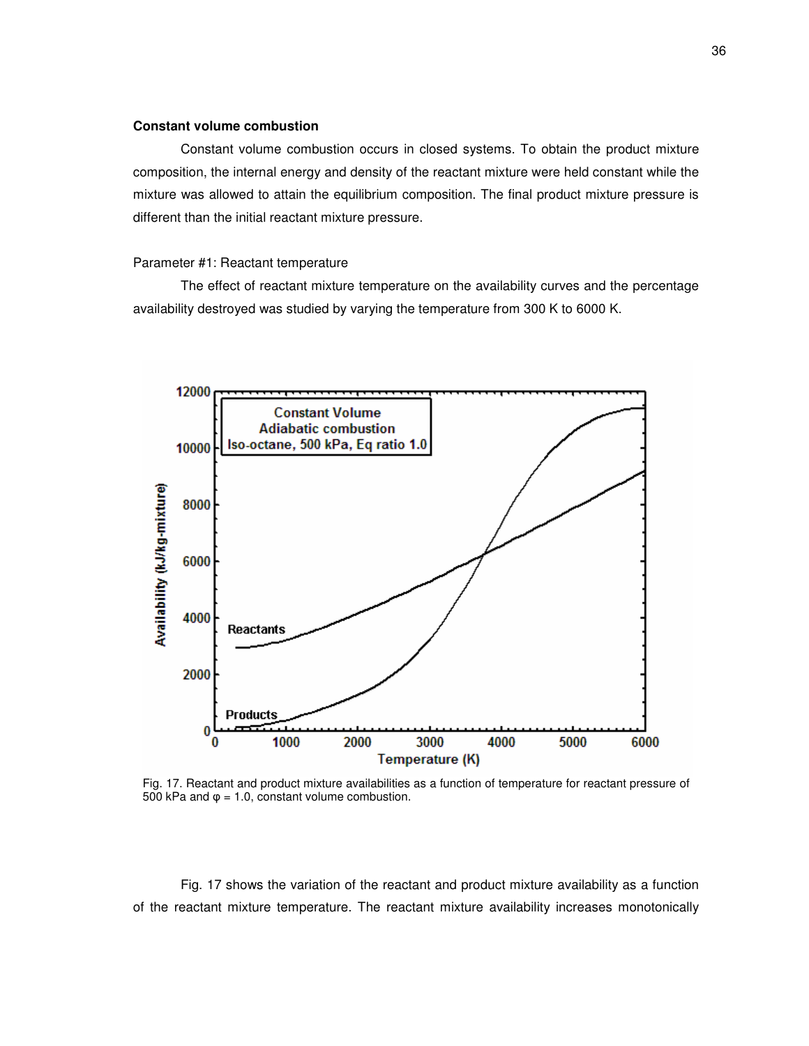**Constant volume combustion**

Constant volume combustion occurs in closed systems. To obtain the product mixture composition, the internal energy and density of the reactant mixture were held constant while the mixture was allowed to attain the equilibrium composition. The final product mixture pressure is different than the initial reactant mixture pressure.

Parameter #1: Reactant temperature

The effect of reactant mixture temperature on the availability curves and the percentage availability destroyed was studied by varying the temperature from 300 K to 6000 K.

Fig. 17. Reactant and product mixture availabilities as a function of temperature for reactant pressure of 500 kPa and φ = 1.0, constant volume combustion.

Fig. 17 shows the variation of the reactant and product mixture availability as a function of the reactant mixture temperature. The reactant mixture availability increases monotonically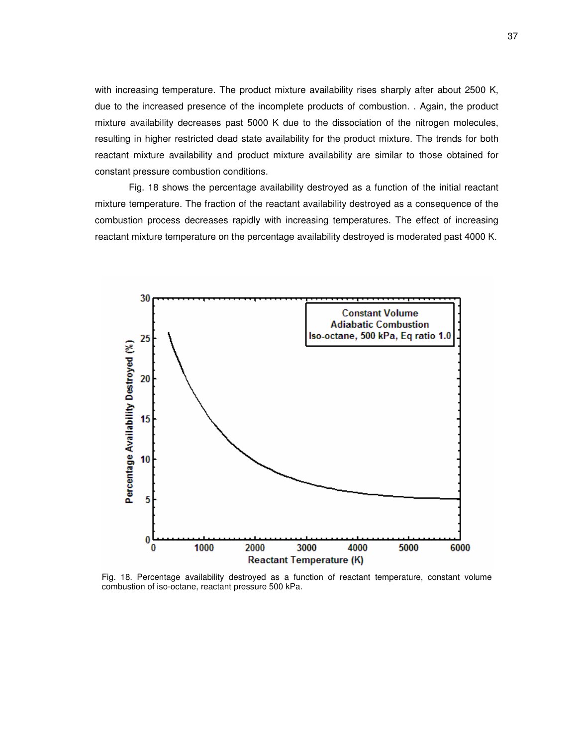with increasing temperature. The product mixture availability rises sharply after about 2500 K, due to the increased presence of the incomplete products of combustion. . Again, the product mixture availability decreases past 5000 K due to the dissociation of the nitrogen molecules, resulting in higher restricted dead state availability for the product mixture. The trends for both reactant mixture availability and product mixture availability are similar to those obtained for constant pressure combustion conditions.

Fig. 18 shows the percentage availability destroyed as a function of the initial reactant mixture temperature. The fraction of the reactant availability destroyed as a consequence of the combustion process decreases rapidly with increasing temperatures. The effect of increasing reactant mixture temperature on the percentage availability destroyed is moderated past 4000 K.

Fig. 18. Percentage availability destroyed as a function of reactant temperature, constant volume combustion of iso-octane, reactant pressure 500 kPa.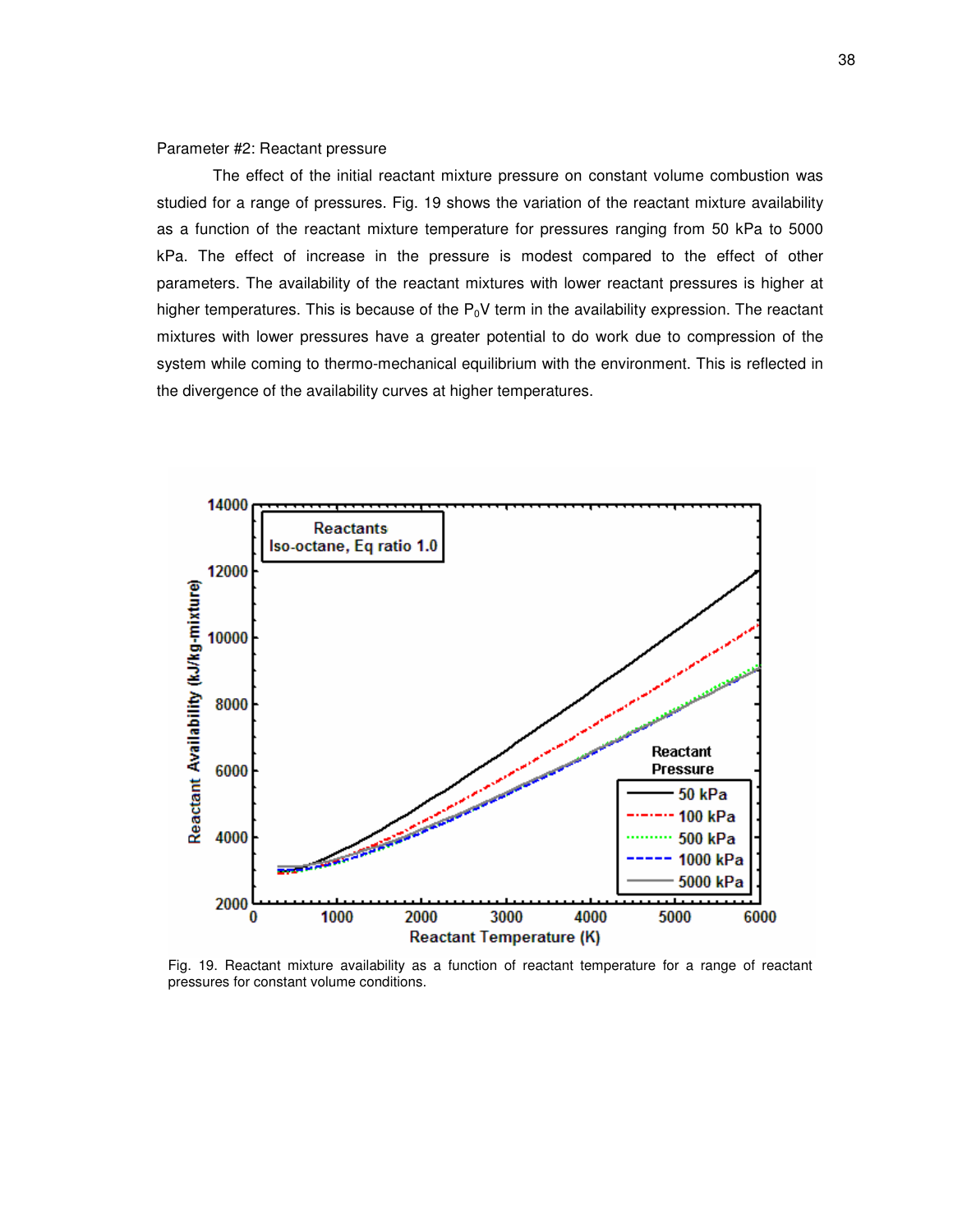Parameter #2: Reactant pressure

The effect of the initial reactant mixture pressure on constant volume combustion was studied for a range of pressures. Fig. 19 shows the variation of the reactant mixture availability as a function of the reactant mixture temperature for pressures ranging from 50 kPa to 5000 kPa. The effect of increase in the pressure is modest compared to the effect of other parameters. The availability of the reactant mixtures with lower reactant pressures is higher at higher temperatures. This is because of the $P_0V$ term in the availability expression. The reactant mixtures with lower pressures have a greater potential to do work due to compression of the system while coming to thermo-mechanical equilibrium with the environment. This is reflected in the divergence of the availability curves at higher temperatures.

Fig. 19. Reactant mixture availability as a function of reactant temperature for a range of reactant pressures for constant volume conditions.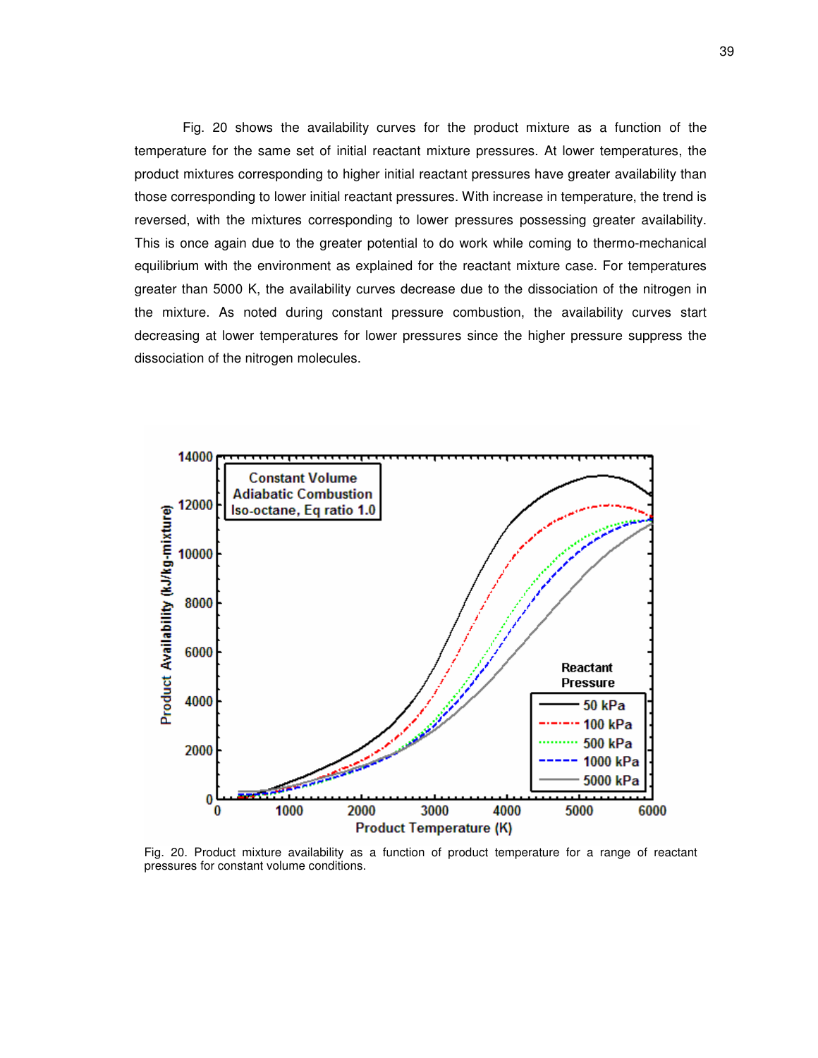Fig. 20 shows the availability curves for the product mixture as a function of the temperature for the same set of initial reactant mixture pressures. At lower temperatures, the product mixtures corresponding to higher initial reactant pressures have greater availability than those corresponding to lower initial reactant pressures. With increase in temperature, the trend is reversed, with the mixtures corresponding to lower pressures possessing greater availability. This is once again due to the greater potential to do work while coming to thermo-mechanical equilibrium with the environment as explained for the reactant mixture case. For temperatures greater than 5000 K, the availability curves decrease due to the dissociation of the nitrogen in the mixture. As noted during constant pressure combustion, the availability curves start decreasing at lower temperatures for lower pressures since the higher pressure suppress the dissociation of the nitrogen molecules.

Fig. 20. Product mixture availability as a function of product temperature for a range of reactant pressures for constant volume conditions.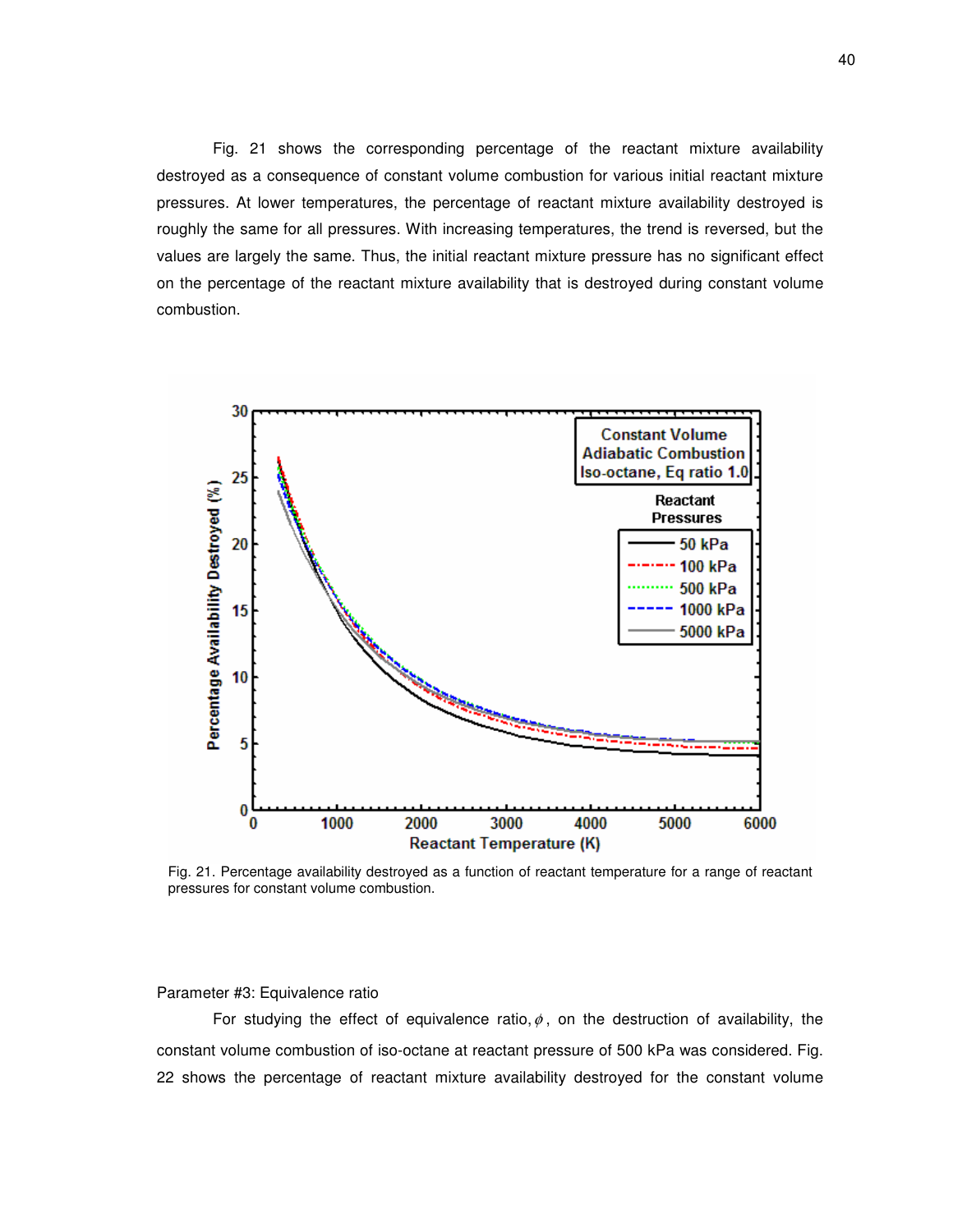Fig. 21 shows the corresponding percentage of the reactant mixture availability destroyed as a consequence of constant volume combustion for various initial reactant mixture pressures. At lower temperatures, the percentage of reactant mixture availability destroyed is roughly the same for all pressures. With increasing temperatures, the trend is reversed, but the values are largely the same. Thus, the initial reactant mixture pressure has no significant effect on the percentage of the reactant mixture availability that is destroyed during constant volume combustion.

Fig. 21. Percentage availability destroyed as a function of reactant temperature for a range of reactant pressures for constant volume combustion.

Parameter #3: Equivalence ratio

For studying the effect of equivalence ratio, $\phi$, on the destruction of availability, the constant volume combustion of iso-octane at reactant pressure of 500 kPa was considered. Fig. 22 shows the percentage of reactant mixture availability destroyed for the constant volume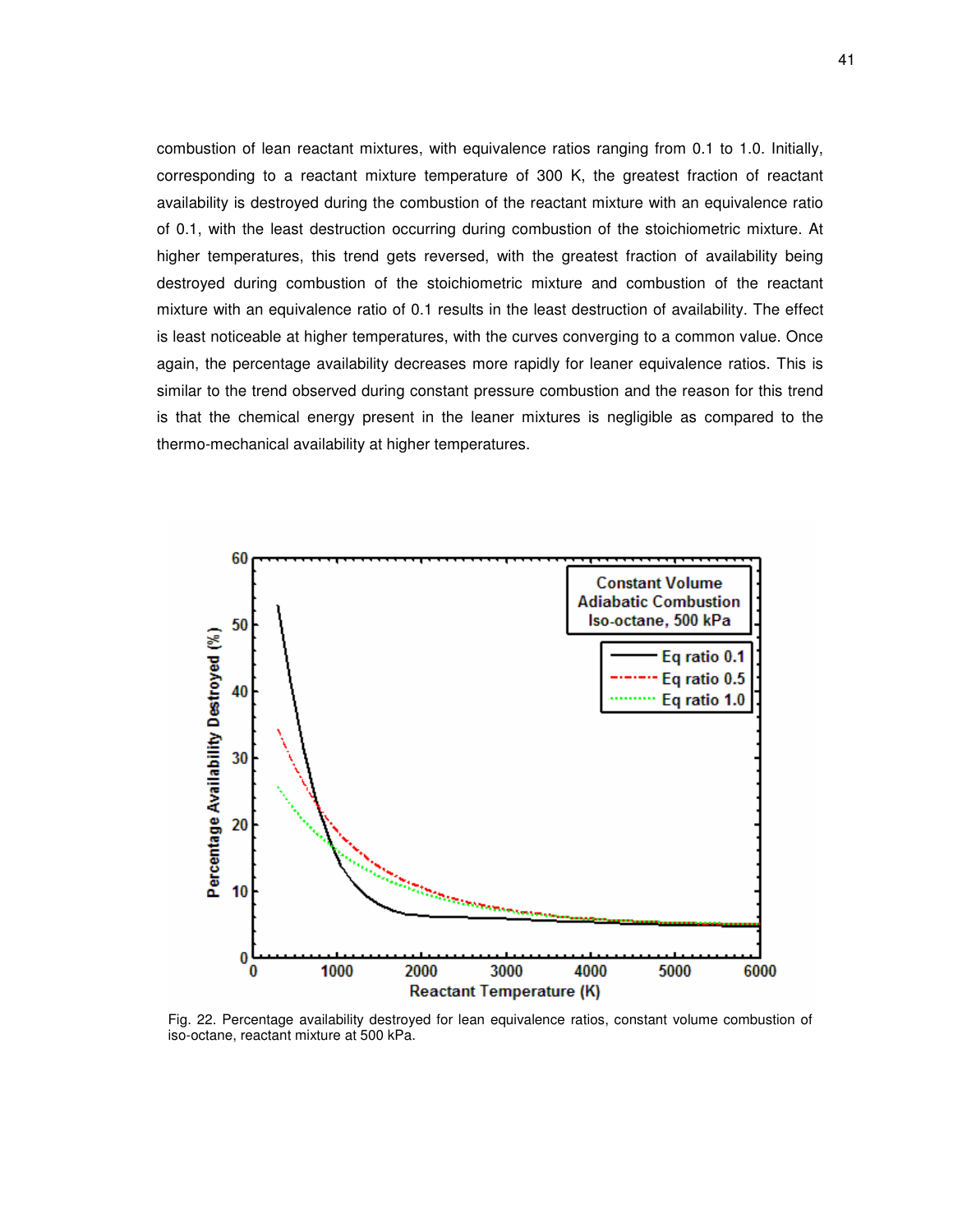combustion of lean reactant mixtures, with equivalence ratios ranging from 0.1 to 1.0. Initially, corresponding to a reactant mixture temperature of 300 K, the greatest fraction of reactant availability is destroyed during the combustion of the reactant mixture with an equivalence ratio of 0.1, with the least destruction occurring during combustion of the stoichiometric mixture. At higher temperatures, this trend gets reversed, with the greatest fraction of availability being destroyed during combustion of the stoichiometric mixture and combustion of the reactant mixture with an equivalence ratio of 0.1 results in the least destruction of availability. The effect is least noticeable at higher temperatures, with the curves converging to a common value. Once again, the percentage availability decreases more rapidly for leaner equivalence ratios. This is similar to the trend observed during constant pressure combustion and the reason for this trend is that the chemical energy present in the leaner mixtures is negligible as compared to the thermo-mechanical availability at higher temperatures.

Fig. 22. Percentage availability destroyed for lean equivalence ratios, constant volume combustion of iso-octane, reactant mixture at 500 kPa.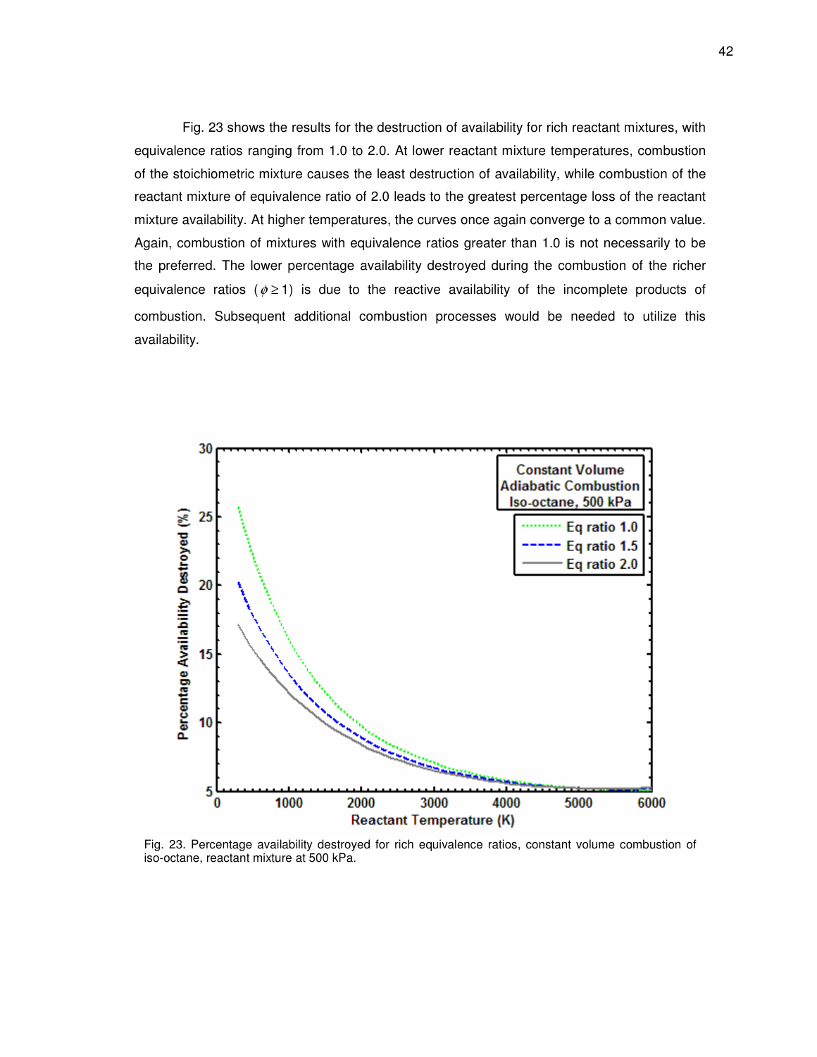Fig. 23 shows the results for the destruction of availability for rich reactant mixtures, with equivalence ratios ranging from 1.0 to 2.0. At lower reactant mixture temperatures, combustion of the stoichiometric mixture causes the least destruction of availability, while combustion of the reactant mixture of equivalence ratio of 2.0 leads to the greatest percentage loss of the reactant mixture availability. At higher temperatures, the curves once again converge to a common value. Again, combustion of mixtures with equivalence ratios greater than 1.0 is not necessarily to be the preferred. The lower percentage availability destroyed during the combustion of the richer equivalence ratios ($\phi \geq 1$) is due to the reactive availability of the incomplete products of combustion. Subsequent additional combustion processes would be needed to utilize this availability.

Fig. 23. Percentage availability destroyed for rich equivalence ratios, constant volume combustion of iso-octane, reactant mixture at 500 kPa.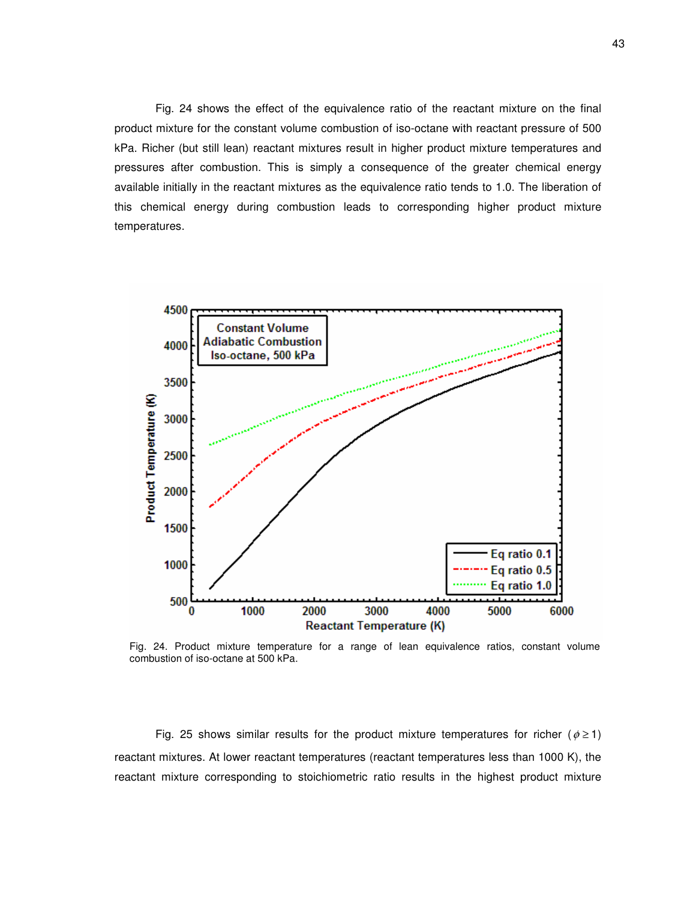Fig. 24 shows the effect of the equivalence ratio of the reactant mixture on the final product mixture for the constant volume combustion of iso-octane with reactant pressure of 500 kPa. Richer (but still lean) reactant mixtures result in higher product mixture temperatures and pressures after combustion. This is simply a consequence of the greater chemical energy available initially in the reactant mixtures as the equivalence ratio tends to 1.0. The liberation of this chemical energy during combustion leads to corresponding higher product mixture temperatures.

Fig. 24. Product mixture temperature for a range of lean equivalence ratios, constant volume combustion of iso-octane at 500 kPa.

Fig. 25 shows similar results for the product mixture temperatures for richer ($\phi \geq 1$) reactant mixtures. At lower reactant temperatures (reactant temperatures less than 1000 K), the reactant mixture corresponding to stoichiometric ratio results in the highest product mixture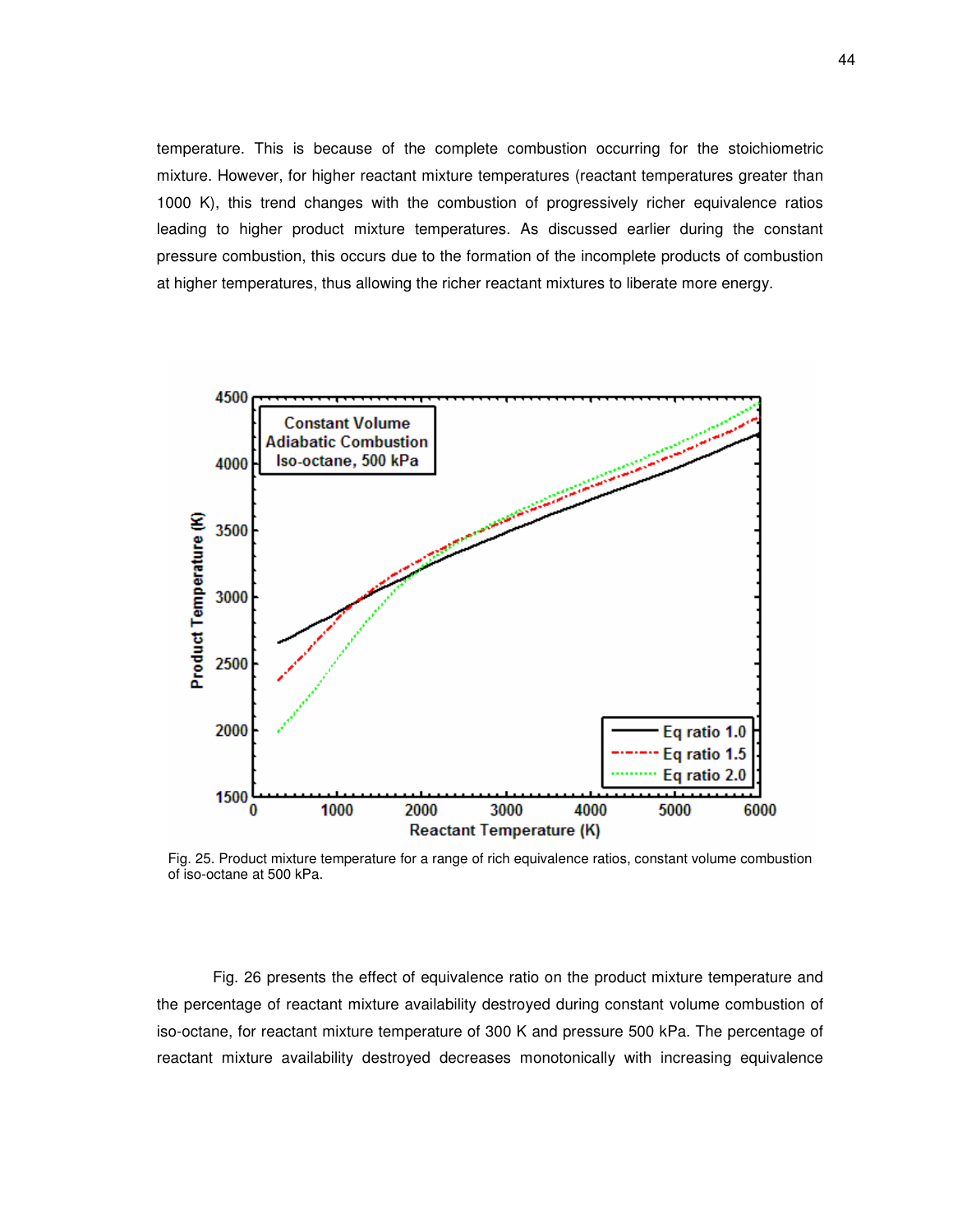temperature. This is because of the complete combustion occurring for the stoichiometric mixture. However, for higher reactant mixture temperatures (reactant temperatures greater than 1000 K), this trend changes with the combustion of progressively richer equivalence ratios leading to higher product mixture temperatures. As discussed earlier during the constant pressure combustion, this occurs due to the formation of the incomplete products of combustion at higher temperatures, thus allowing the richer reactant mixtures to liberate more energy.

Fig. 25. Product mixture temperature for a range of rich equivalence ratios, constant volume combustion of iso-octane at 500 kPa.

Fig. 26 presents the effect of equivalence ratio on the product mixture temperature and the percentage of reactant mixture availability destroyed during constant volume combustion of iso-octane, for reactant mixture temperature of 300 K and pressure 500 kPa. The percentage of reactant mixture availability destroyed decreases monotonically with increasing equivalence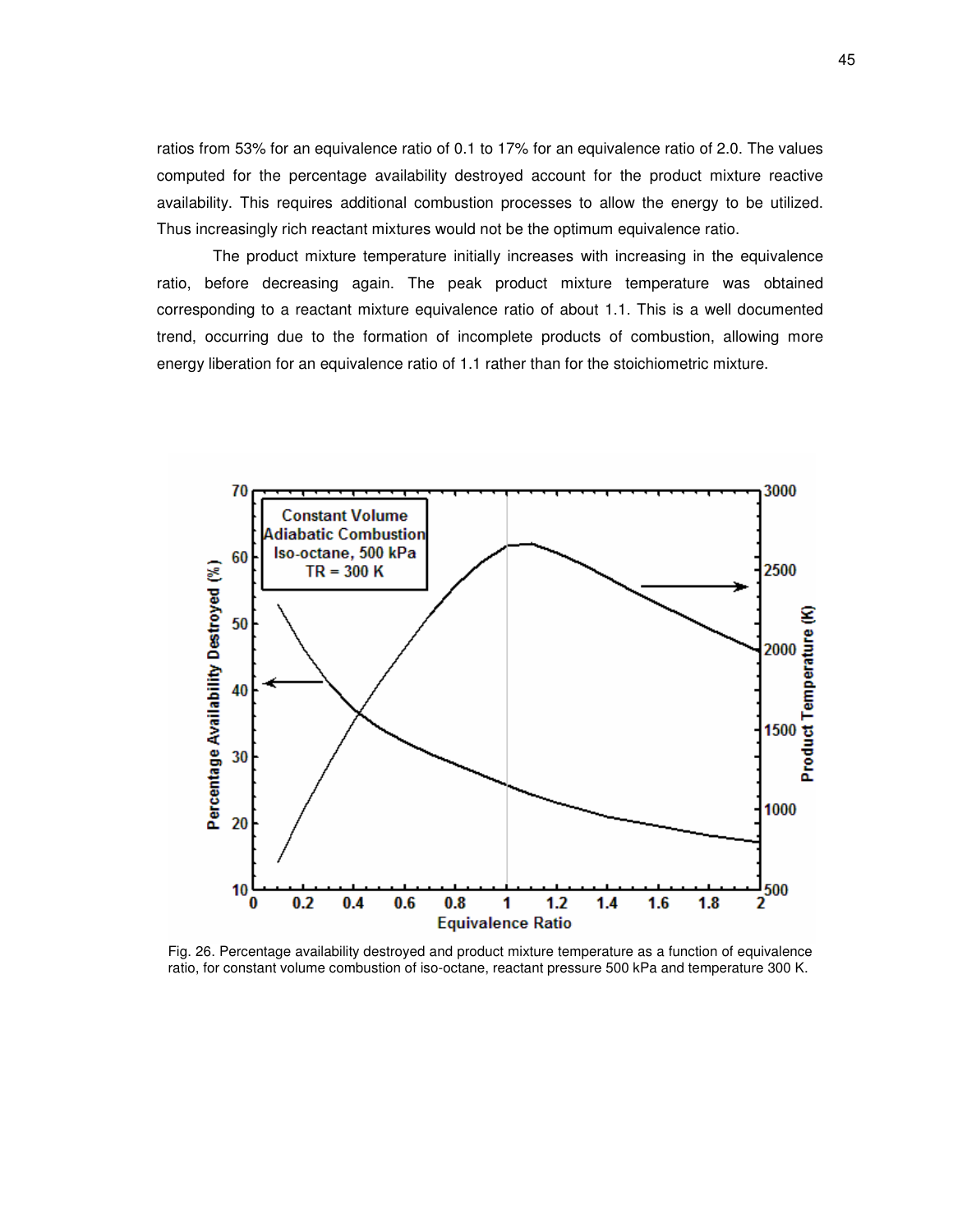ratios from 53% for an equivalence ratio of 0.1 to 17% for an equivalence ratio of 2.0. The values computed for the percentage availability destroyed account for the product mixture reactive availability. This requires additional combustion processes to allow the energy to be utilized. Thus increasingly rich reactant mixtures would not be the optimum equivalence ratio.

The product mixture temperature initially increases with increasing in the equivalence ratio, before decreasing again. The peak product mixture temperature was obtained corresponding to a reactant mixture equivalence ratio of about 1.1. This is a well documented trend, occurring due to the formation of incomplete products of combustion, allowing more energy liberation for an equivalence ratio of 1.1 rather than for the stoichiometric mixture.

Fig. 26. Percentage availability destroyed and product mixture temperature as a function of equivalence ratio, for constant volume combustion of iso-octane, reactant pressure 500 kPa and temperature 300 K.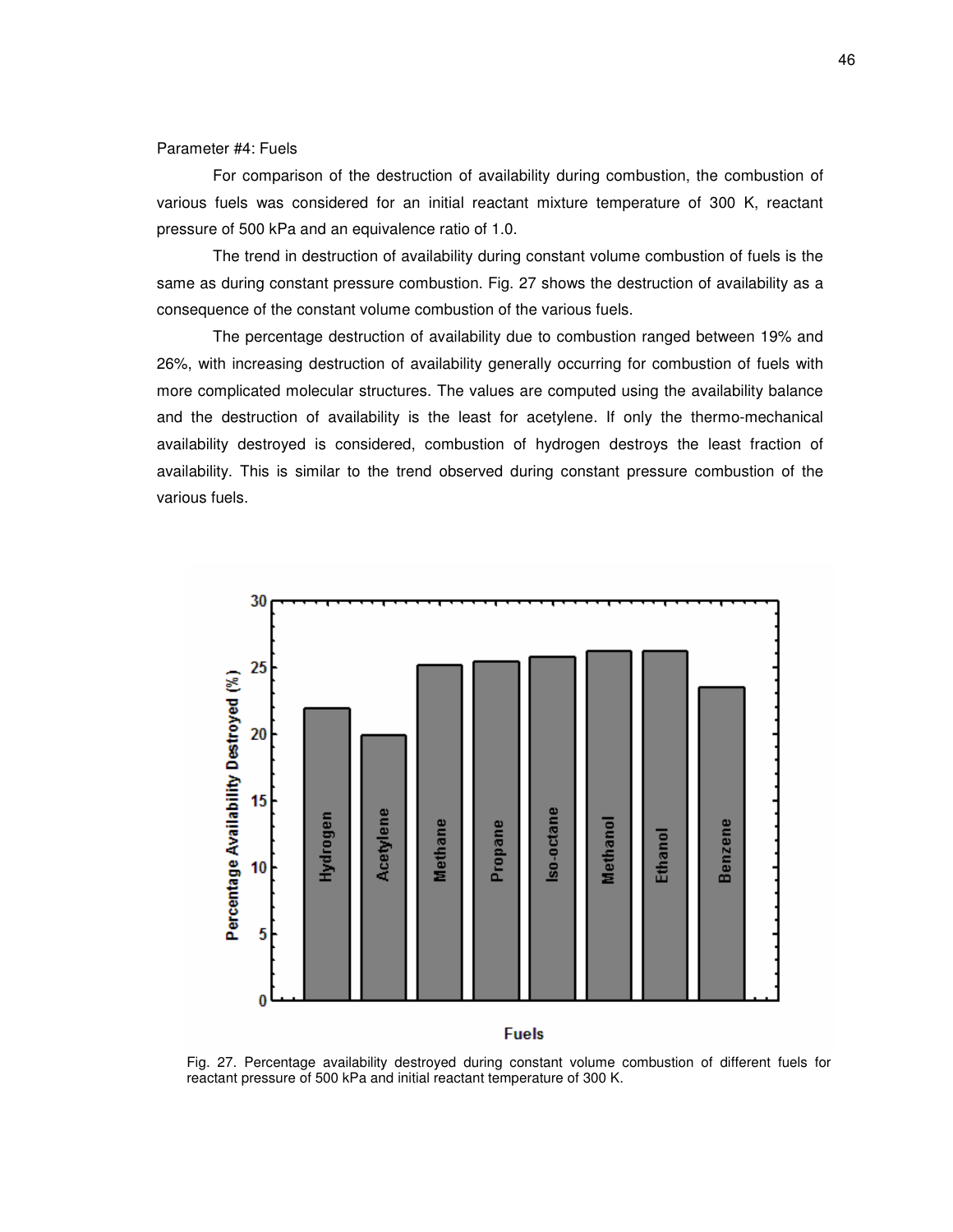Parameter #4: Fuels

For comparison of the destruction of availability during combustion, the combustion of various fuels was considered for an initial reactant mixture temperature of 300 K, reactant pressure of 500 kPa and an equivalence ratio of 1.0.

The trend in destruction of availability during constant volume combustion of fuels is the same as during constant pressure combustion. Fig. 27 shows the destruction of availability as a consequence of the constant volume combustion of the various fuels.

The percentage destruction of availability due to combustion ranged between 19% and 26%, with increasing destruction of availability generally occurring for combustion of fuels with more complicated molecular structures. The values are computed using the availability balance and the destruction of availability is the least for acetylene. If only the thermo-mechanical availability destroyed is considered, combustion of hydrogen destroys the least fraction of availability. This is similar to the trend observed during constant pressure combustion of the various fuels.

Fig. 27. Percentage availability destroyed during constant volume combustion of different fuels for reactant pressure of 500 kPa and initial reactant temperature of 300 K.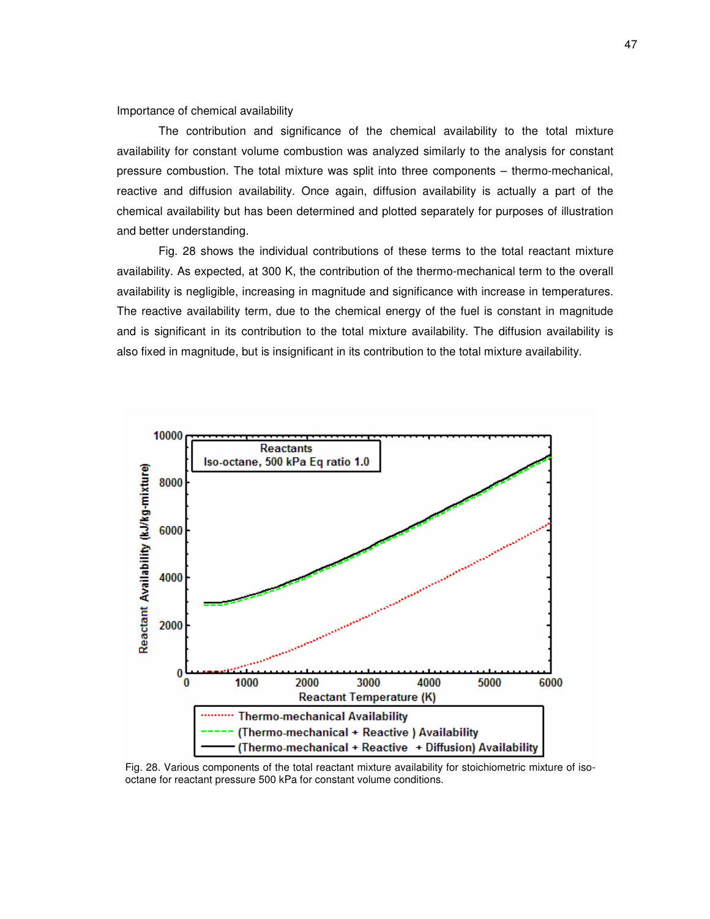Importance of chemical availability

The contribution and significance of the chemical availability to the total mixture availability for constant volume combustion was analyzed similarly to the analysis for constant pressure combustion. The total mixture was split into three components – thermo-mechanical, reactive and diffusion availability. Once again, diffusion availability is actually a part of the chemical availability but has been determined and plotted separately for purposes of illustration and better understanding.

Fig. 28 shows the individual contributions of these terms to the total reactant mixture availability. As expected, at 300 K, the contribution of the thermo-mechanical term to the overall availability is negligible, increasing in magnitude and significance with increase in temperatures. The reactive availability term, due to the chemical energy of the fuel is constant in magnitude and is significant in its contribution to the total mixture availability. The diffusion availability is also fixed in magnitude, but is insignificant in its contribution to the total mixture availability.

Fig. 28. Various components of the total reactant mixture availability for stoichiometric mixture of iso-octane for reactant pressure 500 kPa for constant volume conditions.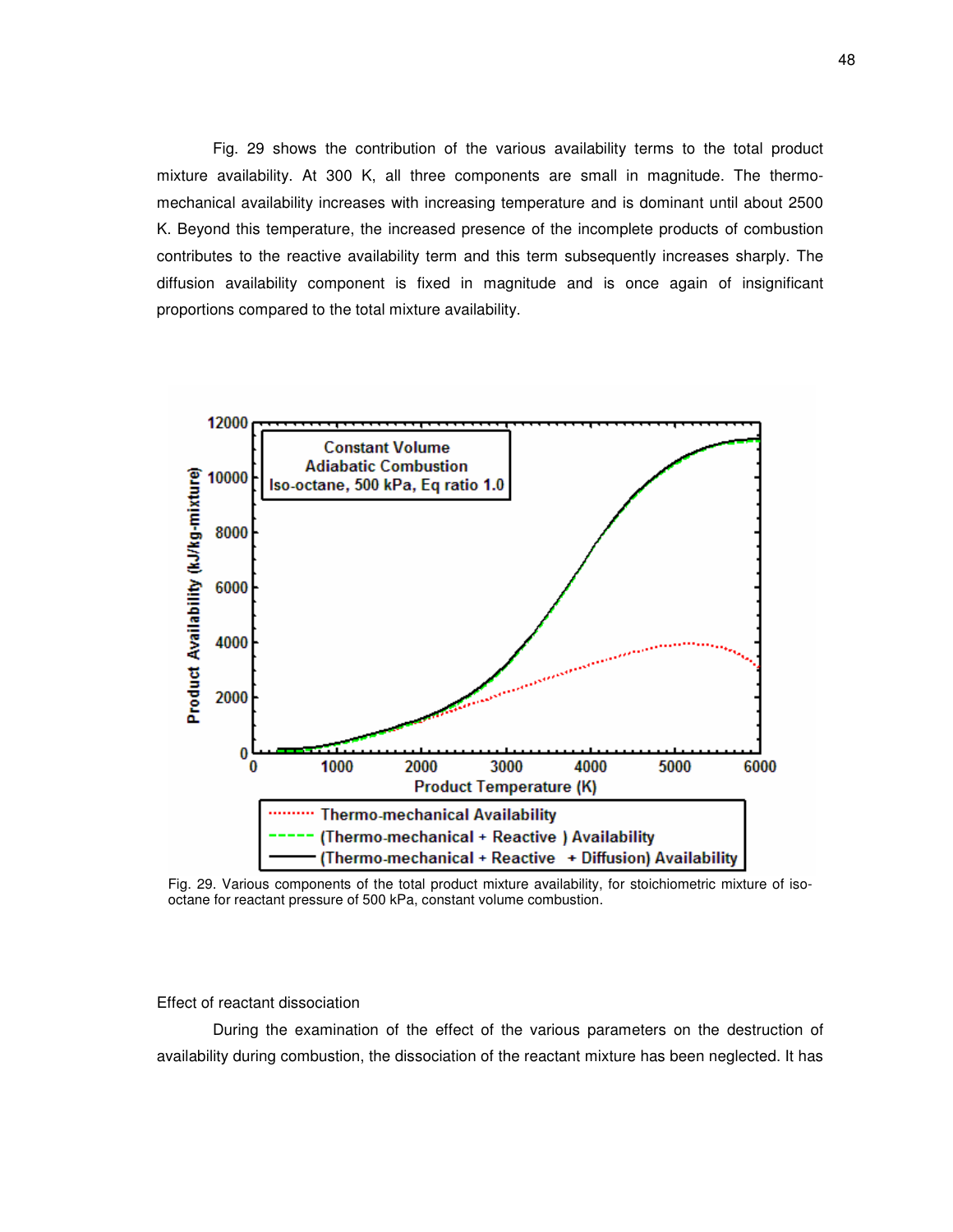Fig. 29 shows the contribution of the various availability terms to the total product mixture availability. At 300 K, all three components are small in magnitude. The thermo-mechanical availability increases with increasing temperature and is dominant until about 2500 K. Beyond this temperature, the increased presence of the incomplete products of combustion contributes to the reactive availability term and this term subsequently increases sharply. The diffusion availability component is fixed in magnitude and is once again of insignificant proportions compared to the total mixture availability.

Fig. 29. Various components of the total product mixture availability, for stoichiometric mixture of iso-octane for reactant pressure of 500 kPa, constant volume combustion.

Effect of reactant dissociation

During the examination of the effect of the various parameters on the destruction of availability during combustion, the dissociation of the reactant mixture has been neglected. It has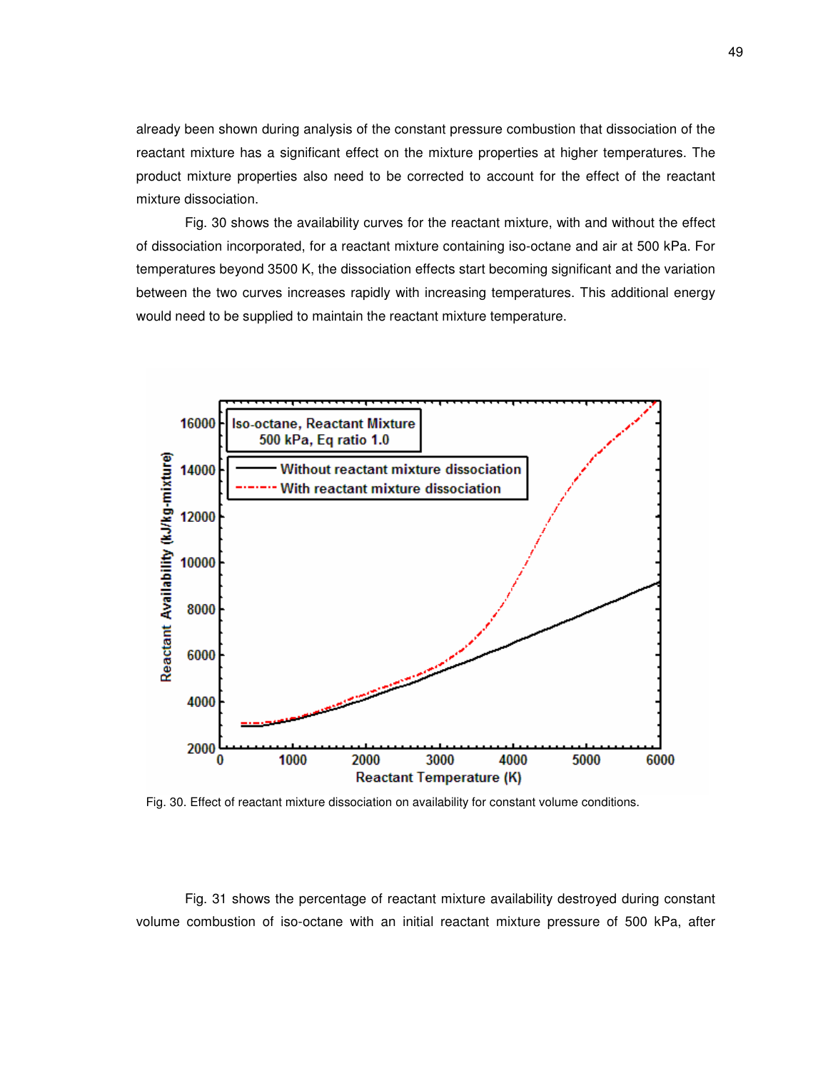already been shown during analysis of the constant pressure combustion that dissociation of the reactant mixture has a significant effect on the mixture properties at higher temperatures. The product mixture properties also need to be corrected to account for the effect of the reactant mixture dissociation.

Fig. 30 shows the availability curves for the reactant mixture, with and without the effect of dissociation incorporated, for a reactant mixture containing iso-octane and air at 500 kPa. For temperatures beyond 3500 K, the dissociation effects start becoming significant and the variation between the two curves increases rapidly with increasing temperatures. This additional energy would need to be supplied to maintain the reactant mixture temperature.

Fig. 30. Effect of reactant mixture dissociation on availability for constant volume conditions.

Fig. 31 shows the percentage of reactant mixture availability destroyed during constant volume combustion of iso-octane with an initial reactant mixture pressure of 500 kPa, after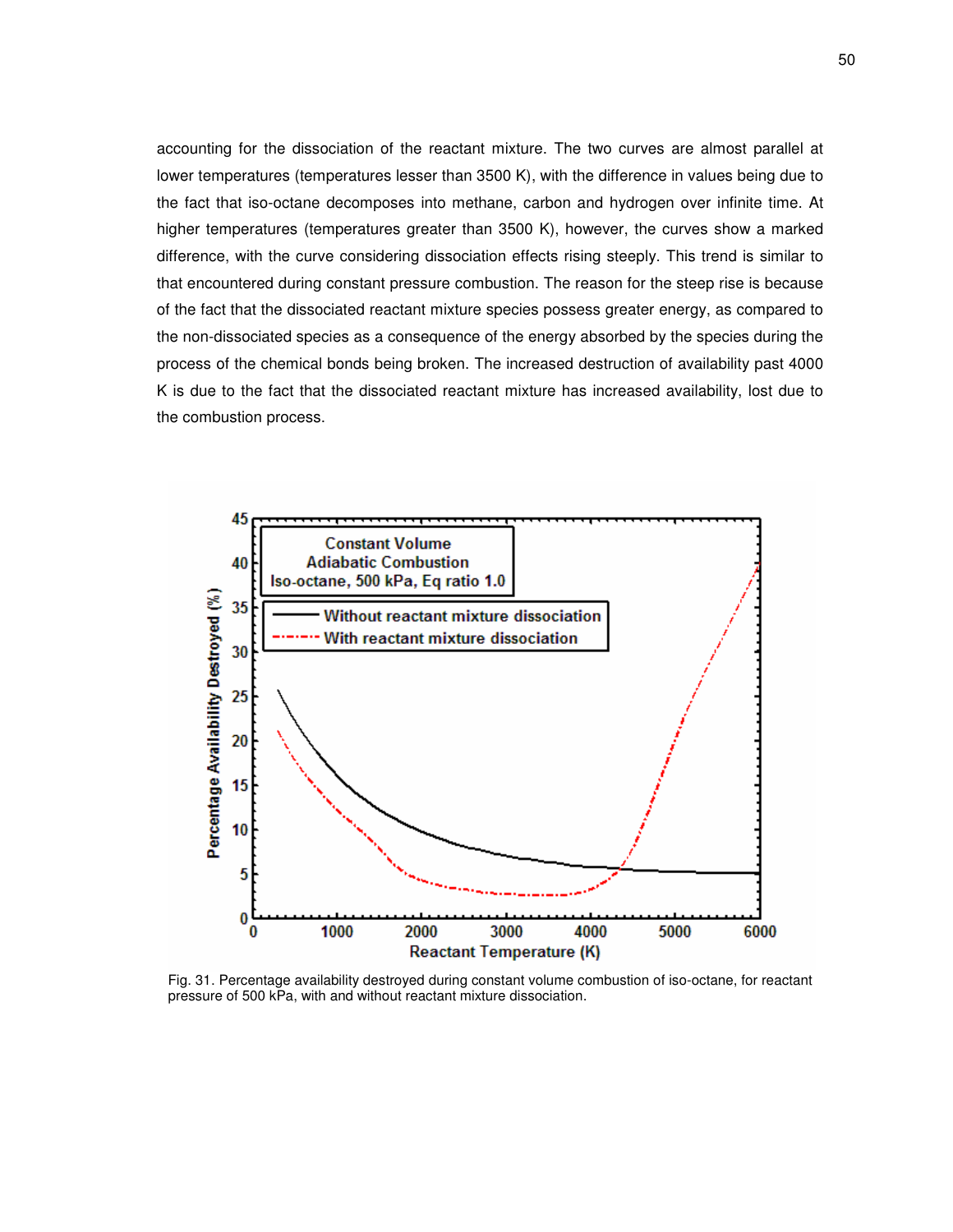accounting for the dissociation of the reactant mixture. The two curves are almost parallel at lower temperatures (temperatures lesser than 3500 K), with the difference in values being due to the fact that iso-octane decomposes into methane, carbon and hydrogen over infinite time. At higher temperatures (temperatures greater than 3500 K), however, the curves show a marked difference, with the curve considering dissociation effects rising steeply. This trend is similar to that encountered during constant pressure combustion. The reason for the steep rise is because of the fact that the dissociated reactant mixture species possess greater energy, as compared to the non-dissociated species as a consequence of the energy absorbed by the species during the process of the chemical bonds being broken. The increased destruction of availability past 4000 K is due to the fact that the dissociated reactant mixture has increased availability, lost due to the combustion process.

Fig. 31. Percentage availability destroyed during constant volume combustion of iso-octane, for reactant pressure of 500 kPa, with and without reactant mixture dissociation.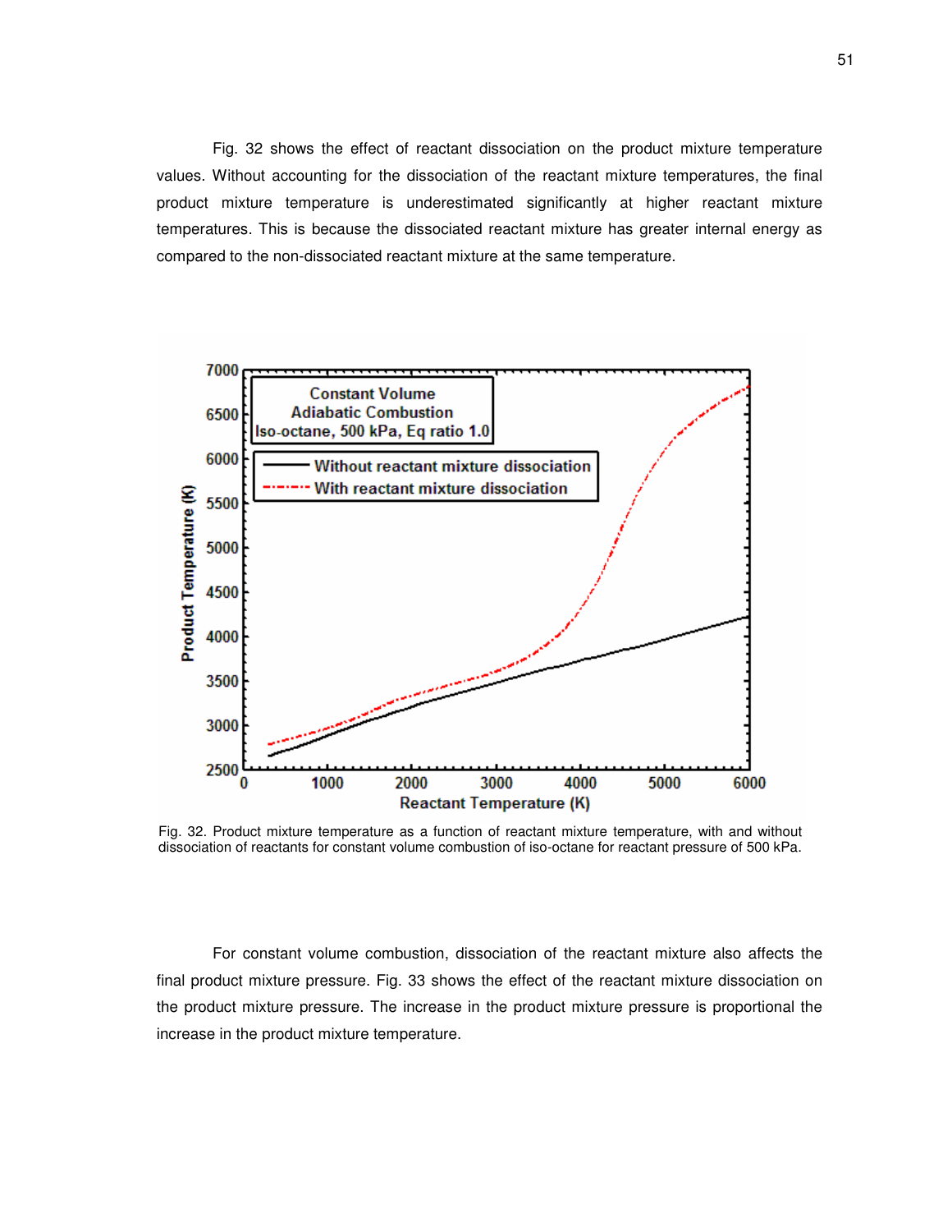Fig. 32 shows the effect of reactant dissociation on the product mixture temperature values. Without accounting for the dissociation of the reactant mixture temperatures, the final product mixture temperature is underestimated significantly at higher reactant mixture temperatures. This is because the dissociated reactant mixture has greater internal energy as compared to the non-dissociated reactant mixture at the same temperature.

Fig. 32. Product mixture temperature as a function of reactant mixture temperature, with and without dissociation of reactants for constant volume combustion of iso-octane for reactant pressure of 500 kPa.

For constant volume combustion, dissociation of the reactant mixture also affects the final product mixture pressure. Fig. 33 shows the effect of the reactant mixture dissociation on the product mixture pressure. The increase in the product mixture pressure is proportional the increase in the product mixture temperature.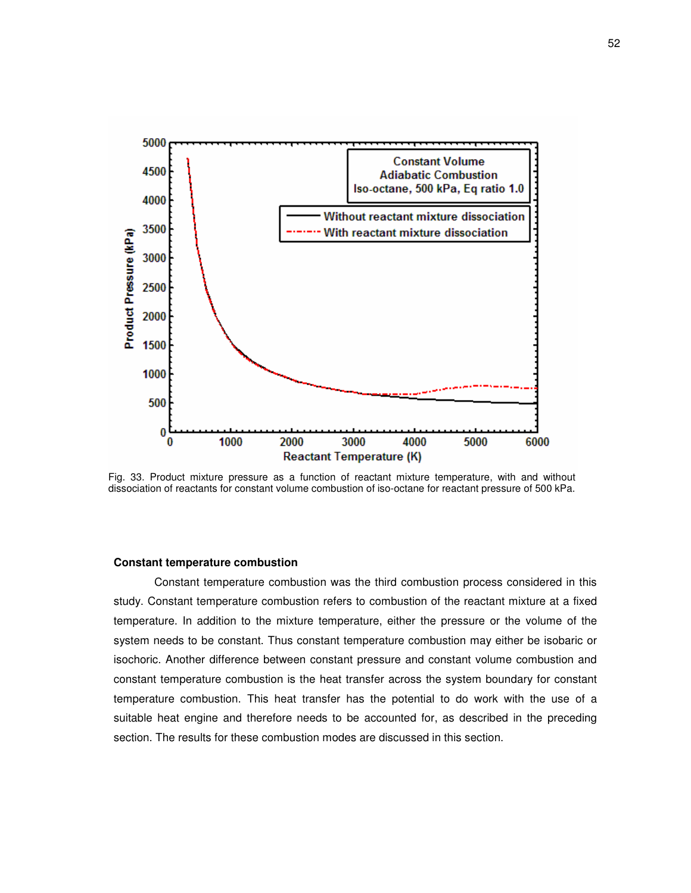Fig. 33. Product mixture pressure as a function of reactant mixture temperature, with and without dissociation of reactants for constant volume combustion of iso-octane for reactant pressure of 500 kPa.

### Constant temperature combustion

Constant temperature combustion was the third combustion process considered in this study. Constant temperature combustion refers to combustion of the reactant mixture at a fixed temperature. In addition to the mixture temperature, either the pressure or the volume of the system needs to be constant. Thus constant temperature combustion may either be isobaric or isochoric. Another difference between constant pressure and constant volume combustion and constant temperature combustion is the heat transfer across the system boundary for constant temperature combustion. This heat transfer has the potential to do work with the use of a suitable heat engine and therefore needs to be accounted for, as described in the preceding section. The results for these combustion modes are discussed in this section.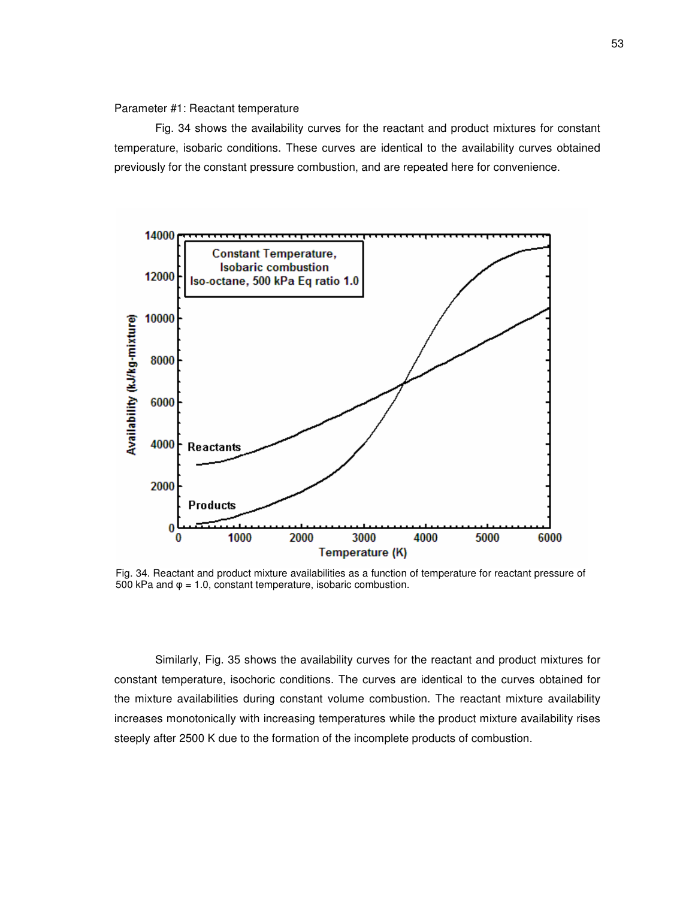Parameter #1: Reactant temperature

Fig. 34 shows the availability curves for the reactant and product mixtures for constant temperature, isobaric conditions. These curves are identical to the availability curves obtained previously for the constant pressure combustion, and are repeated here for convenience.

Fig. 34. Reactant and product mixture availabilities as a function of temperature for reactant pressure of 500 kPa and φ = 1.0, constant temperature, isobaric combustion.

Similarly, Fig. 35 shows the availability curves for the reactant and product mixtures for constant temperature, isochoric conditions. The curves are identical to the curves obtained for the mixture availabilities during constant volume combustion. The reactant mixture availability increases monotonically with increasing temperatures while the product mixture availability rises steeply after 2500 K due to the formation of the incomplete products of combustion.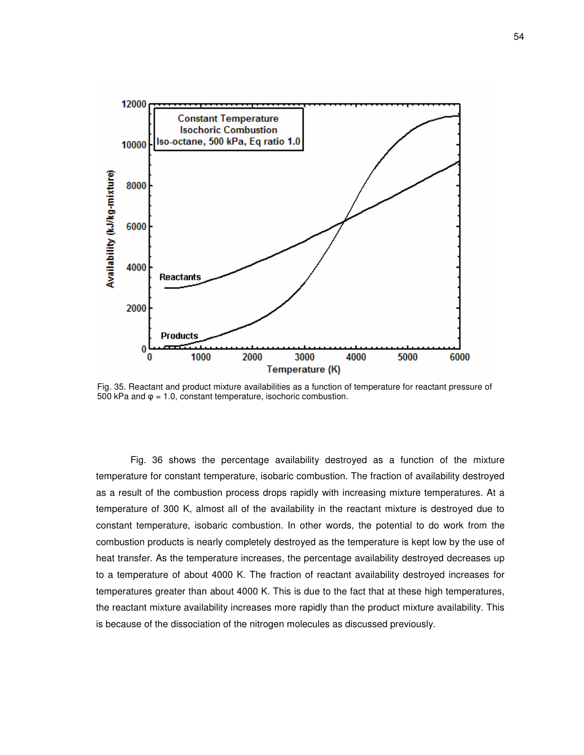Fig. 35. Reactant and product mixture availabilities as a function of temperature for reactant pressure of 500 kPa and φ = 1.0, constant temperature, isochoric combustion.

Fig. 36 shows the percentage availability destroyed as a function of the mixture temperature for constant temperature, isobaric combustion. The fraction of availability destroyed as a result of the combustion process drops rapidly with increasing mixture temperatures. At a temperature of 300 K, almost all of the availability in the reactant mixture is destroyed due to constant temperature, isobaric combustion. In other words, the potential to do work from the combustion products is nearly completely destroyed as the temperature is kept low by the use of heat transfer. As the temperature increases, the percentage availability destroyed decreases up to a temperature of about 4000 K. The fraction of reactant availability destroyed increases for temperatures greater than about 4000 K. This is due to the fact that at these high temperatures, the reactant mixture availability increases more rapidly than the product mixture availability. This is because of the dissociation of the nitrogen molecules as discussed previously.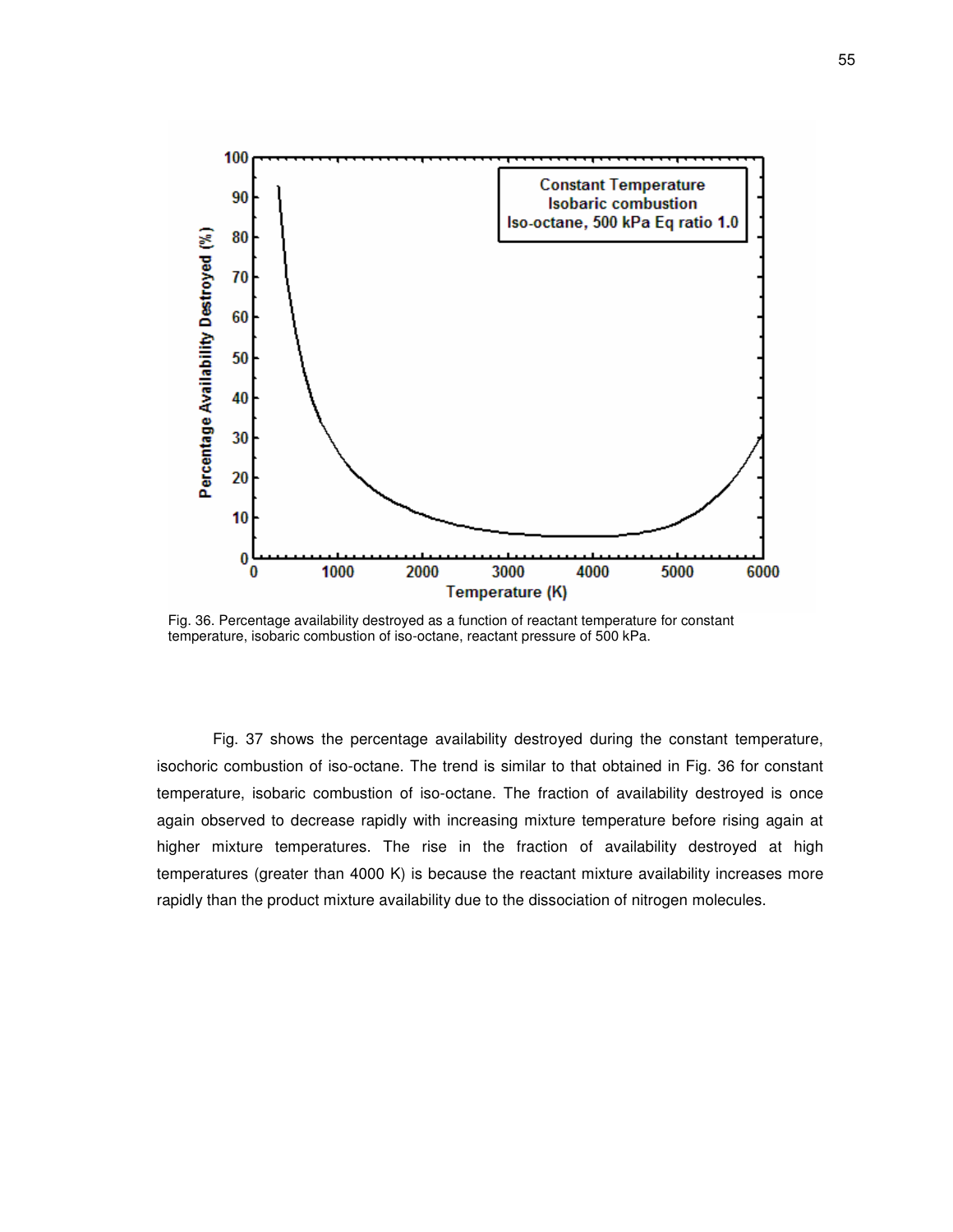Fig. 36. Percentage availability destroyed as a function of reactant temperature for constant temperature, isobaric combustion of iso-octane, reactant pressure of 500 kPa.

Fig. 37 shows the percentage availability destroyed during the constant temperature, isochoric combustion of iso-octane. The trend is similar to that obtained in Fig. 36 for constant temperature, isobaric combustion of iso-octane. The fraction of availability destroyed is once again observed to decrease rapidly with increasing mixture temperature before rising again at higher mixture temperatures. The rise in the fraction of availability destroyed at high temperatures (greater than 4000 K) is because the reactant mixture availability increases more rapidly than the product mixture availability due to the dissociation of nitrogen molecules.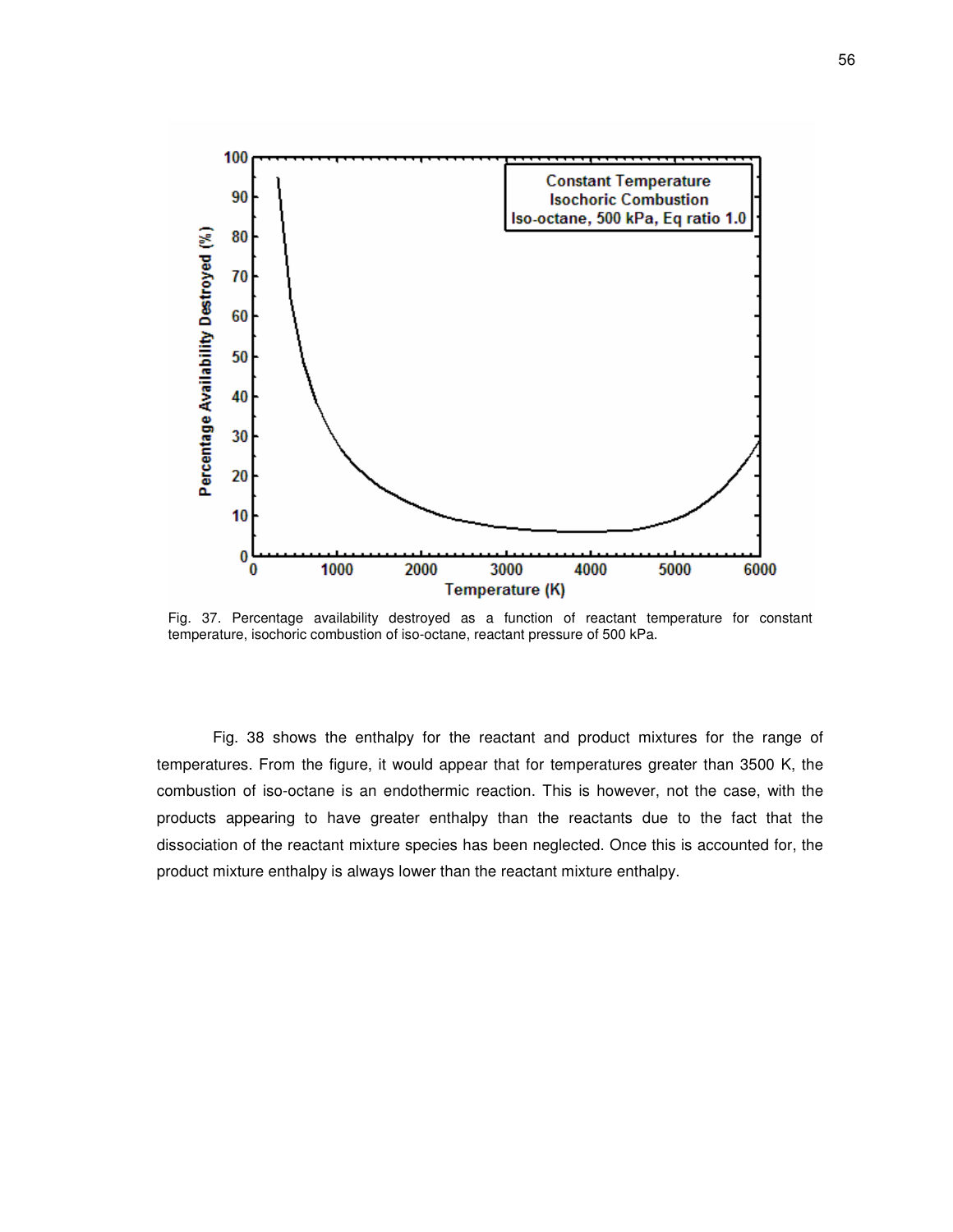Fig. 37. Percentage availability destroyed as a function of reactant temperature for constant temperature, isochoric combustion of iso-octane, reactant pressure of 500 kPa.

Fig. 38 shows the enthalpy for the reactant and product mixtures for the range of temperatures. From the figure, it would appear that for temperatures greater than 3500 K, the combustion of iso-octane is an endothermic reaction. This is however, not the case, with the products appearing to have greater enthalpy than the reactants due to the fact that the dissociation of the reactant mixture species has been neglected. Once this is accounted for, the product mixture enthalpy is always lower than the reactant mixture enthalpy.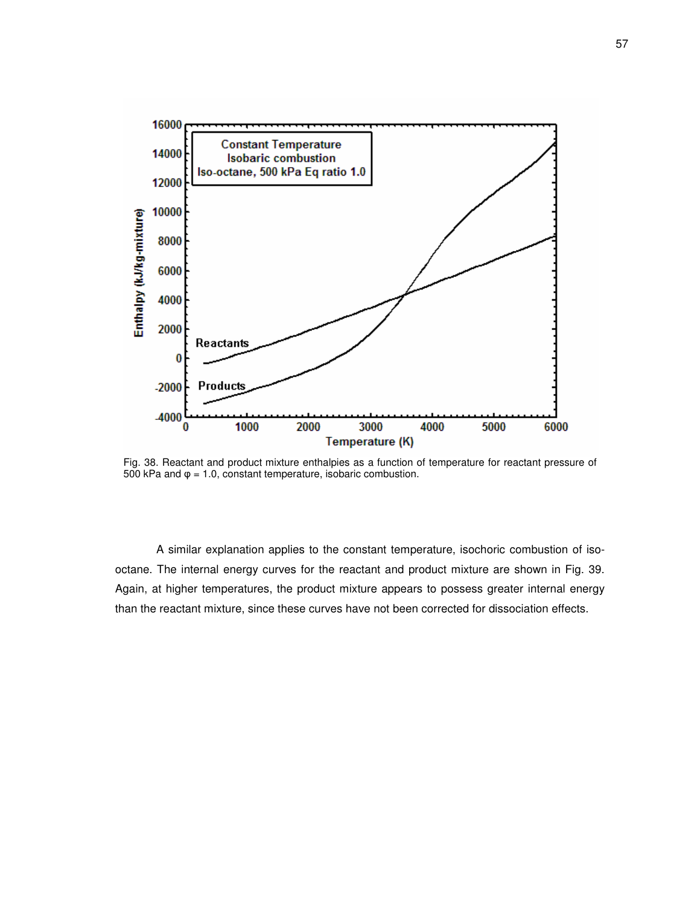Fig. 38. Reactant and product mixture enthalpies as a function of temperature for reactant pressure of 500 kPa and φ = 1.0, constant temperature, isobaric combustion.

A similar explanation applies to the constant temperature, isochoric combustion of iso-octane. The internal energy curves for the reactant and product mixture are shown in Fig. 39. Again, at higher temperatures, the product mixture appears to possess greater internal energy than the reactant mixture, since these curves have not been corrected for dissociation effects.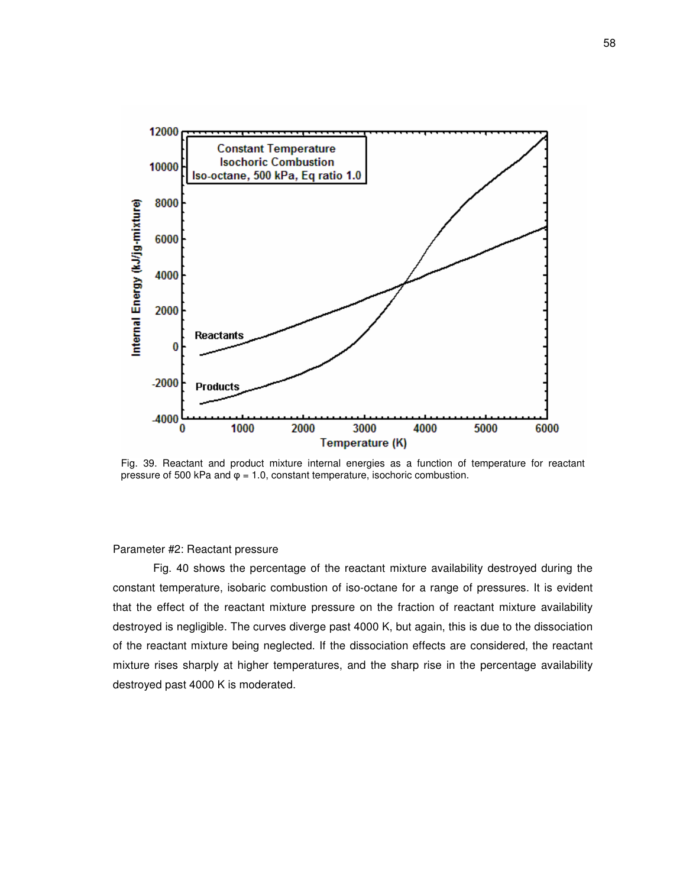Fig. 39. Reactant and product mixture internal energies as a function of temperature for reactant pressure of 500 kPa and φ = 1.0, constant temperature, isochoric combustion.

Parameter #2: Reactant pressure

Fig. 40 shows the percentage of the reactant mixture availability destroyed during the constant temperature, isobaric combustion of iso-octane for a range of pressures. It is evident that the effect of the reactant mixture pressure on the fraction of reactant mixture availability destroyed is negligible. The curves diverge past 4000 K, but again, this is due to the dissociation of the reactant mixture being neglected. If the dissociation effects are considered, the reactant mixture rises sharply at higher temperatures, and the sharp rise in the percentage availability destroyed past 4000 K is moderated.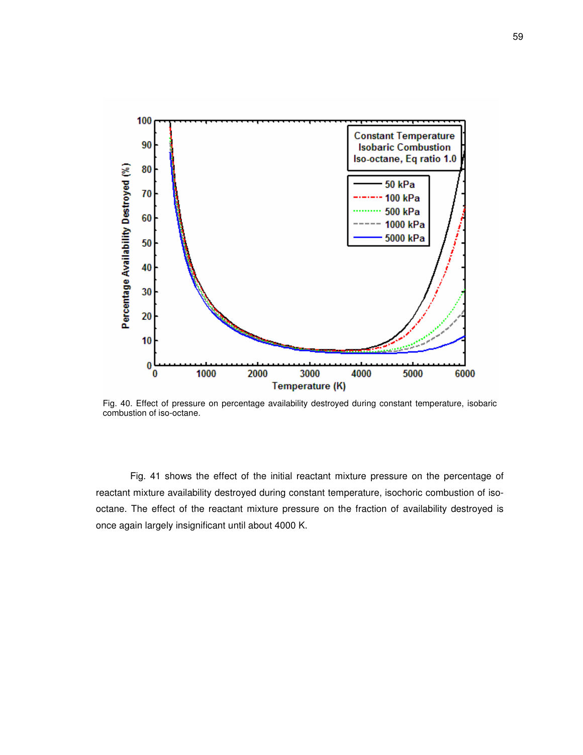Fig. 40. Effect of pressure on percentage availability destroyed during constant temperature, isobaric combustion of iso-octane.

Fig. 41 shows the effect of the initial reactant mixture pressure on the percentage of reactant mixture availability destroyed during constant temperature, isochoric combustion of iso-octane. The effect of the reactant mixture pressure on the fraction of availability destroyed is once again largely insignificant until about 4000 K.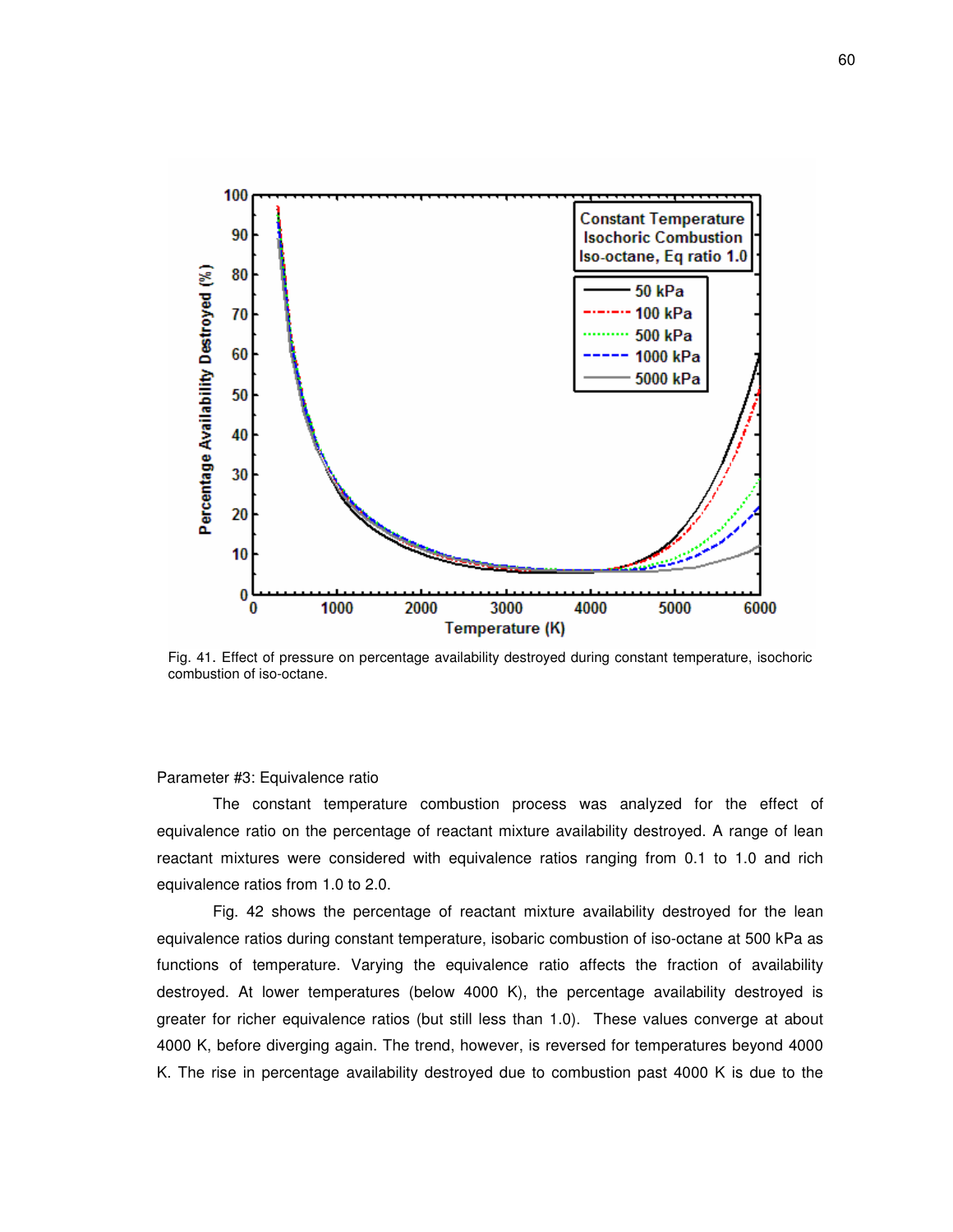Fig. 41. Effect of pressure on percentage availability destroyed during constant temperature, isochoric combustion of iso-octane.

Parameter #3: Equivalence ratio

The constant temperature combustion process was analyzed for the effect of equivalence ratio on the percentage of reactant mixture availability destroyed. A range of lean reactant mixtures were considered with equivalence ratios ranging from 0.1 to 1.0 and rich equivalence ratios from 1.0 to 2.0.

Fig. 42 shows the percentage of reactant mixture availability destroyed for the lean equivalence ratios during constant temperature, isobaric combustion of iso-octane at 500 kPa as functions of temperature. Varying the equivalence ratio affects the fraction of availability destroyed. At lower temperatures (below 4000 K), the percentage availability destroyed is greater for richer equivalence ratios (but still less than 1.0). These values converge at about 4000 K, before diverging again. The trend, however, is reversed for temperatures beyond 4000 K. The rise in percentage availability destroyed due to combustion past 4000 K is due to the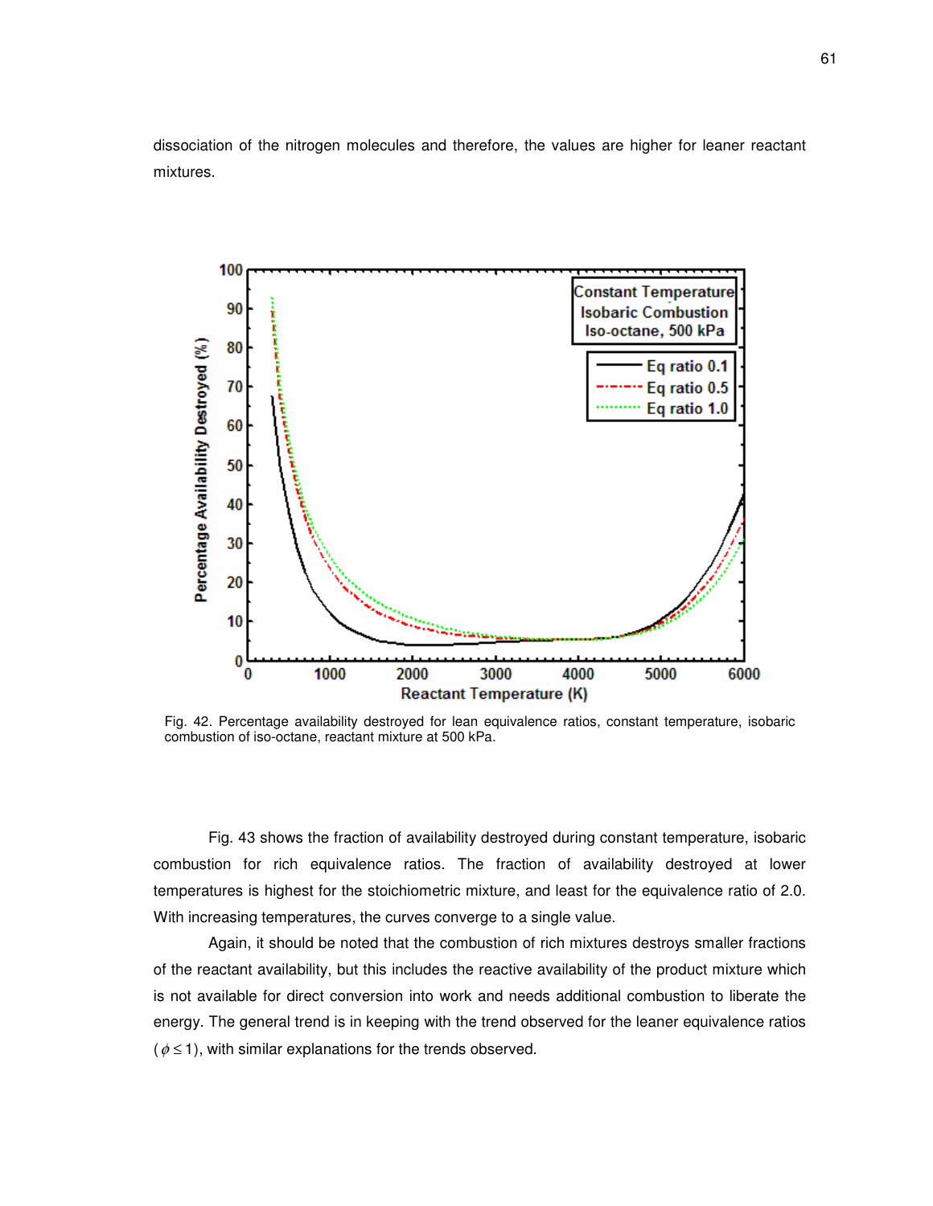dissociation of the nitrogen molecules and therefore, the values are higher for leaner reactant mixtures.

Fig. 42. Percentage availability destroyed for lean equivalence ratios, constant temperature, isobaric combustion of iso-octane, reactant mixture at 500 kPa.

Fig. 43 shows the fraction of availability destroyed during constant temperature, isobaric combustion for rich equivalence ratios. The fraction of availability destroyed at lower temperatures is highest for the stoichiometric mixture, and least for the equivalence ratio of 2.0. With increasing temperatures, the curves converge to a single value.

Again, it should be noted that the combustion of rich mixtures destroys smaller fractions of the reactant availability, but this includes the reactive availability of the product mixture which is not available for direct conversion into work and needs additional combustion to liberate the energy. The general trend is in keeping with the trend observed for the leaner equivalence ratios ($\phi \leq 1$), with similar explanations for the trends observed.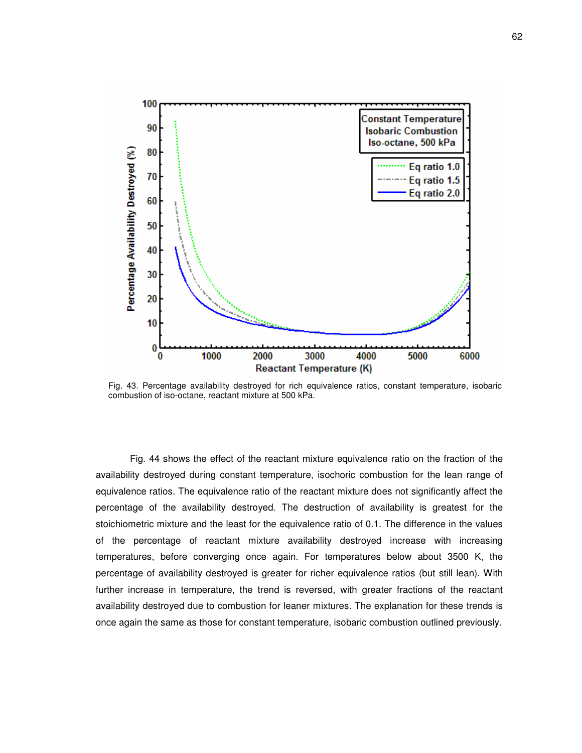Fig. 43. Percentage availability destroyed for rich equivalence ratios, constant temperature, isobaric combustion of iso-octane, reactant mixture at 500 kPa.

Fig. 44 shows the effect of the reactant mixture equivalence ratio on the fraction of the availability destroyed during constant temperature, isochoric combustion for the lean range of equivalence ratios. The equivalence ratio of the reactant mixture does not significantly affect the percentage of the availability destroyed. The destruction of availability is greatest for the stoichiometric mixture and the least for the equivalence ratio of 0.1. The difference in the values of the percentage of reactant mixture availability destroyed increase with increasing temperatures, before converging once again. For temperatures below about 3500 K, the percentage of availability destroyed is greater for richer equivalence ratios (but still lean). With further increase in temperature, the trend is reversed, with greater fractions of the reactant availability destroyed due to combustion for leaner mixtures. The explanation for these trends is once again the same as those for constant temperature, isobaric combustion outlined previously.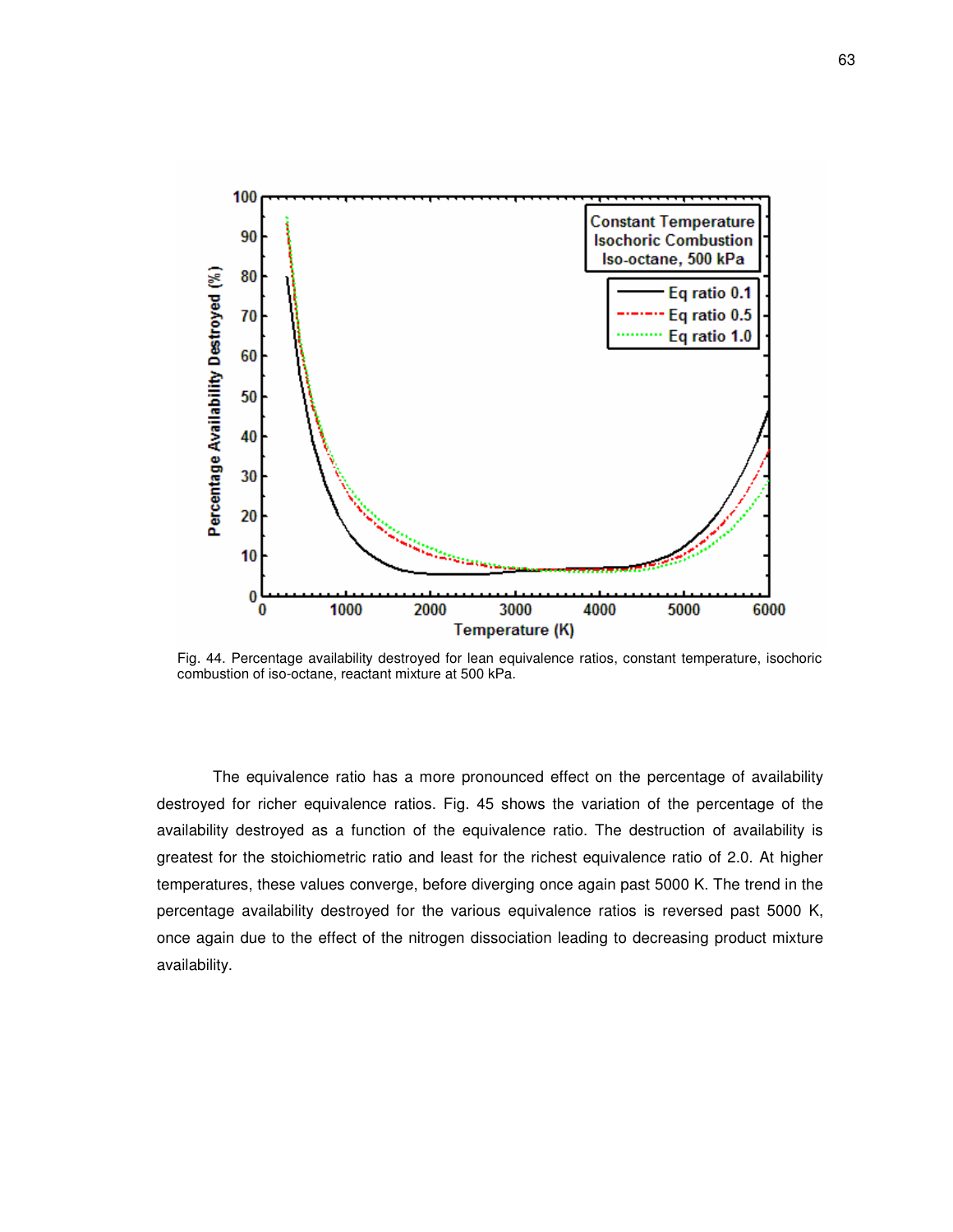Fig. 44. Percentage availability destroyed for lean equivalence ratios, constant temperature, isochoric combustion of iso-octane, reactant mixture at 500 kPa.

The equivalence ratio has a more pronounced effect on the percentage of availability destroyed for richer equivalence ratios. Fig. 45 shows the variation of the percentage of the availability destroyed as a function of the equivalence ratio. The destruction of availability is greatest for the stoichiometric ratio and least for the richest equivalence ratio of 2.0. At higher temperatures, these values converge, before diverging once again past 5000 K. The trend in the percentage availability destroyed for the various equivalence ratios is reversed past 5000 K, once again due to the effect of the nitrogen dissociation leading to decreasing product mixture availability.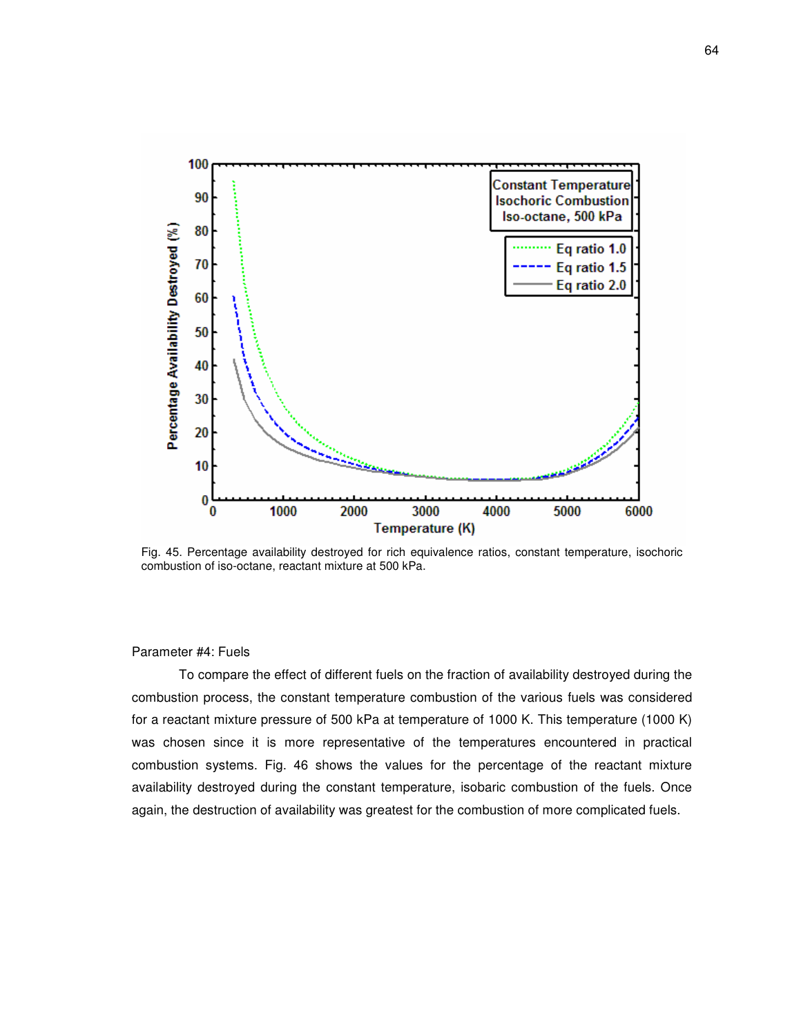Fig. 45. Percentage availability destroyed for rich equivalence ratios, constant temperature, isochoric combustion of iso-octane, reactant mixture at 500 kPa.

Parameter #4: Fuels

To compare the effect of different fuels on the fraction of availability destroyed during the combustion process, the constant temperature combustion of the various fuels was considered for a reactant mixture pressure of 500 kPa at temperature of 1000 K. This temperature (1000 K) was chosen since it is more representative of the temperatures encountered in practical combustion systems. Fig. 46 shows the values for the percentage of the reactant mixture availability destroyed during the constant temperature, isobaric combustion of the fuels. Once again, the destruction of availability was greatest for the combustion of more complicated fuels.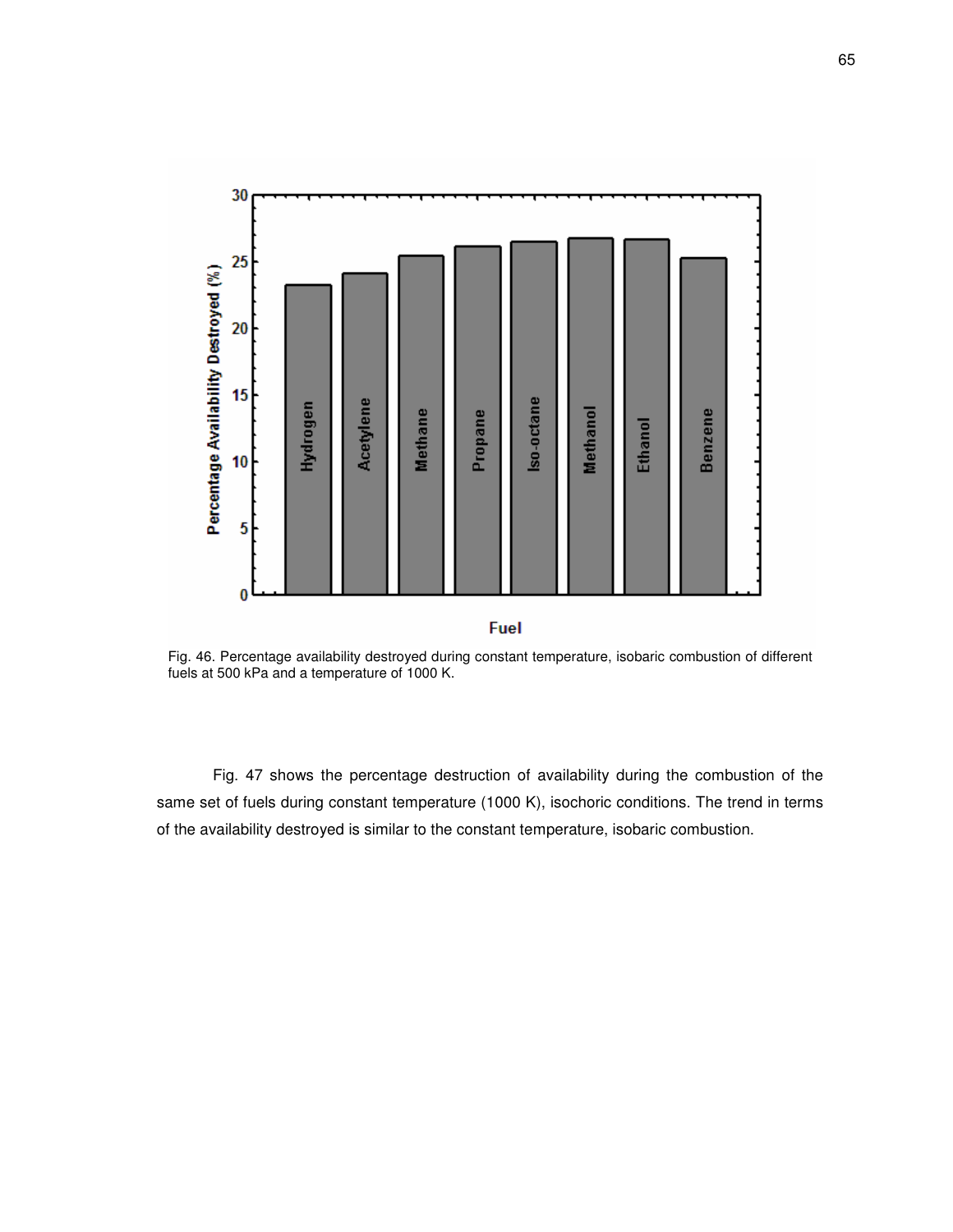Fig. 46. Percentage availability destroyed during constant temperature, isobaric combustion of different fuels at 500 kPa and a temperature of 1000 K.

Fig. 47 shows the percentage destruction of availability during the combustion of the same set of fuels during constant temperature (1000 K), isochoric conditions. The trend in terms of the availability destroyed is similar to the constant temperature, isobaric combustion.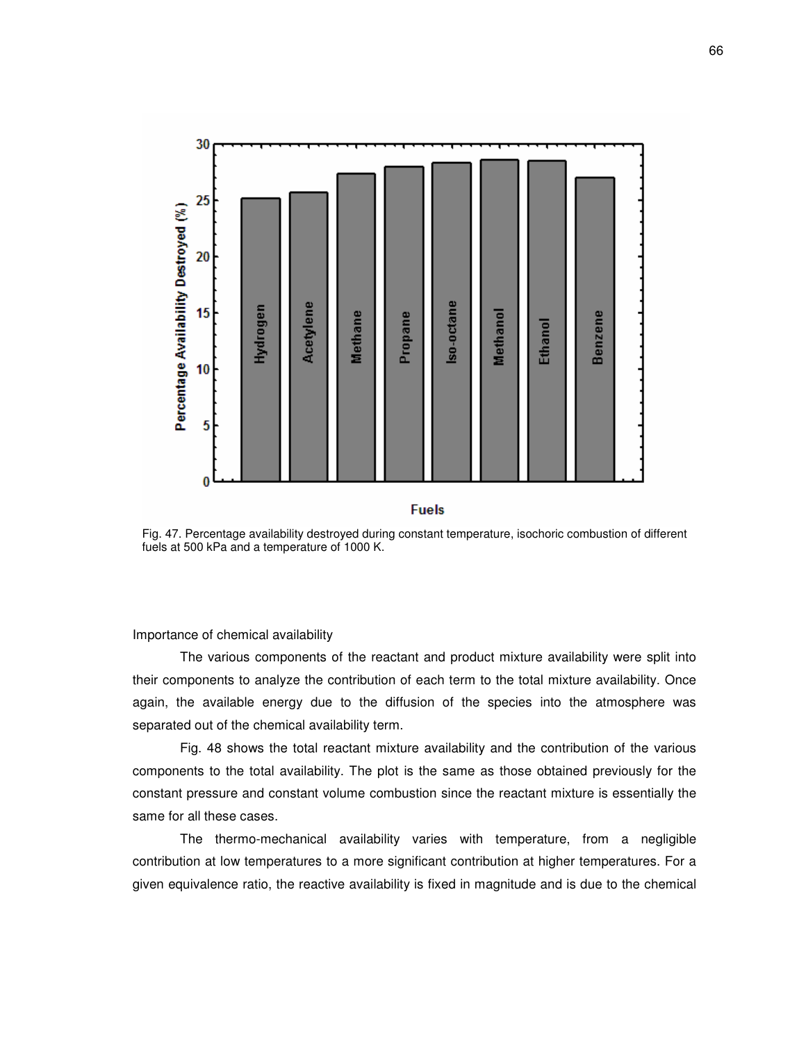Fig. 47. Percentage availability destroyed during constant temperature, isochoric combustion of different fuels at 500 kPa and a temperature of 1000 K.

Importance of chemical availability

The various components of the reactant and product mixture availability were split into their components to analyze the contribution of each term to the total mixture availability. Once again, the available energy due to the diffusion of the species into the atmosphere was separated out of the chemical availability term.

Fig. 48 shows the total reactant mixture availability and the contribution of the various components to the total availability. The plot is the same as those obtained previously for the constant pressure and constant volume combustion since the reactant mixture is essentially the same for all these cases.

The thermo-mechanical availability varies with temperature, from a negligible contribution at low temperatures to a more significant contribution at higher temperatures. For a given equivalence ratio, the reactive availability is fixed in magnitude and is due to the chemical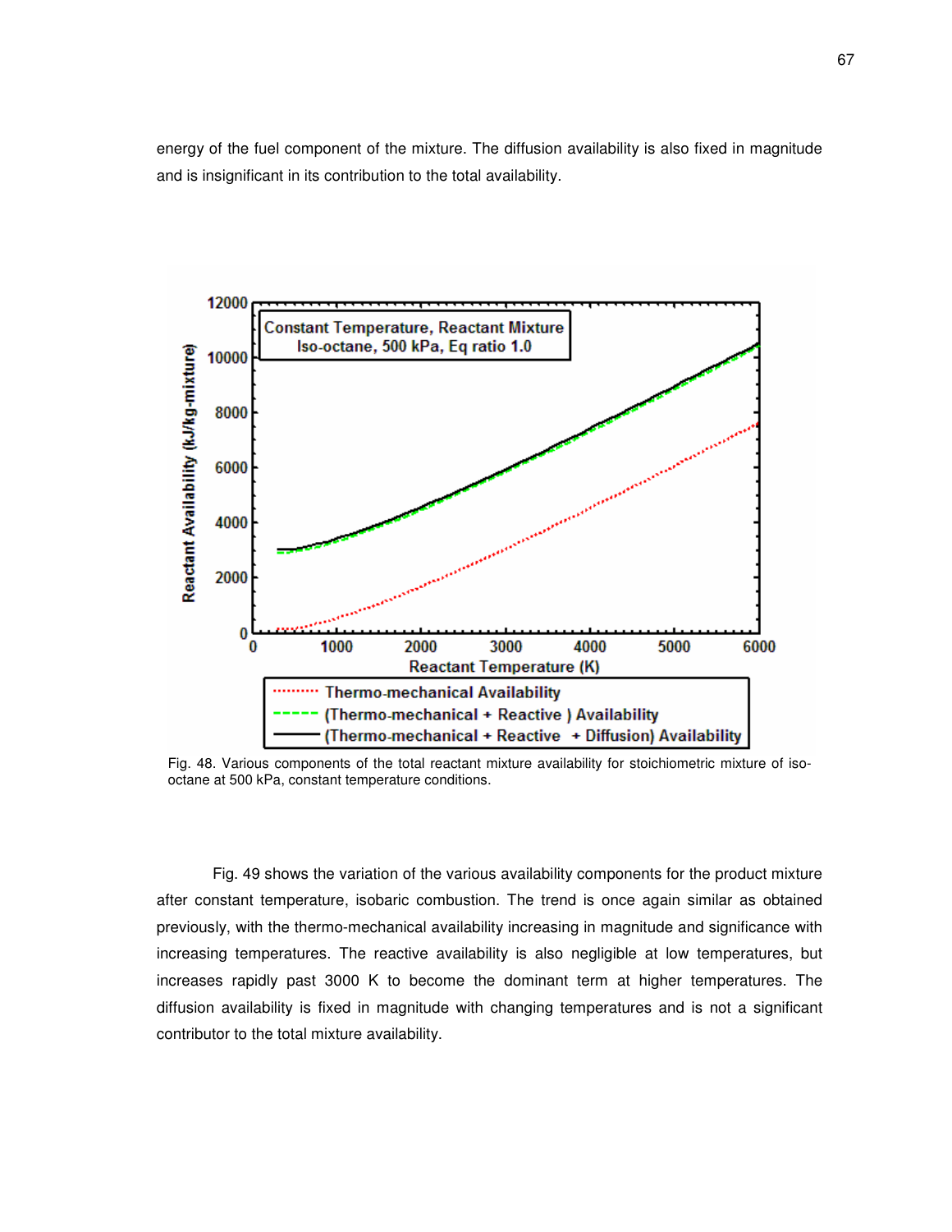energy of the fuel component of the mixture. The diffusion availability is also fixed in magnitude and is insignificant in its contribution to the total availability.

Fig. 48. Various components of the total reactant mixture availability for stoichiometric mixture of iso-octane at 500 kPa, constant temperature conditions.

Fig. 49 shows the variation of the various availability components for the product mixture after constant temperature, isobaric combustion. The trend is once again similar as obtained previously, with the thermo-mechanical availability increasing in magnitude and significance with increasing temperatures. The reactive availability is also negligible at low temperatures, but increases rapidly past 3000 K to become the dominant term at higher temperatures. The diffusion availability is fixed in magnitude with changing temperatures and is not a significant contributor to the total mixture availability.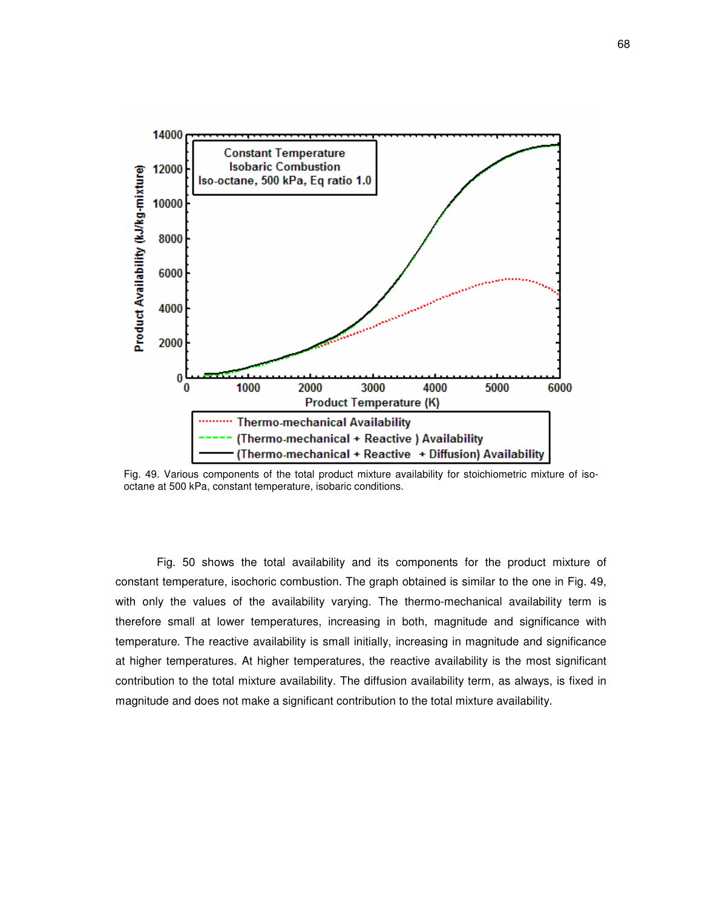Fig. 49. Various components of the total product mixture availability for stoichiometric mixture of iso-octane at 500 kPa, constant temperature, isobaric conditions.

Fig. 50 shows the total availability and its components for the product mixture of constant temperature, isochoric combustion. The graph obtained is similar to the one in Fig. 49, with only the values of the availability varying. The thermo-mechanical availability term is therefore small at lower temperatures, increasing in both, magnitude and significance with temperature. The reactive availability is small initially, increasing in magnitude and significance at higher temperatures. At higher temperatures, the reactive availability is the most significant contribution to the total mixture availability. The diffusion availability term, as always, is fixed in magnitude and does not make a significant contribution to the total mixture availability.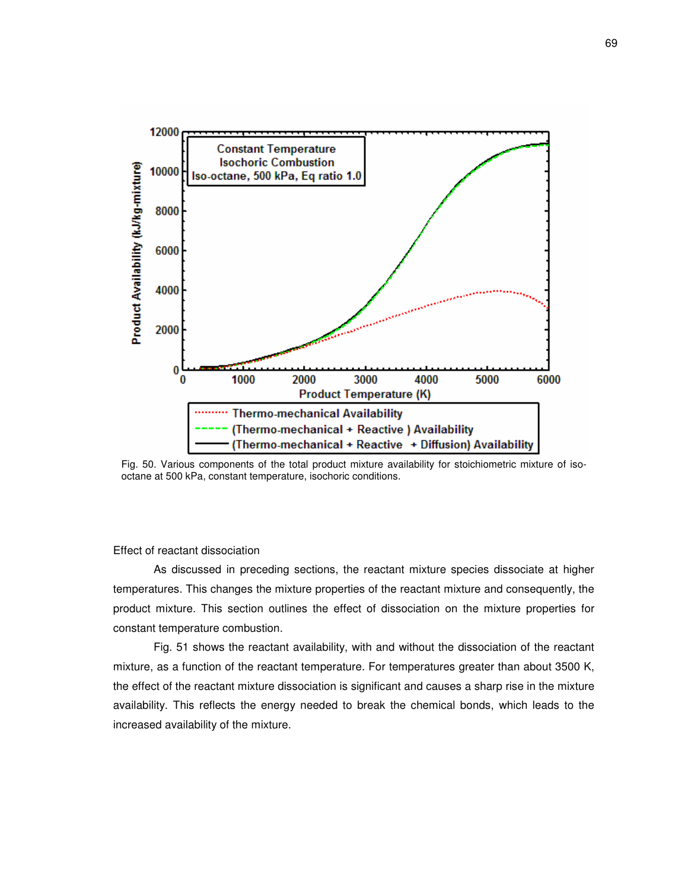Fig. 50. Various components of the total product mixture availability for stoichiometric mixture of iso-octane at 500 kPa, constant temperature, isochoric conditions.

Effect of reactant dissociation

As discussed in preceding sections, the reactant mixture species dissociate at higher temperatures. This changes the mixture properties of the reactant mixture and consequently, the product mixture. This section outlines the effect of dissociation on the mixture properties for constant temperature combustion.

Fig. 51 shows the reactant availability, with and without the dissociation of the reactant mixture, as a function of the reactant temperature. For temperatures greater than about 3500 K, the effect of the reactant mixture dissociation is significant and causes a sharp rise in the mixture availability. This reflects the energy needed to break the chemical bonds, which leads to the increased availability of the mixture.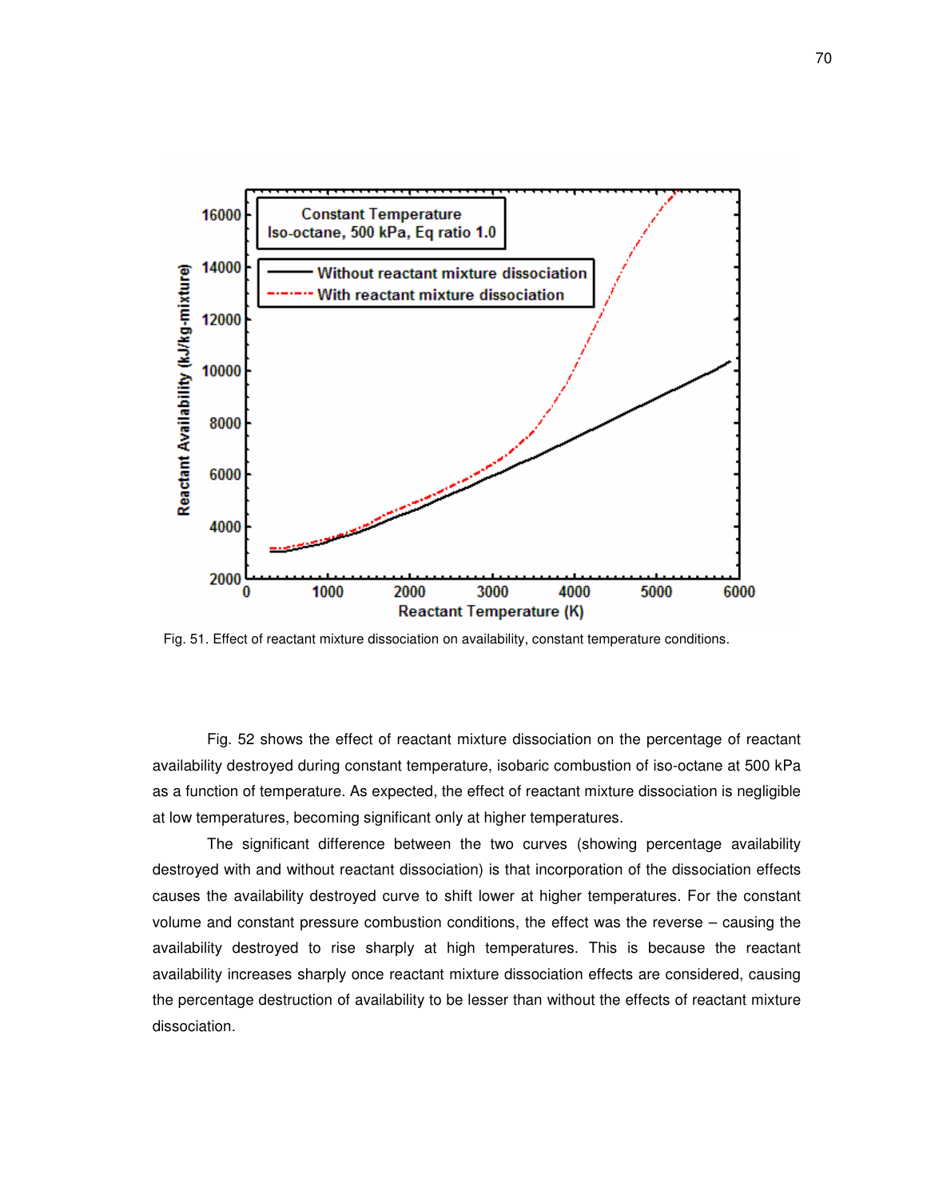Fig. 51. Effect of reactant mixture dissociation on availability, constant temperature conditions.

Fig. 52 shows the effect of reactant mixture dissociation on the percentage of reactant availability destroyed during constant temperature, isobaric combustion of iso-octane at 500 kPa as a function of temperature. As expected, the effect of reactant mixture dissociation is negligible at low temperatures, becoming significant only at higher temperatures.

The significant difference between the two curves (showing percentage availability destroyed with and without reactant dissociation) is that incorporation of the dissociation effects causes the availability destroyed curve to shift lower at higher temperatures. For the constant volume and constant pressure combustion conditions, the effect was the reverse – causing the availability destroyed to rise sharply at high temperatures. This is because the reactant availability increases sharply once reactant mixture dissociation effects are considered, causing the percentage destruction of availability to be lesser than without the effects of reactant mixture dissociation.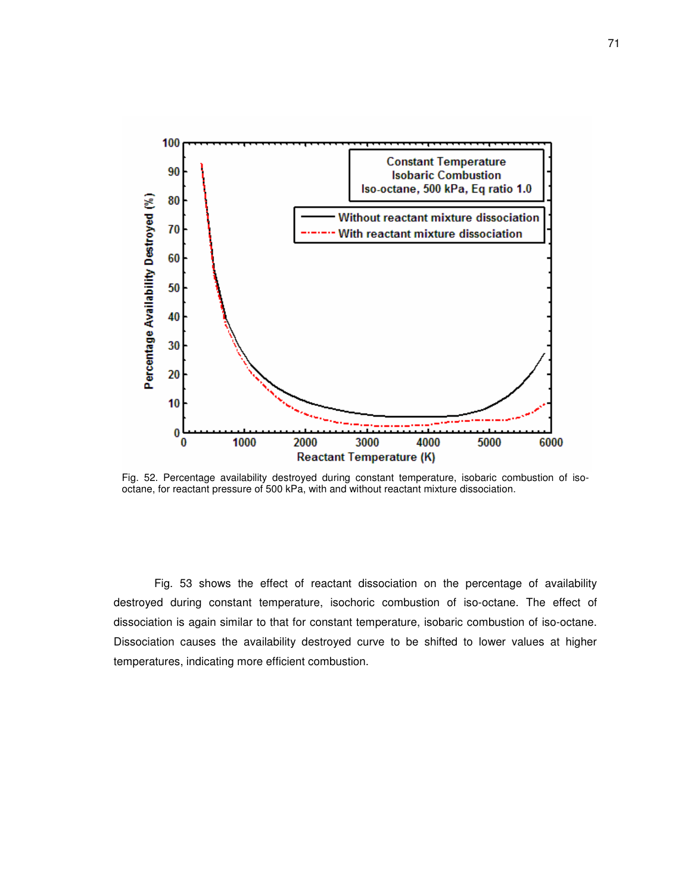Fig. 52. Percentage availability destroyed during constant temperature, isobaric combustion of iso-octane, for reactant pressure of 500 kPa, with and without reactant mixture dissociation.

Fig. 53 shows the effect of reactant dissociation on the percentage of availability destroyed during constant temperature, isochoric combustion of iso-octane. The effect of dissociation is again similar to that for constant temperature, isobaric combustion of iso-octane. Dissociation causes the availability destroyed curve to be shifted to lower values at higher temperatures, indicating more efficient combustion.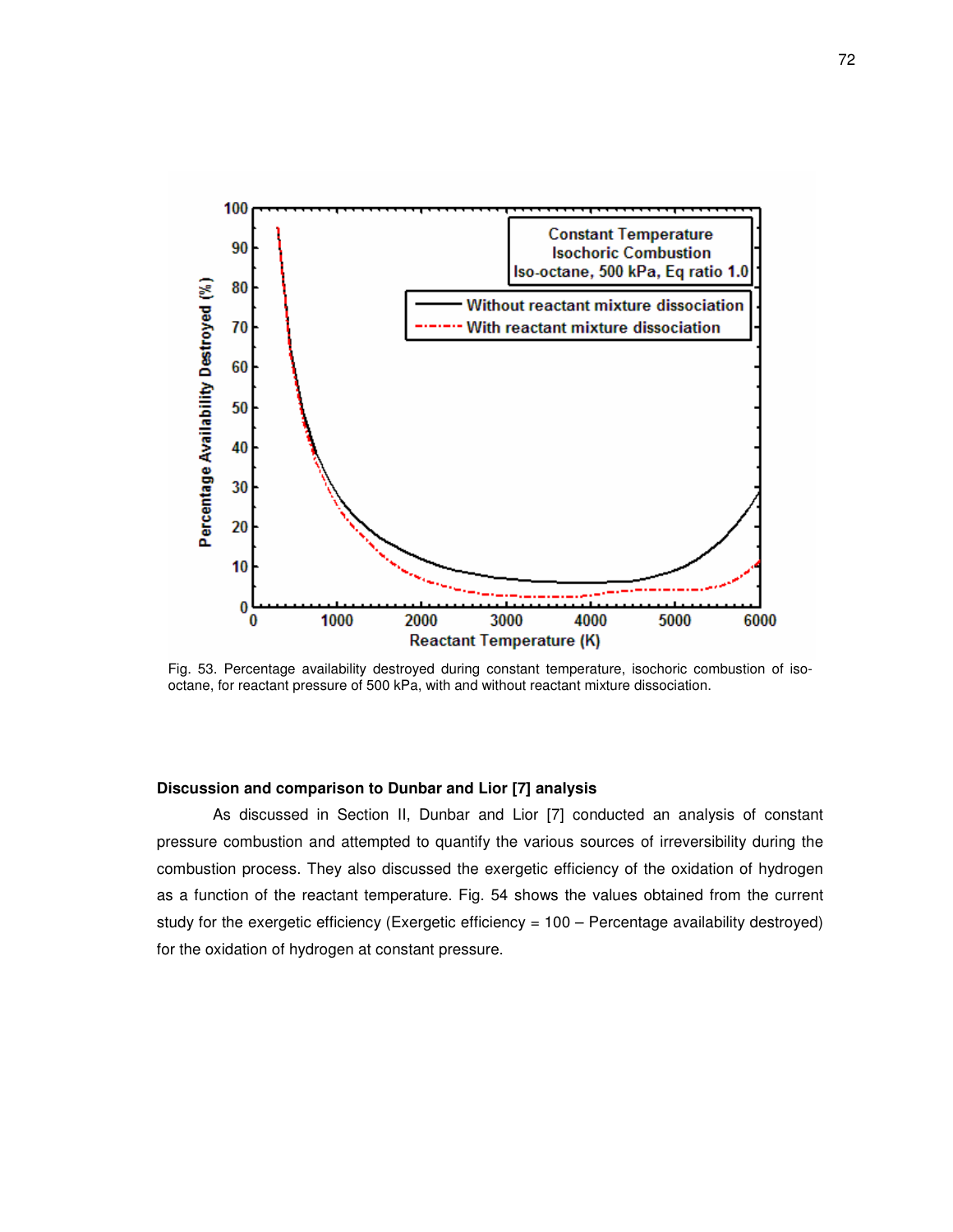Fig. 53. Percentage availability destroyed during constant temperature, isochoric combustion of iso-octane, for reactant pressure of 500 kPa, with and without reactant mixture dissociation.

### Discussion and comparison to Dunbar and Lior [7] analysis

As discussed in Section II, Dunbar and Lior [7] conducted an analysis of constant pressure combustion and attempted to quantify the various sources of irreversibility during the combustion process. They also discussed the exergetic efficiency of the oxidation of hydrogen as a function of the reactant temperature. Fig. 54 shows the values obtained from the current study for the exergetic efficiency (Exergetic efficiency = 100 – Percentage availability destroyed) for the oxidation of hydrogen at constant pressure.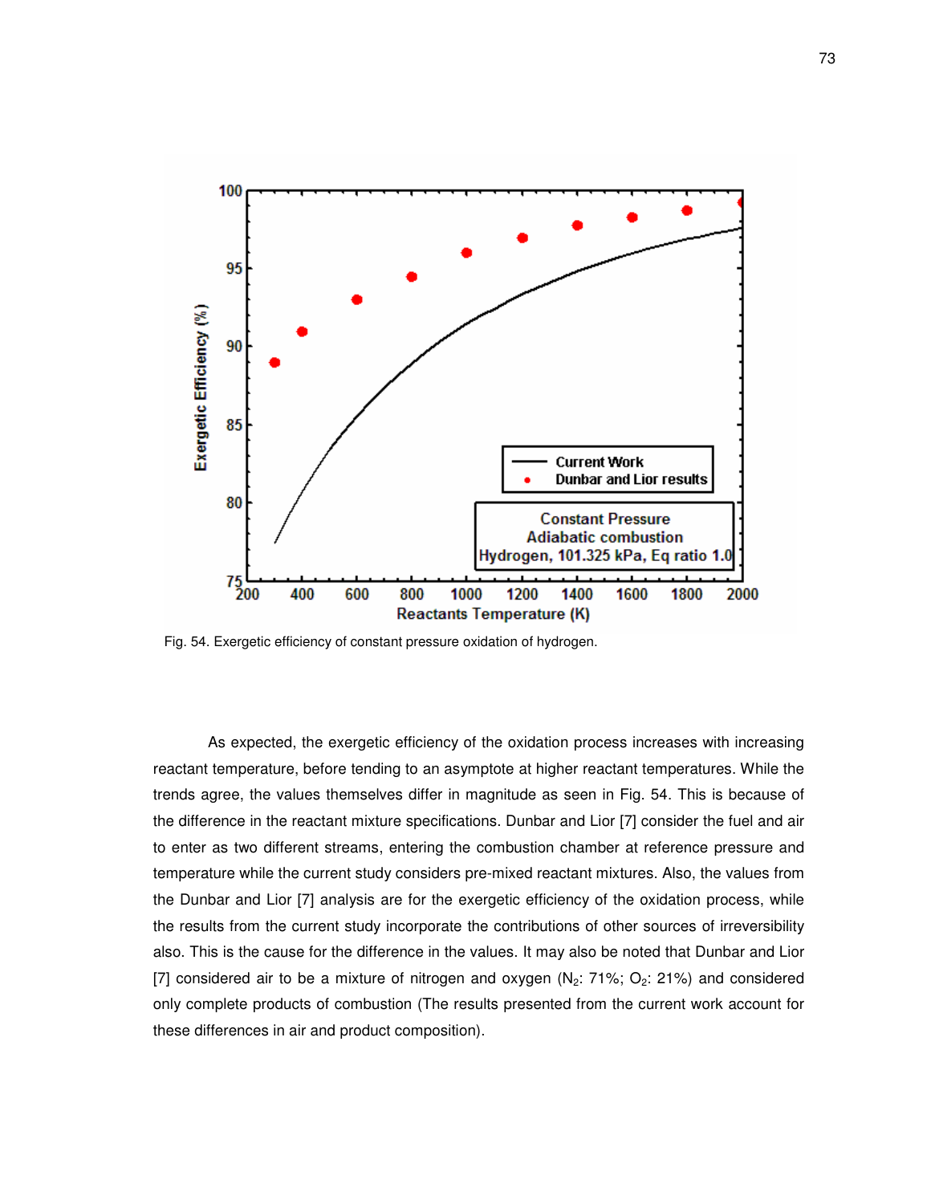Fig. 54. Exergetic efficiency of constant pressure oxidation of hydrogen.

As expected, the exergetic efficiency of the oxidation process increases with increasing reactant temperature, before tending to an asymptote at higher reactant temperatures. While the trends agree, the values themselves differ in magnitude as seen in Fig. 54. This is because of the difference in the reactant mixture specifications. Dunbar and Lior [7] consider the fuel and air to enter as two different streams, entering the combustion chamber at reference pressure and temperature while the current study considers pre-mixed reactant mixtures. Also, the values from the Dunbar and Lior [7] analysis are for the exergetic efficiency of the oxidation process, while the results from the current study incorporate the contributions of other sources of irreversibility also. This is the cause for the difference in the values. It may also be noted that Dunbar and Lior [7] considered air to be a mixture of nitrogen and oxygen ($N_2$: 71%; $O_2$: 21%) and considered only complete products of combustion (The results presented from the current work account for these differences in air and product composition).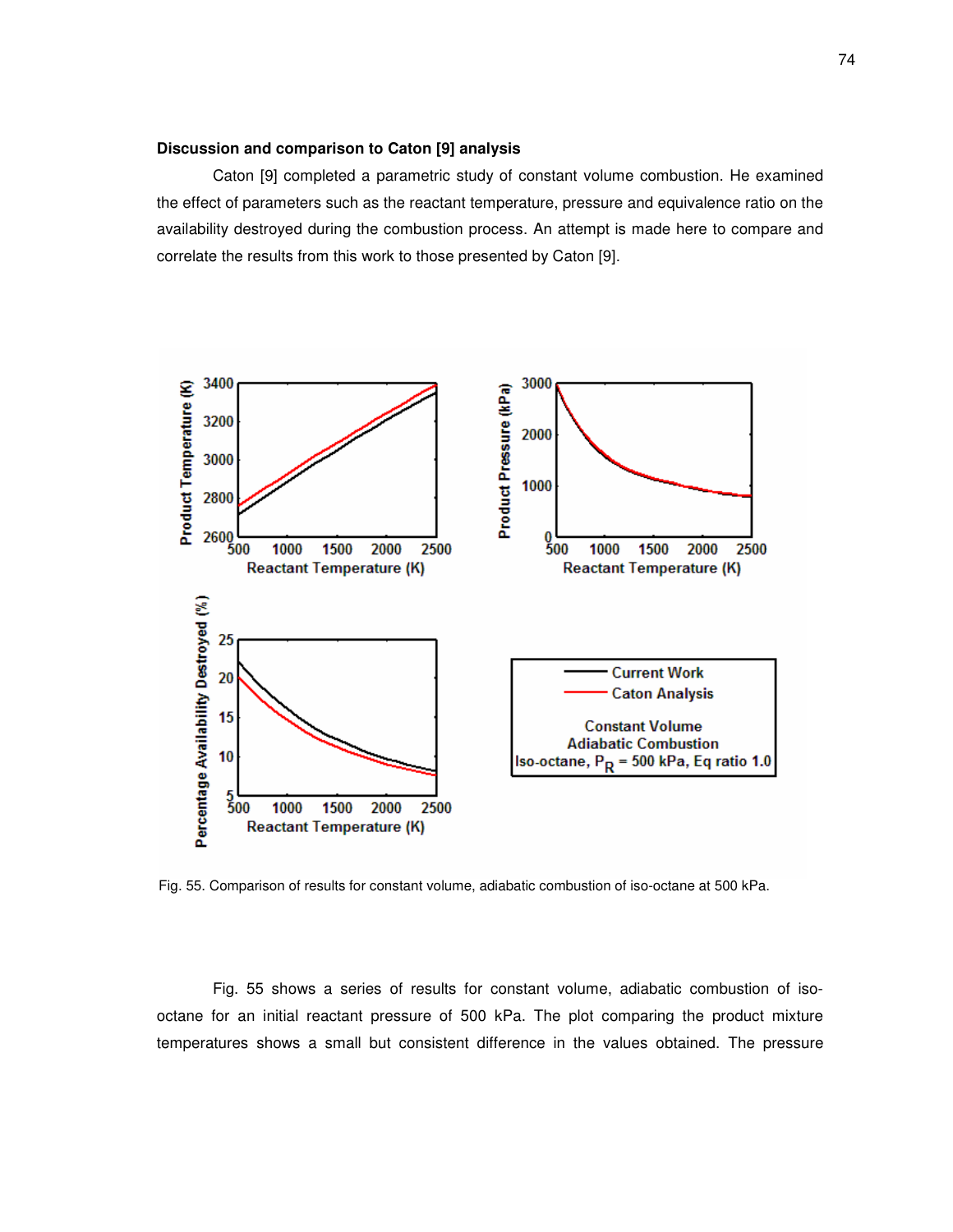**Discussion and comparison to Caton [9] analysis**

Caton [9] completed a parametric study of constant volume combustion. He examined the effect of parameters such as the reactant temperature, pressure and equivalence ratio on the availability destroyed during the combustion process. An attempt is made here to compare and correlate the results from this work to those presented by Caton [9].

Fig. 55. Comparison of results for constant volume, adiabatic combustion of iso-octane at 500 kPa.

Fig. 55 shows a series of results for constant volume, adiabatic combustion of iso-octane for an initial reactant pressure of 500 kPa. The plot comparing the product mixture temperatures shows a small but consistent difference in the values obtained. The pressure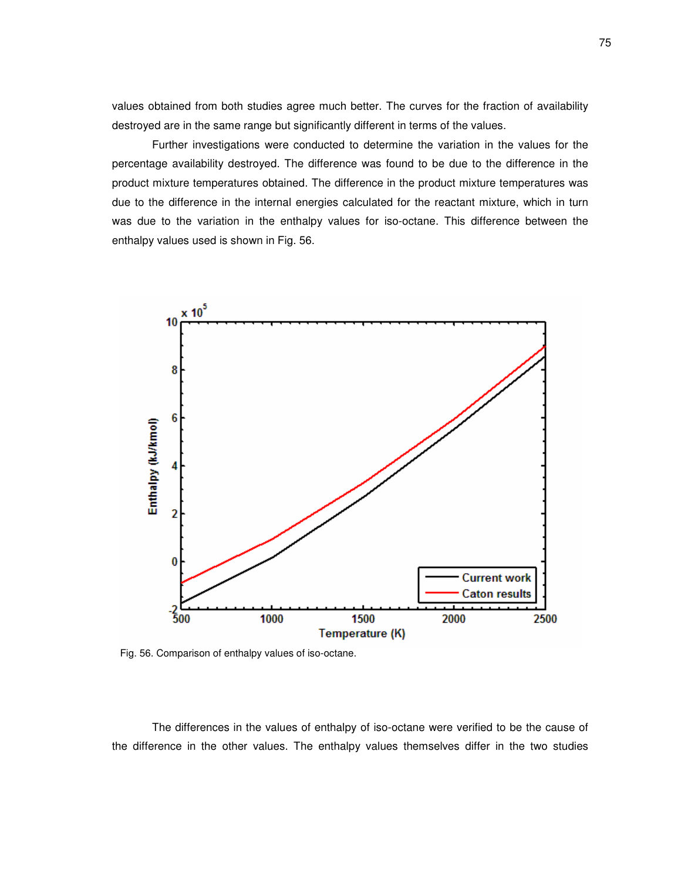values obtained from both studies agree much better. The curves for the fraction of availability destroyed are in the same range but significantly different in terms of the values.

Further investigations were conducted to determine the variation in the values for the percentage availability destroyed. The difference was found to be due to the difference in the product mixture temperatures obtained. The difference in the product mixture temperatures was due to the difference in the internal energies calculated for the reactant mixture, which in turn was due to the variation in the enthalpy values for iso-octane. This difference between the enthalpy values used is shown in Fig. 56.

Fig. 56. Comparison of enthalpy values of iso-octane.

The differences in the values of enthalpy of iso-octane were verified to be the cause of the difference in the other values. The enthalpy values themselves differ in the two studies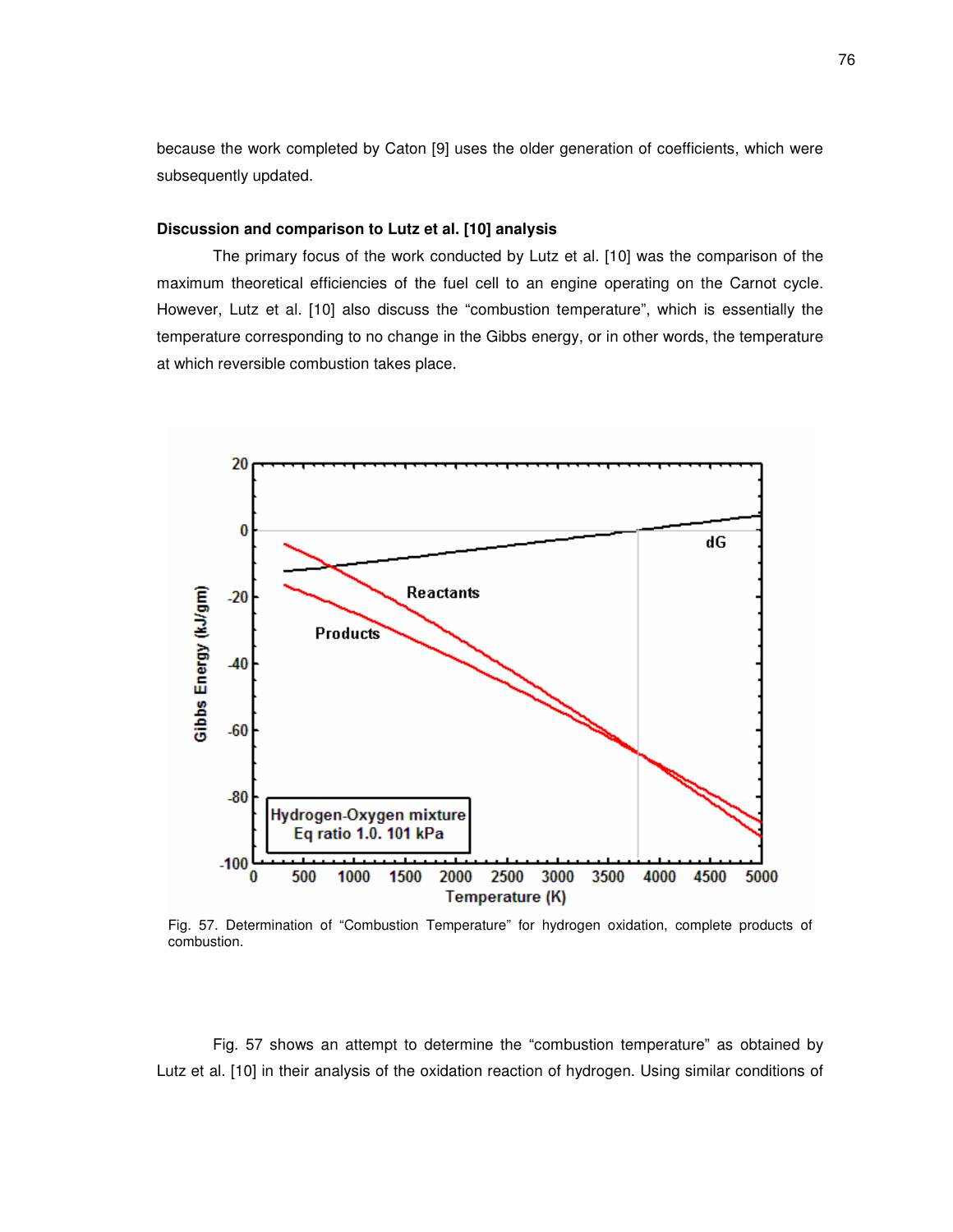because the work completed by Caton [9] uses the older generation of coefficients, which were subsequently updated.

**Discussion and comparison to Lutz et al. [10] analysis**

The primary focus of the work conducted by Lutz et al. [10] was the comparison of the maximum theoretical efficiencies of the fuel cell to an engine operating on the Carnot cycle. However, Lutz et al. [10] also discuss the "combustion temperature", which is essentially the temperature corresponding to no change in the Gibbs energy, or in other words, the temperature at which reversible combustion takes place.

Fig. 57. Determination of "Combustion Temperature" for hydrogen oxidation, complete products of combustion.

Fig. 57 shows an attempt to determine the "combustion temperature" as obtained by Lutz et al. [10] in their analysis of the oxidation reaction of hydrogen. Using similar conditions of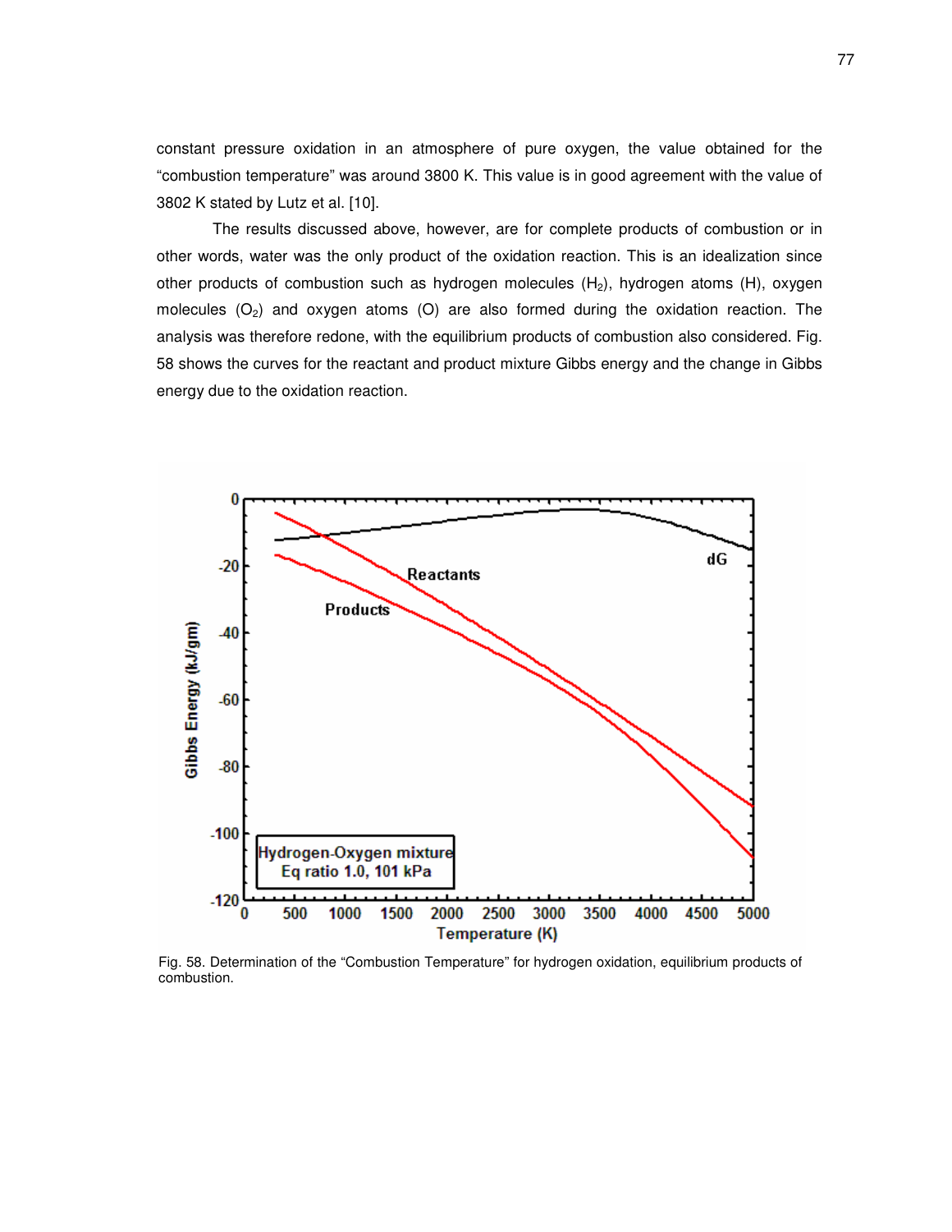constant pressure oxidation in an atmosphere of pure oxygen, the value obtained for the "combustion temperature" was around 3800 K. This value is in good agreement with the value of 3802 K stated by Lutz et al. [10].

The results discussed above, however, are for complete products of combustion or in other words, water was the only product of the oxidation reaction. This is an idealization since other products of combustion such as hydrogen molecules ($H_2$), hydrogen atoms (H), oxygen molecules ($O_2$) and oxygen atoms (O) are also formed during the oxidation reaction. The analysis was therefore redone, with the equilibrium products of combustion also considered. Fig. 58 shows the curves for the reactant and product mixture Gibbs energy and the change in Gibbs energy due to the oxidation reaction.

Fig. 58. Determination of the "Combustion Temperature" for hydrogen oxidation, equilibrium products of combustion.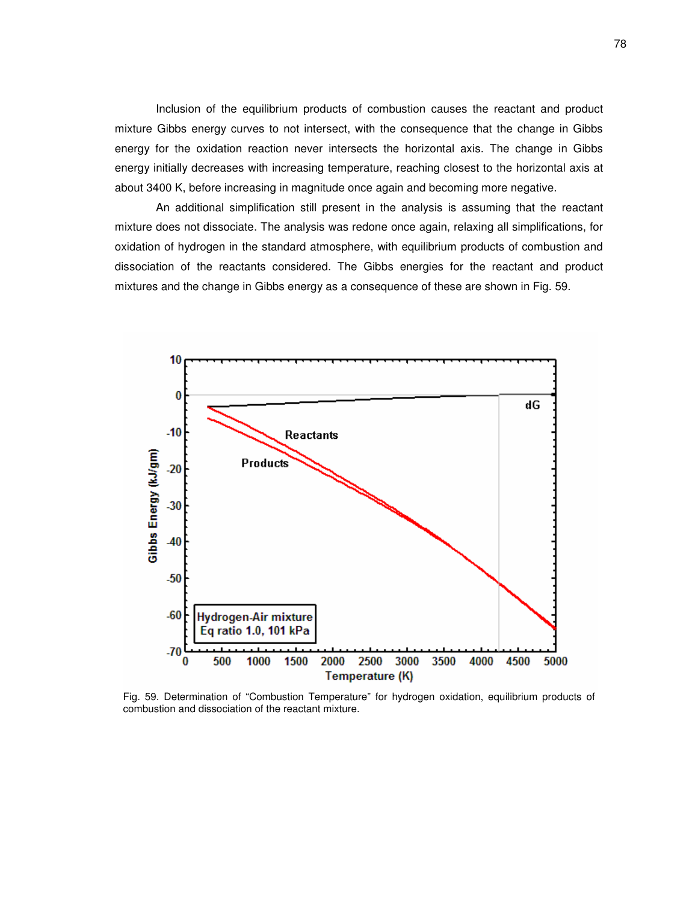Inclusion of the equilibrium products of combustion causes the reactant and product mixture Gibbs energy curves to not intersect, with the consequence that the change in Gibbs energy for the oxidation reaction never intersects the horizontal axis. The change in Gibbs energy initially decreases with increasing temperature, reaching closest to the horizontal axis at about 3400 K, before increasing in magnitude once again and becoming more negative.

An additional simplification still present in the analysis is assuming that the reactant mixture does not dissociate. The analysis was redone once again, relaxing all simplifications, for oxidation of hydrogen in the standard atmosphere, with equilibrium products of combustion and dissociation of the reactants considered. The Gibbs energies for the reactant and product mixtures and the change in Gibbs energy as a consequence of these are shown in Fig. 59.

Fig. 59. Determination of "Combustion Temperature" for hydrogen oxidation, equilibrium products of combustion and dissociation of the reactant mixture.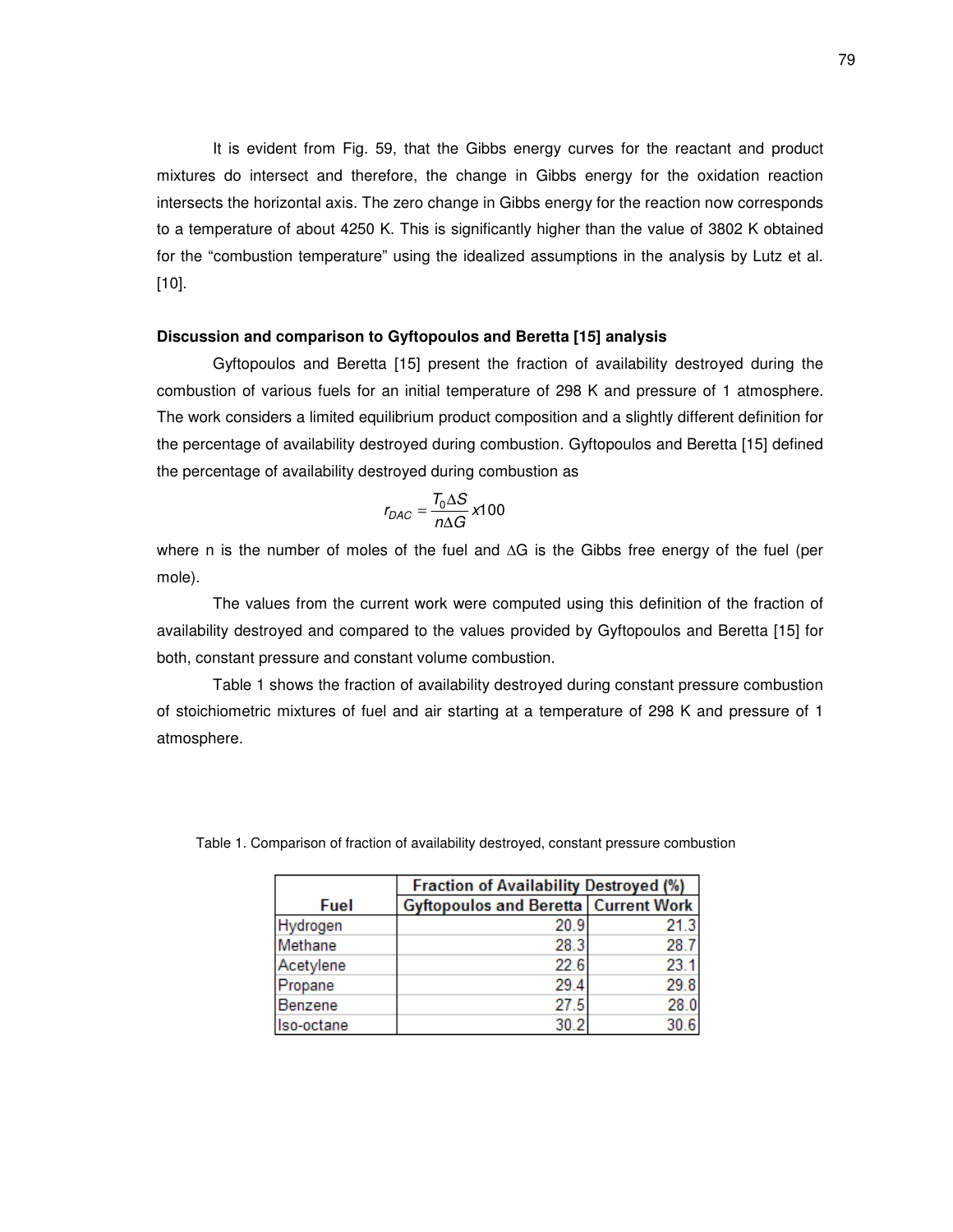It is evident from Fig. 59, that the Gibbs energy curves for the reactant and product mixtures do intersect and therefore, the change in Gibbs energy for the oxidation reaction intersects the horizontal axis. The zero change in Gibbs energy for the reaction now corresponds to a temperature of about 4250 K. This is significantly higher than the value of 3802 K obtained for the "combustion temperature" using the idealized assumptions in the analysis by Lutz et al. [10].

**Discussion and comparison to Gyftopoulos and Beretta [15] analysis**

Gyftopoulos and Beretta [15] present the fraction of availability destroyed during the combustion of various fuels for an initial temperature of 298 K and pressure of 1 atmosphere. The work considers a limited equilibrium product composition and a slightly different definition for the percentage of availability destroyed during combustion. Gyftopoulos and Beretta [15] defined the percentage of availability destroyed during combustion as

$$r_{DAC} = \frac{T_0 \Delta S}{n \Delta G} x100$$

where n is the number of moles of the fuel and $\Delta G$ is the Gibbs free energy of the fuel (per mole).

The values from the current work were computed using this definition of the fraction of availability destroyed and compared to the values provided by Gyftopoulos and Beretta [15] for both, constant pressure and constant volume combustion.

Table 1 shows the fraction of availability destroyed during constant pressure combustion of stoichiometric mixtures of fuel and air starting at a temperature of 298 K and pressure of 1 atmosphere.

Table 1. Comparison of fraction of availability destroyed, constant pressure combustion

| | Fraction of Availability Destroyed (%) | |
|---|---|---|
| Fuel | Gyftopoulos and Beretta | Current Work |
| Hydrogen | 20.9 | 21.3 |
| Methane | 28.3 | 28.7 |
| Acetylene | 22.6 | 23.1 |
| Propane | 29.4 | 29.8 |
| Benzene | 27.5 | 28.0 |
| Iso-octane | 30.2 | 30.6 |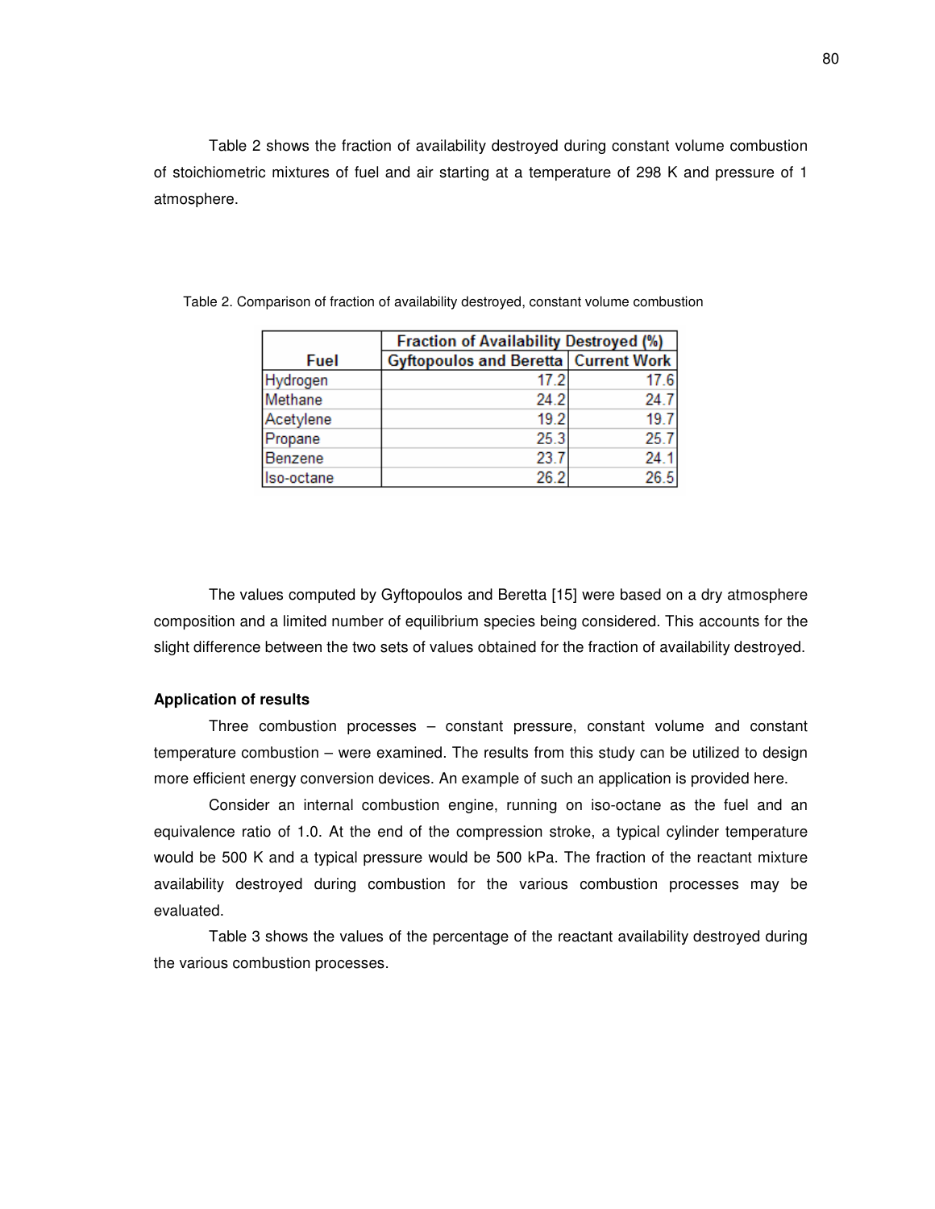Table 2 shows the fraction of availability destroyed during constant volume combustion of stoichiometric mixtures of fuel and air starting at a temperature of 298 K and pressure of 1 atmosphere.

Table 2. Comparison of fraction of availability destroyed, constant volume combustion

| Fuel | Fraction of Availability Destroyed (%) | |
|---|---|---|
| | Gyftopoulos and Beretta | Current Work |
| Hydrogen | 17.2 | 17.6 |
| Methane | 24.2 | 24.7 |
| Acetylene | 19.2 | 19.7 |
| Propane | 25.3 | 25.7 |
| Benzene | 23.7 | 24.1 |
| Iso-octane | 26.2 | 26.5 |

The values computed by Gyftopoulos and Beretta [15] were based on a dry atmosphere composition and a limited number of equilibrium species being considered. This accounts for the slight difference between the two sets of values obtained for the fraction of availability destroyed.

**Application of results**

Three combustion processes – constant pressure, constant volume and constant temperature combustion – were examined. The results from this study can be utilized to design more efficient energy conversion devices. An example of such an application is provided here.

Consider an internal combustion engine, running on iso-octane as the fuel and an equivalence ratio of 1.0. At the end of the compression stroke, a typical cylinder temperature would be 500 K and a typical pressure would be 500 kPa. The fraction of the reactant mixture availability destroyed during combustion for the various combustion processes may be evaluated.

Table 3 shows the values of the percentage of the reactant availability destroyed during the various combustion processes.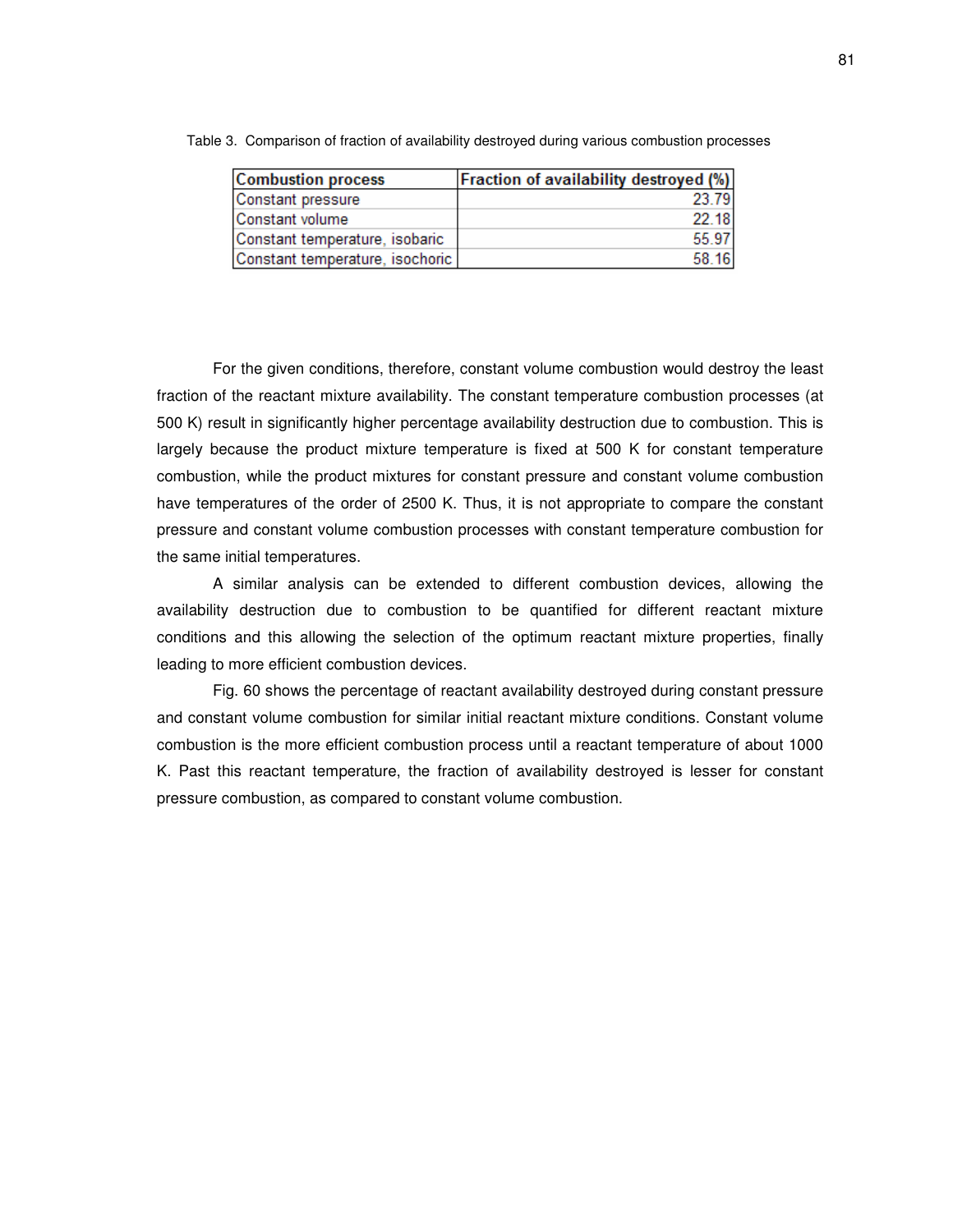Table 3. Comparison of fraction of availability destroyed during various combustion processes

| Combustion process | Fraction of availability destroyed (%) |
| --- | --- |
| Constant pressure | 23.79 |
| Constant volume | 22.18 |
| Constant temperature, isobaric | 55.97 |
| Constant temperature, isochoric | 58.16 |

For the given conditions, therefore, constant volume combustion would destroy the least fraction of the reactant mixture availability. The constant temperature combustion processes (at 500 K) result in significantly higher percentage availability destruction due to combustion. This is largely because the product mixture temperature is fixed at 500 K for constant temperature combustion, while the product mixtures for constant pressure and constant volume combustion have temperatures of the order of 2500 K. Thus, it is not appropriate to compare the constant pressure and constant volume combustion processes with constant temperature combustion for the same initial temperatures.

A similar analysis can be extended to different combustion devices, allowing the availability destruction due to combustion to be quantified for different reactant mixture conditions and this allowing the selection of the optimum reactant mixture properties, finally leading to more efficient combustion devices.

Fig. 60 shows the percentage of reactant availability destroyed during constant pressure and constant volume combustion for similar initial reactant mixture conditions. Constant volume combustion is the more efficient combustion process until a reactant temperature of about 1000 K. Past this reactant temperature, the fraction of availability destroyed is lesser for constant pressure combustion, as compared to constant volume combustion.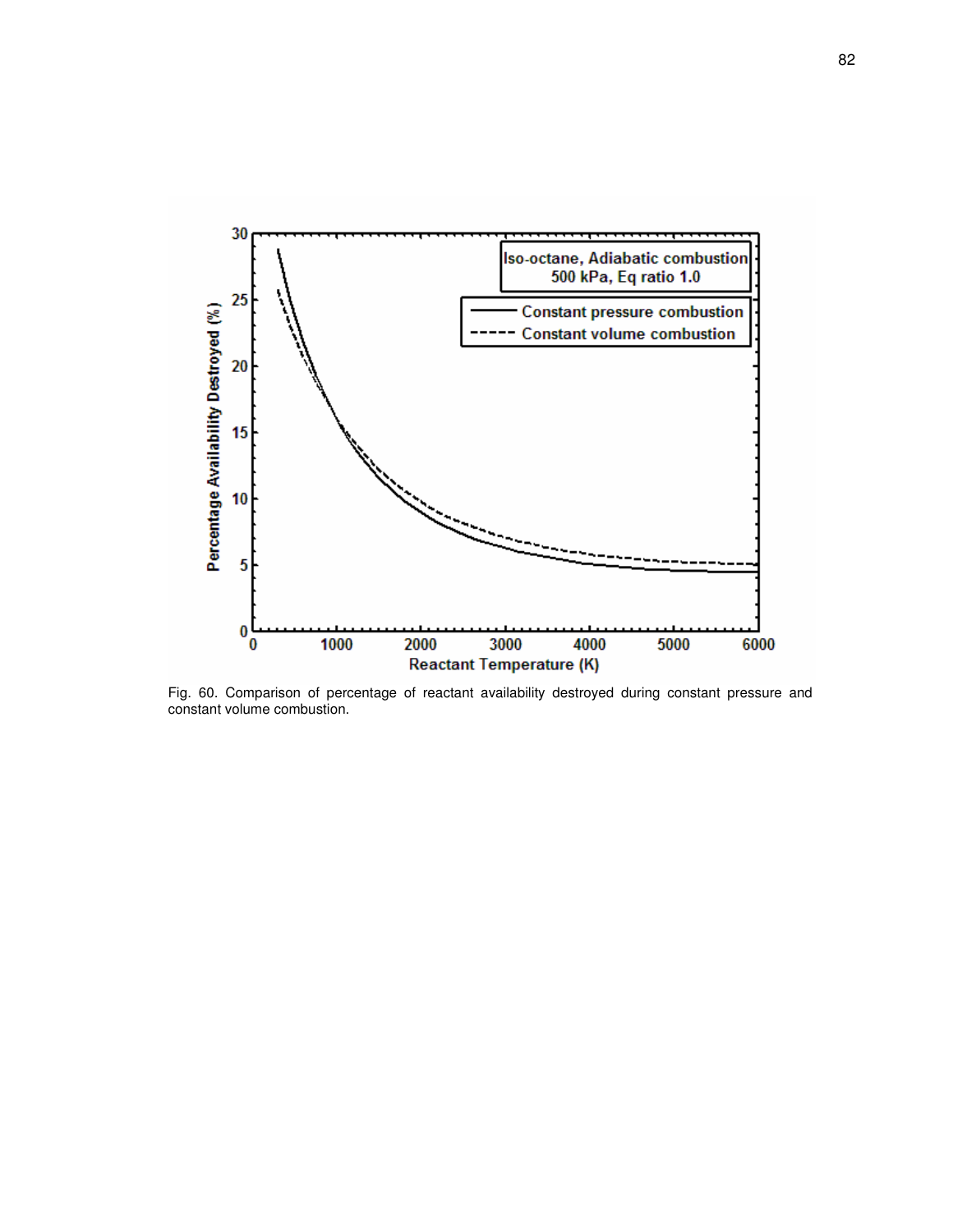Fig. 60. Comparison of percentage of reactant availability destroyed during constant pressure and constant volume combustion.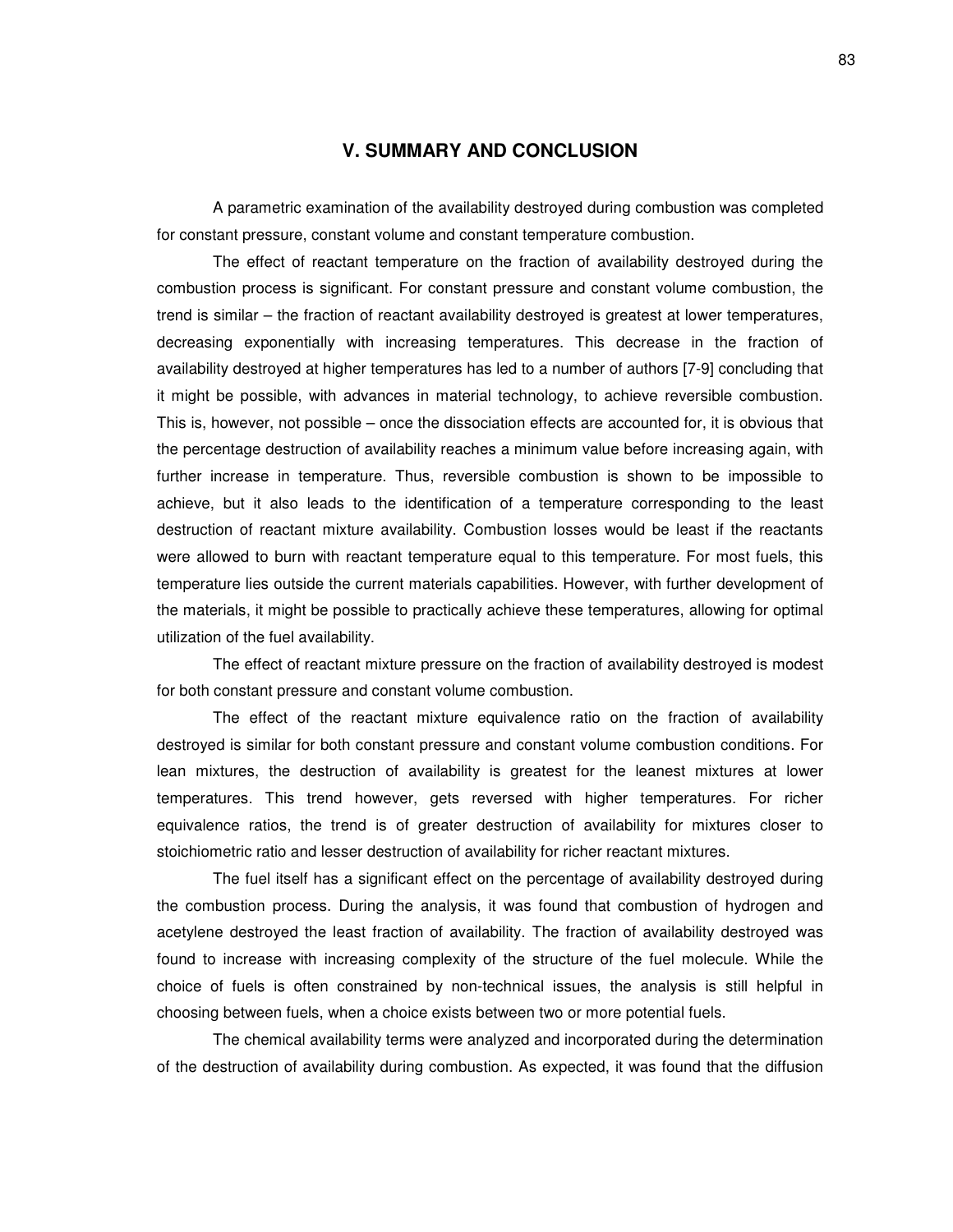## V. SUMMARY AND CONCLUSION

A parametric examination of the availability destroyed during combustion was completed for constant pressure, constant volume and constant temperature combustion.

The effect of reactant temperature on the fraction of availability destroyed during the combustion process is significant. For constant pressure and constant volume combustion, the trend is similar – the fraction of reactant availability destroyed is greatest at lower temperatures, decreasing exponentially with increasing temperatures. This decrease in the fraction of availability destroyed at higher temperatures has led to a number of authors [7-9] concluding that it might be possible, with advances in material technology, to achieve reversible combustion. This is, however, not possible – once the dissociation effects are accounted for, it is obvious that the percentage destruction of availability reaches a minimum value before increasing again, with further increase in temperature. Thus, reversible combustion is shown to be impossible to achieve, but it also leads to the identification of a temperature corresponding to the least destruction of reactant mixture availability. Combustion losses would be least if the reactants were allowed to burn with reactant temperature equal to this temperature. For most fuels, this temperature lies outside the current materials capabilities. However, with further development of the materials, it might be possible to practically achieve these temperatures, allowing for optimal utilization of the fuel availability.

The effect of reactant mixture pressure on the fraction of availability destroyed is modest for both constant pressure and constant volume combustion.

The effect of the reactant mixture equivalence ratio on the fraction of availability destroyed is similar for both constant pressure and constant volume combustion conditions. For lean mixtures, the destruction of availability is greatest for the leanest mixtures at lower temperatures. This trend however, gets reversed with higher temperatures. For richer equivalence ratios, the trend is of greater destruction of availability for mixtures closer to stoichiometric ratio and lesser destruction of availability for richer reactant mixtures.

The fuel itself has a significant effect on the percentage of availability destroyed during the combustion process. During the analysis, it was found that combustion of hydrogen and acetylene destroyed the least fraction of availability. The fraction of availability destroyed was found to increase with increasing complexity of the structure of the fuel molecule. While the choice of fuels is often constrained by non-technical issues, the analysis is still helpful in choosing between fuels, when a choice exists between two or more potential fuels.

The chemical availability terms were analyzed and incorporated during the determination of the destruction of availability during combustion. As expected, it was found that the diffusion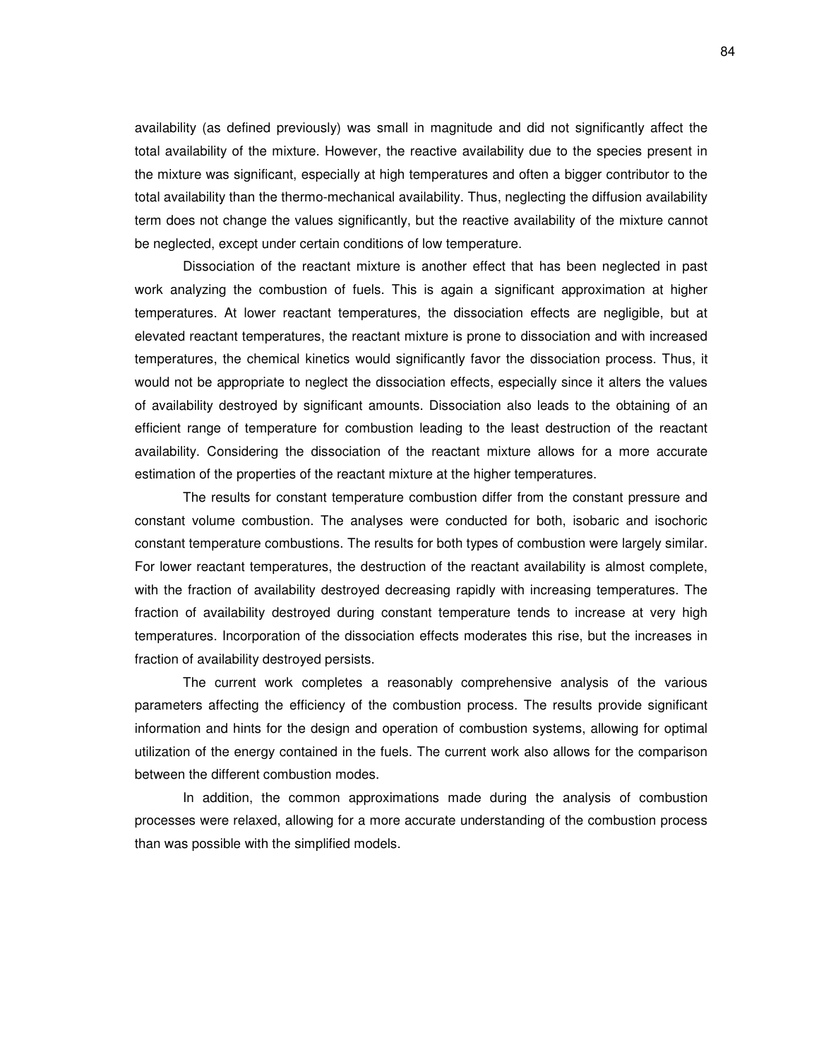availability (as defined previously) was small in magnitude and did not significantly affect the total availability of the mixture. However, the reactive availability due to the species present in the mixture was significant, especially at high temperatures and often a bigger contributor to the total availability than the thermo-mechanical availability. Thus, neglecting the diffusion availability term does not change the values significantly, but the reactive availability of the mixture cannot be neglected, except under certain conditions of low temperature.

Dissociation of the reactant mixture is another effect that has been neglected in past work analyzing the combustion of fuels. This is again a significant approximation at higher temperatures. At lower reactant temperatures, the dissociation effects are negligible, but at elevated reactant temperatures, the reactant mixture is prone to dissociation and with increased temperatures, the chemical kinetics would significantly favor the dissociation process. Thus, it would not be appropriate to neglect the dissociation effects, especially since it alters the values of availability destroyed by significant amounts. Dissociation also leads to the obtaining of an efficient range of temperature for combustion leading to the least destruction of the reactant availability. Considering the dissociation of the reactant mixture allows for a more accurate estimation of the properties of the reactant mixture at the higher temperatures.

The results for constant temperature combustion differ from the constant pressure and constant volume combustion. The analyses were conducted for both, isobaric and isochoric constant temperature combustions. The results for both types of combustion were largely similar. For lower reactant temperatures, the destruction of the reactant availability is almost complete, with the fraction of availability destroyed decreasing rapidly with increasing temperatures. The fraction of availability destroyed during constant temperature tends to increase at very high temperatures. Incorporation of the dissociation effects moderates this rise, but the increases in fraction of availability destroyed persists.

The current work completes a reasonably comprehensive analysis of the various parameters affecting the efficiency of the combustion process. The results provide significant information and hints for the design and operation of combustion systems, allowing for optimal utilization of the energy contained in the fuels. The current work also allows for the comparison between the different combustion modes.

In addition, the common approximations made during the analysis of combustion processes were relaxed, allowing for a more accurate understanding of the combustion process than was possible with the simplified models.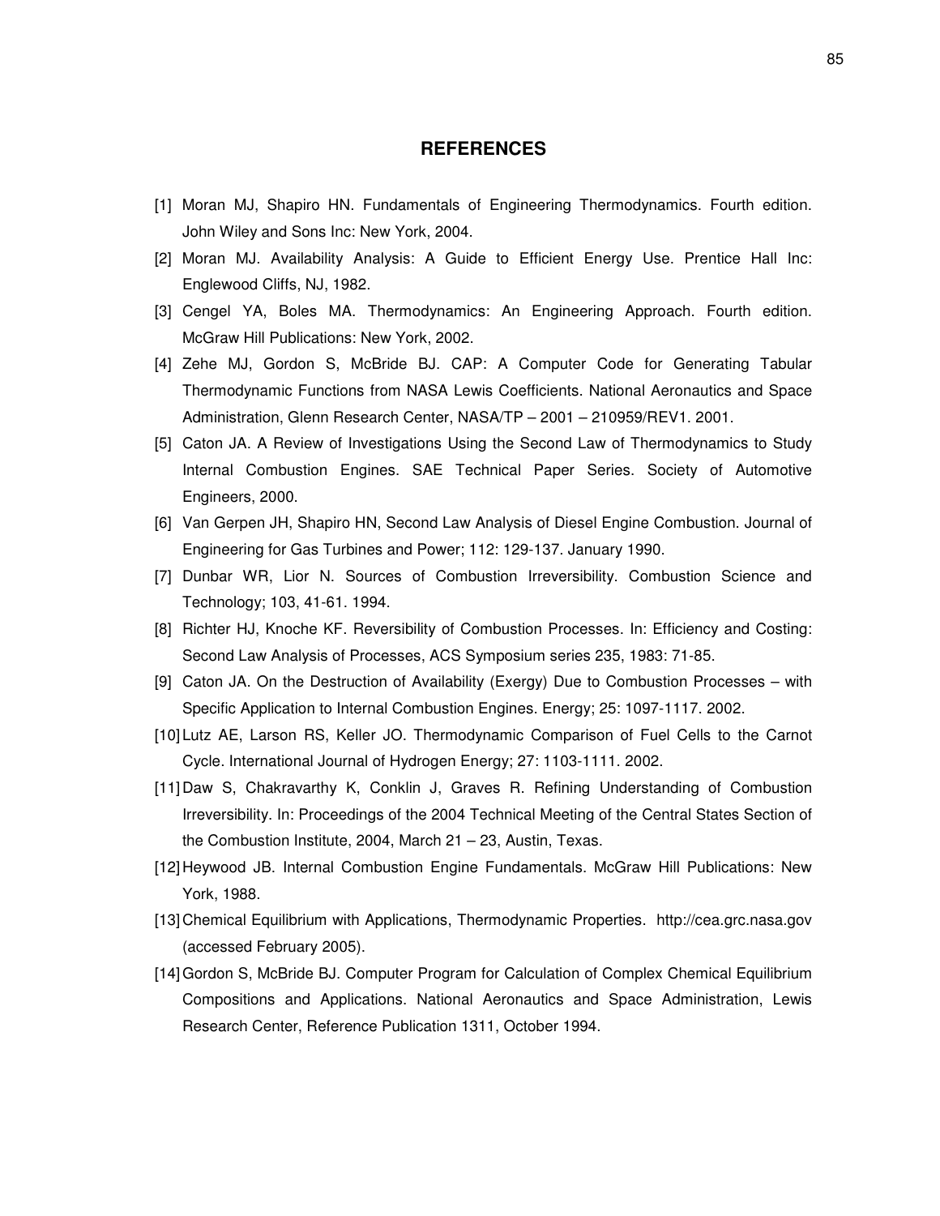## REFERENCES

[1] Moran MJ, Shapiro HN. Fundamentals of Engineering Thermodynamics. Fourth edition. John Wiley and Sons Inc: New York, 2004.

[2] Moran MJ. Availability Analysis: A Guide to Efficient Energy Use. Prentice Hall Inc: Englewood Cliffs, NJ, 1982.

[3] Cengel YA, Boles MA. Thermodynamics: An Engineering Approach. Fourth edition. McGraw Hill Publications: New York, 2002.

[4] Zehe MJ, Gordon S, McBride BJ. CAP: A Computer Code for Generating Tabular Thermodynamic Functions from NASA Lewis Coefficients. National Aeronautics and Space Administration, Glenn Research Center, NASA/TP – 2001 – 210959/REV1. 2001.

[5] Caton JA. A Review of Investigations Using the Second Law of Thermodynamics to Study Internal Combustion Engines. SAE Technical Paper Series. Society of Automotive Engineers, 2000.

[6] Van Gerpen JH, Shapiro HN, Second Law Analysis of Diesel Engine Combustion. Journal of Engineering for Gas Turbines and Power; 112: 129-137. January 1990.

[7] Dunbar WR, Lior N. Sources of Combustion Irreversibility. Combustion Science and Technology; 103, 41-61. 1994.

[8] Richter HJ, Knoche KF. Reversibility of Combustion Processes. In: Efficiency and Costing: Second Law Analysis of Processes, ACS Symposium series 235, 1983: 71-85.

[9] Caton JA. On the Destruction of Availability (Exergy) Due to Combustion Processes – with Specific Application to Internal Combustion Engines. Energy; 25: 1097-1117. 2002.

[10] Lutz AE, Larson RS, Keller JO. Thermodynamic Comparison of Fuel Cells to the Carnot Cycle. International Journal of Hydrogen Energy; 27: 1103-1111. 2002.

[11] Daw S, Chakravarthy K, Conklin J, Graves R. Refining Understanding of Combustion Irreversibility. In: Proceedings of the 2004 Technical Meeting of the Central States Section of the Combustion Institute, 2004, March 21 – 23, Austin, Texas.

[12] Heywood JB. Internal Combustion Engine Fundamentals. McGraw Hill Publications: New York, 1988.

[13] Chemical Equilibrium with Applications, Thermodynamic Properties. http://cea.grc.nasa.gov (accessed February 2005).

[14] Gordon S, McBride BJ. Computer Program for Calculation of Complex Chemical Equilibrium Compositions and Applications. National Aeronautics and Space Administration, Lewis Research Center, Reference Publication 1311, October 1994.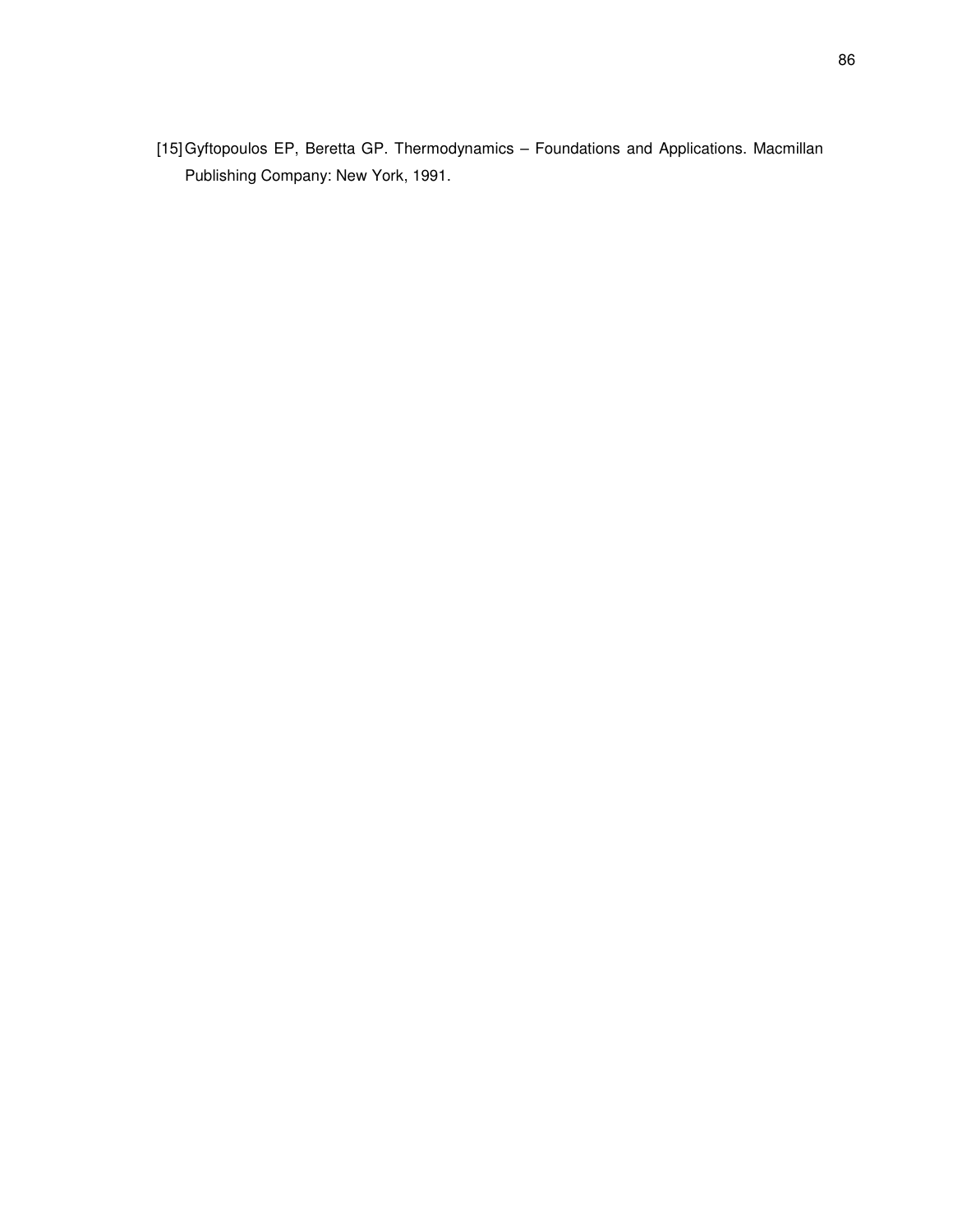[15] Gyftopoulos EP, Beretta GP. Thermodynamics – Foundations and Applications. Macmillan Publishing Company: New York, 1991.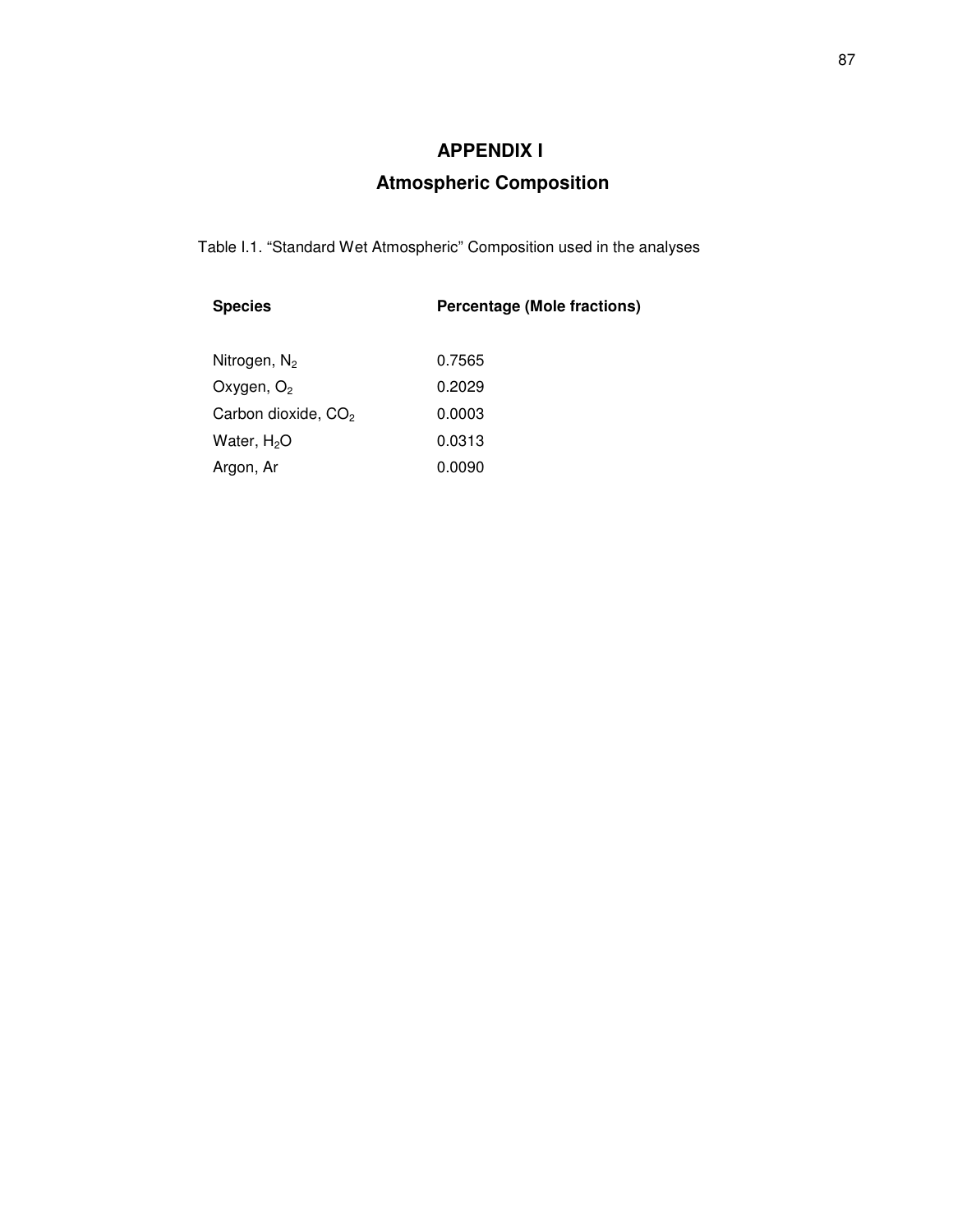# APPENDIX I

## Atmospheric Composition

Table I.1. "Standard Wet Atmospheric" Composition used in the analyses

| Species | Percentage (Mole fractions) |
|---|---|
| Nitrogen, $N_2$ | 0.7565 |
| Oxygen, $O_2$ | 0.2029 |
| Carbon dioxide, $CO_2$ | 0.0003 |
| Water, $H_2O$ | 0.0313 |
| Argon, Ar | 0.0090 |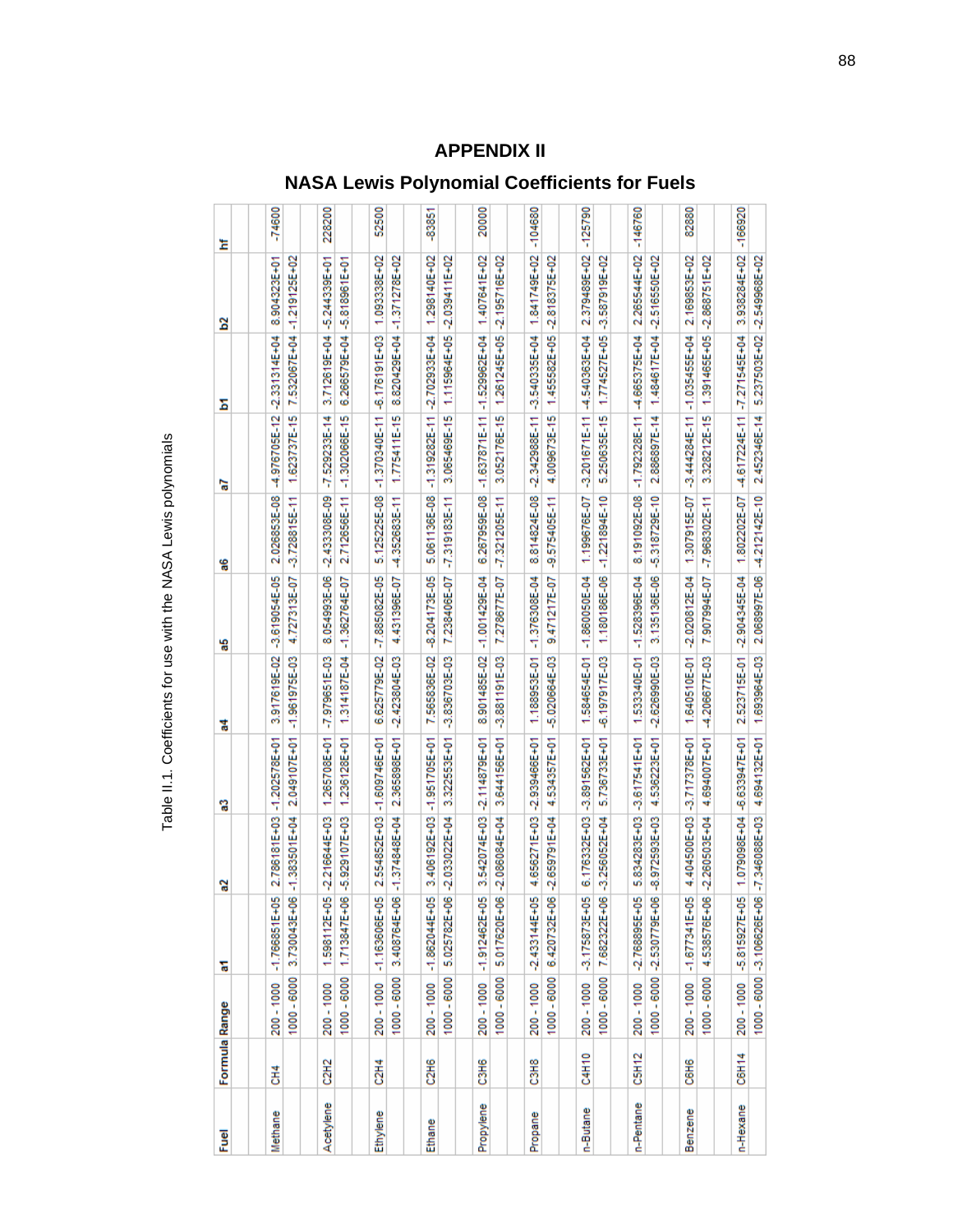# APPENDIX II

## NASA Lewis Polynomial Coefficients for Fuels

Table II.1. Coefficients for use with the NASA Lewis polynomials

| Fuel | Formula | Range | a1 | a2 | a3 | a4 | a5 | a6 | a7 | b1 | b2 | hf |
|---|---|---|---|---|---|---|---|---|---|---|---|---|
| Methane | CH4 | 200 - 1000 | -1.766851E+05 | 2.786181E+03 | -1.202578E+01 | 3.917619E-02 | -3.619054E-05 | 2.026853E-08 | -4.976705E-12 | -2.331314E+04 | 8.904323E+01 | -74600 |
| | | 1000 - 6000 | 3.730043E+06 | -1.383501E+04 | 2.049107E+01 | -1.961975E-03 | 4.727313E-07 | -3.728815E-11 | 1.623737E-15 | 7.532067E+04 | -1.219125E+02 | |
| Acetylene | C2H2 | 200 - 1000 | 1.598112E+05 | -2.216644E+03 | 1.265708E+01 | -7.979651E-03 | 8.054993E-06 | -2.433308E-09 | -7.529233E-14 | 3.712619E+04 | -5.244339E+01 | 228200 |
| | | 1000 - 6000 | 1.713847E+06 | -5.929107E+03 | 1.236128E+01 | 1.314187E-04 | -1.362764E-07 | 2.712656E-11 | -1.302066E-15 | 6.266579E+04 | -5.818961E+01 | |
| Ethylene | C2H4 | 200 - 1000 | -1.163606E+05 | 2.554852E+03 | -1.609746E+01 | 6.625779E-02 | -7.885082E-05 | 5.125225E-08 | -1.370340E-11 | -6.176191E+03 | 1.093338E+02 | 52500 |
| | | 1000 - 6000 | 3.408764E+06 | -1.374848E+04 | 2.365898E+01 | -2.423804E-03 | 4.431396E-07 | -4.352683E-11 | 1.775411E-15 | 8.820429E+04 | -1.371278E+02 | |
| Ethane | C2H6 | 200 - 1000 | -1.862044E+05 | 3.406192E+03 | -1.951705E+01 | 7.565836E-02 | -8.204173E-05 | 5.061136E-08 | -1.319282E-11 | -2.702933E+04 | 1.298140E+02 | -83851 |
| | | 1000 - 6000 | 5.025782E+06 | -2.033022E+04 | 3.322553E+01 | -3.836703E-03 | 7.238406E-07 | -7.319183E-11 | 3.065469E-15 | 1.115964E+05 | -2.039411E+02 | |
| Propylene | C3H6 | 200 - 1000 | -1.912462E+05 | 3.542074E+03 | -2.114879E+01 | 8.901485E-02 | -1.001429E-04 | 6.267959E-08 | -1.637871E-11 | -1.529962E+04 | 1.407641E+02 | 20000 |
| | | 1000 - 6000 | 5.017620E+06 | -2.086084E+04 | 3.644156E+01 | -3.881191E-03 | 7.278677E-07 | -7.321205E-11 | 3.052176E-15 | 1.261245E+05 | -2.195716E+02 | |
| Propane | C3H8 | 200 - 1000 | -2.433144E+05 | 4.656271E+03 | -2.939466E+01 | 1.188953E-01 | -1.376308E-04 | 8.814824E-08 | -2.342988E-11 | -3.540335E+04 | 1.841749E+02 | -104680 |
| | | 1000 - 6000 | 6.420732E+06 | -2.659791E+04 | 4.534357E+01 | -5.020664E-03 | 9.471217E-07 | -9.575405E-11 | 4.009673E-15 | 1.455582E+05 | -2.818375E+02 | |
| n-Butane | C4H10 | 200 - 1000 | -3.175873E+05 | 6.176332E+03 | -3.891562E+01 | 1.584654E-01 | -1.860050E-04 | 1.199676E-07 | -3.201671E-11 | -4.540363E+04 | 2.379489E+02 | -125790 |
| | | 1000 - 6000 | 7.682322E+06 | -3.256052E+04 | 5.736733E+01 | -6.197917E-03 | 1.180186E-06 | -1.221894E-10 | 5.250635E-15 | 1.774527E+05 | -3.587919E+02 | |
| n-Pentane | C5H12 | 200 - 1000 | -2.768895E+05 | 5.834283E+03 | -3.617541E+01 | 1.533340E-01 | -1.528396E-04 | 8.191092E-08 | -1.792328E-11 | -4.665375E+04 | 2.265544E+02 | -146760 |
| | | 1000 - 6000 | -2.530779E+06 | -8.972593E+03 | 4.536223E+01 | -2.626990E-03 | 3.135136E-06 | -5.318729E-10 | 2.886897E-14 | 1.484617E+04 | -2.516550E+02 | |
| Benzene | C6H6 | 200 - 1000 | -1.677341E+05 | 4.404500E+03 | -3.717378E+01 | 1.640510E-01 | -2.020812E-04 | 1.307915E-07 | -3.444284E-11 | -1.035455E+04 | 2.169853E+02 | 82880 |
| | | 1000 - 6000 | 4.538576E+06 | -2.260503E+04 | 4.694007E+01 | -4.206677E-03 | 7.907994E-07 | -7.968302E-11 | 3.328212E-15 | 1.391465E+05 | -2.868751E+02 | |
| n-Hexane | C6H14 | 200 - 1000 | -5.815927E+05 | 1.079098E+04 | -6.633947E+01 | 2.523715E-01 | -2.904345E-04 | 1.802202E-07 | -4.617224E-11 | -7.271545E+04 | 3.938284E+02 | -166920 |
| | | 1000 - 6000 | -3.106626E+06 | -7.346088E+03 | 4.694132E+01 | 1.693964E-03 | 2.068997E-06 | -4.212142E-10 | 2.452346E-14 | 5.237503E+02 | -2.549968E+02 | |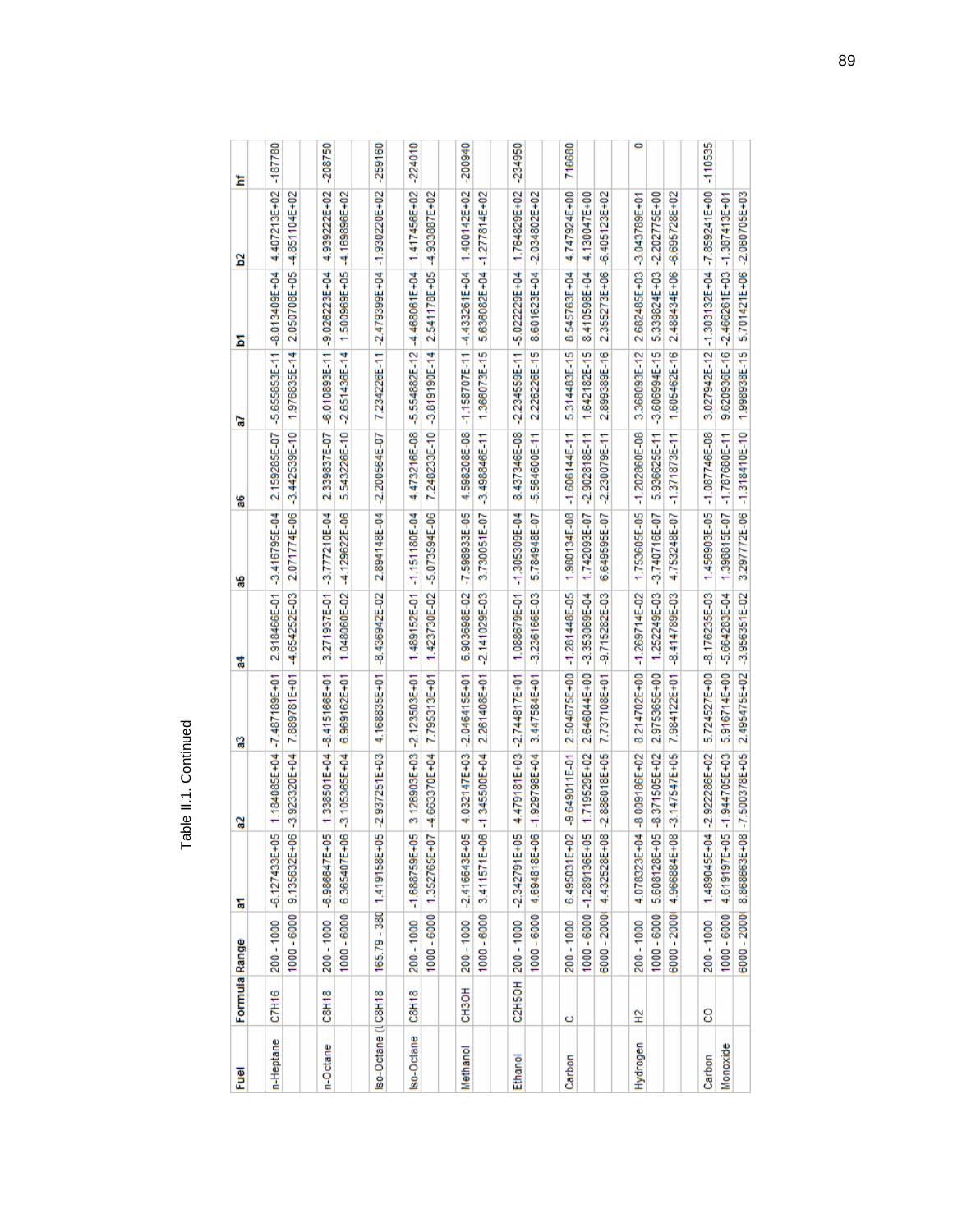Table II.1. Continued

| Fuel | Formula | Range | a1 | a2 | a3 | a4 | a5 | a6 | a7 | b1 | b2 | hf |
|---|---|---|---|---|---|---|---|---|---|---|---|---|
| n-Heptane | C7H16 | 200 - 1000 | -6.127433E+05 | 1.184085E+04 | -7.487189E+01 | 2.918466E-01 | -3.416795E-04 | 2.159285E-07 | -5.655853E-11 | -8.013409E+04 | 4.407213E+02 | -187780 |
| | | 1000 - 6000 | 9.135632E+06 | -3.923320E+04 | 7.889781E+01 | -4.654252E-03 | 2.071774E-06 | -3.442539E-10 | 1.976835E-14 | 2.050708E+05 | -4.851104E+02 | |
| n-Octane | C8H18 | 200 - 1000 | -6.986647E+05 | 1.338501E+04 | -8.415166E+01 | 3.271937E-01 | -3.777210E-04 | 2.339837E-07 | -6.010893E-11 | -9.026223E+04 | 4.939222E+02 | -208750 |
| | | 1000 - 6000 | 6.365407E+06 | -3.105365E+04 | 6.969162E+01 | 1.048060E-02 | -4.129622E-06 | 5.543226E-10 | -2.651436E-14 | 1.500969E+05 | -4.169896E+02 | |
| Iso-Octane (L | C8H18 | 165.79 - 380 | 1.419158E+05 | -2.937251E+03 | 4.168835E+01 | -8.436942E-02 | 2.894148E-04 | -2.200564E-07 | 7.234226E-11 | -2.479399E+04 | -1.930220E+02 | -259160 |
| Iso-Octane | C8H18 | 200 - 1000 | -1.688759E+05 | 3.126903E+03 | -2.123503E+01 | 1.489152E-01 | -1.151180E-04 | 4.473216E-08 | -5.554882E-12 | -4.468061E+04 | 1.417456E+02 | -224010 |
| | | 1000 - 6000 | 1.352765E+07 | -4.663370E+04 | 7.795313E+01 | 1.423730E-02 | -5.073594E-06 | 7.248233E-10 | -3.819190E-14 | 2.541178E+05 | -4.933887E+02 | |
| Methanol | CH3OH | 200 - 1000 | -2.416643E+05 | 4.032147E+03 | -2.046415E+01 | 6.903698E-02 | -7.598933E-05 | 4.598208E-08 | -1.158707E-11 | -4.433261E+04 | 1.400142E+02 | -200940 |
| | | 1000 - 6000 | 3.411571E+06 | -1.345500E+04 | 2.261408E+01 | -2.141029E-03 | 3.730051E-07 | -3.498846E-11 | 1.366073E-15 | 5.636082E+04 | -1.277814E+02 | |
| Ethanol | C2H5OH | 200 - 1000 | -2.342791E+05 | 4.479181E+03 | -2.744817E+01 | 1.088679E-01 | -1.305309E-04 | 8.437346E-08 | -2.234559E-11 | -5.022229E+04 | 1.764829E+02 | -234950 |
| | | 1000 - 6000 | 4.694818E+06 | -1.929798E+04 | 3.447584E+01 | -3.236166E-03 | 5.784948E-07 | -5.564600E-11 | 2.226226E-15 | 8.601623E+04 | -2.034802E+02 | |
| Carbon | C | 200 - 1000 | 6.495031E+02 | -9.649011E-01 | 2.504675E+00 | -1.281448E-05 | 1.980134E-08 | -1.606144E-11 | 5.314483E-15 | 8.545763E+04 | 4.747924E+00 | 716680 |
| | | 1000 - 6000 | -1.289136E+05 | 1.719529E+02 | 2.646044E+00 | -3.353069E-04 | 1.742093E-07 | -2.902818E-11 | 1.642182E-15 | 8.410598E+04 | 4.130047E+00 | |
| | | 6000 - 2000( | 4.432528E+08 | -2.886018E+05 | 7.737108E+01 | -9.715282E-03 | 6.649595E-07 | -2.230079E-11 | 2.899389E-16 | 2.355273E+06 | -6.405123E+02 | |
| Hydrogen | H2 | 200 - 1000 | 4.078323E+04 | -8.009186E+02 | 8.214702E+00 | -1.269714E-02 | 1.753605E-05 | -1.202860E-08 | 3.368093E-12 | 2.682485E+03 | -3.043789E+01 | 0 |
| | | 1000 - 6000 | 5.608128E+05 | -8.371505E+02 | 2.975365E+00 | 1.252249E-03 | -3.740716E-07 | 5.936625E-11 | -3.606994E-15 | 5.339824E+03 | -2.202775E+00 | |
| | | 6000 - 2000( | 4.966884E+08 | -3.147547E+05 | 7.984122E+01 | -8.414789E-03 | 4.753248E-07 | -1.371873E-11 | 1.605462E-16 | 2.488434E+06 | -6.695728E+02 | |
| Carbon Monoxide | CO | 200 - 1000 | 1.489045E+04 | -2.922286E+02 | 5.724527E+00 | -8.176235E-03 | 1.456903E-05 | -1.087746E-08 | 3.027942E-12 | -1.303132E+04 | -7.859241E+00 | -110535 |
| | | 1000 - 6000 | 4.619197E+05 | -1.944705E+03 | 5.916714E+00 | -5.664283E-04 | 1.398815E-07 | -1.787680E-11 | 9.620936E-16 | -2.466261E+03 | -1.387413E+01 | |
| | | 6000 - 2000( | 8.868663E+08 | -7.500378E+05 | 2.495475E+02 | -3.956351E-02 | 3.297772E-06 | -1.318410E-10 | 1.998938E-15 | 5.701421E+06 | -2.060705E+03 | |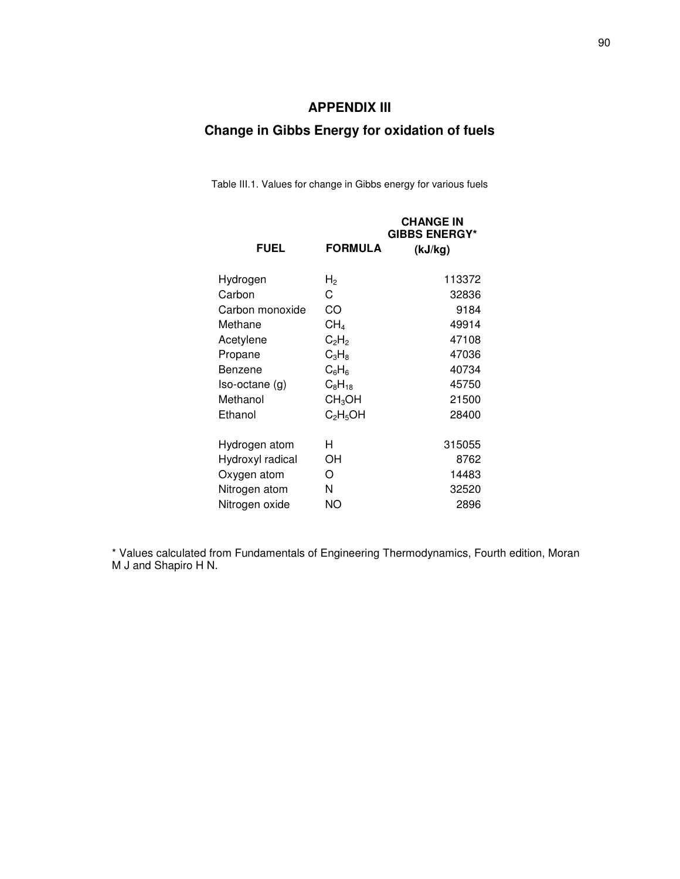# APPENDIX III

## Change in Gibbs Energy for oxidation of fuels

Table III.1. Values for change in Gibbs energy for various fuels

| FUEL | FORMULA | CHANGE IN GIBBS ENERGY* (kJ/kg) |
|---|---|---|
| Hydrogen | $H_2$ | 113372 |
| Carbon | C | 32836 |
| Carbon monoxide | CO | 9184 |
| Methane | $CH_4$ | 49914 |
| Acetylene | $C_2H_2$ | 47108 |
| Propane | $C_3H_8$ | 47036 |
| Benzene | $C_6H_6$ | 40734 |
| Iso-octane (g) | $C_8H_{18}$ | 45750 |
| Methanol | $CH_3OH$ | 21500 |
| Ethanol | $C_2H_5OH$ | 28400 |
| Hydrogen atom | H | 315055 |
| Hydroxyl radical | OH | 8762 |
| Oxygen atom | O | 14483 |
| Nitrogen atom | N | 32520 |
| Nitrogen oxide | NO | 2896 |

* Values calculated from Fundamentals of Engineering Thermodynamics, Fourth edition, Moran M J and Shapiro H N.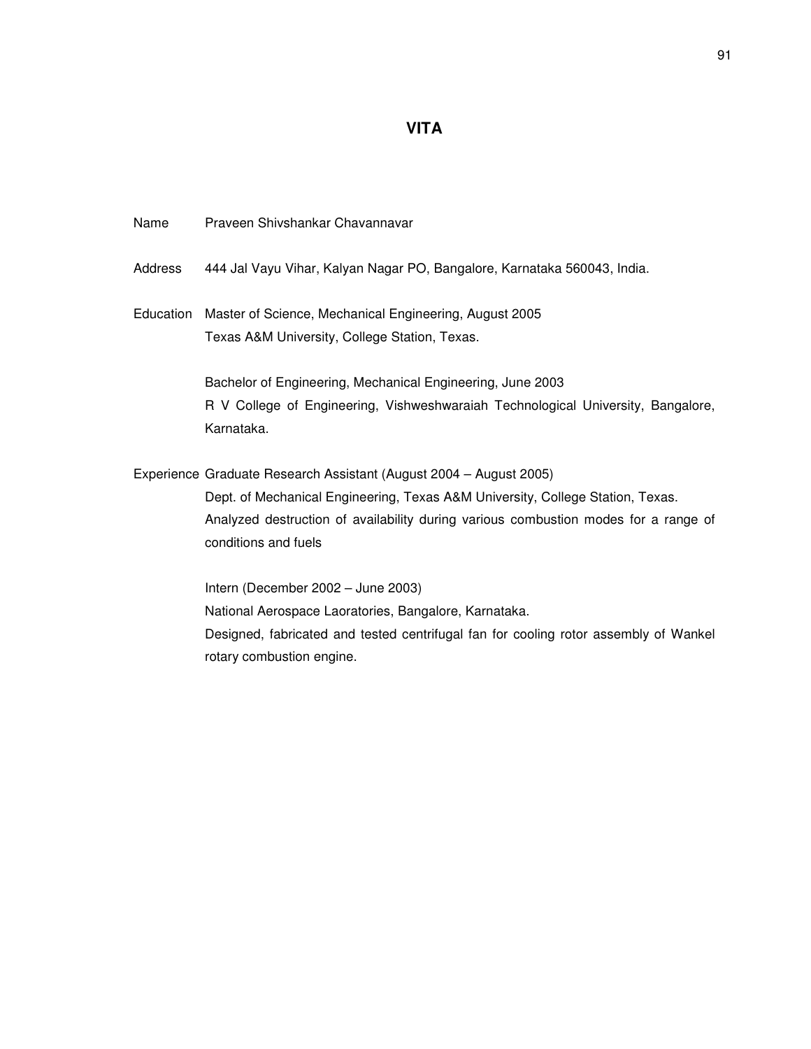# VITA

| | |
|---|---|
| Name | Praveen Shivshankar Chavannavar |
| Address | 444 Jal Vayu Vihar, Kalyan Nagar PO, Bangalore, Karnataka 560043, India. |
| Education | Master of Science, Mechanical Engineering, August 2005<br>Texas A&M University, College Station, Texas.<br><br>Bachelor of Engineering, Mechanical Engineering, June 2003<br>R V College of Engineering, Vishweshwaraiah Technological University, Bangalore, Karnataka. |
| Experience | Graduate Research Assistant (August 2004 – August 2005)<br>Dept. of Mechanical Engineering, Texas A&M University, College Station, Texas.<br>Analyzed destruction of availability during various combustion modes for a range of conditions and fuels<br><br>Intern (December 2002 – June 2003)<br>National Aerospace Laoratories, Bangalore, Karnataka.<br>Designed, fabricated and tested centrifugal fan for cooling rotor assembly of Wankel rotary combustion engine. |